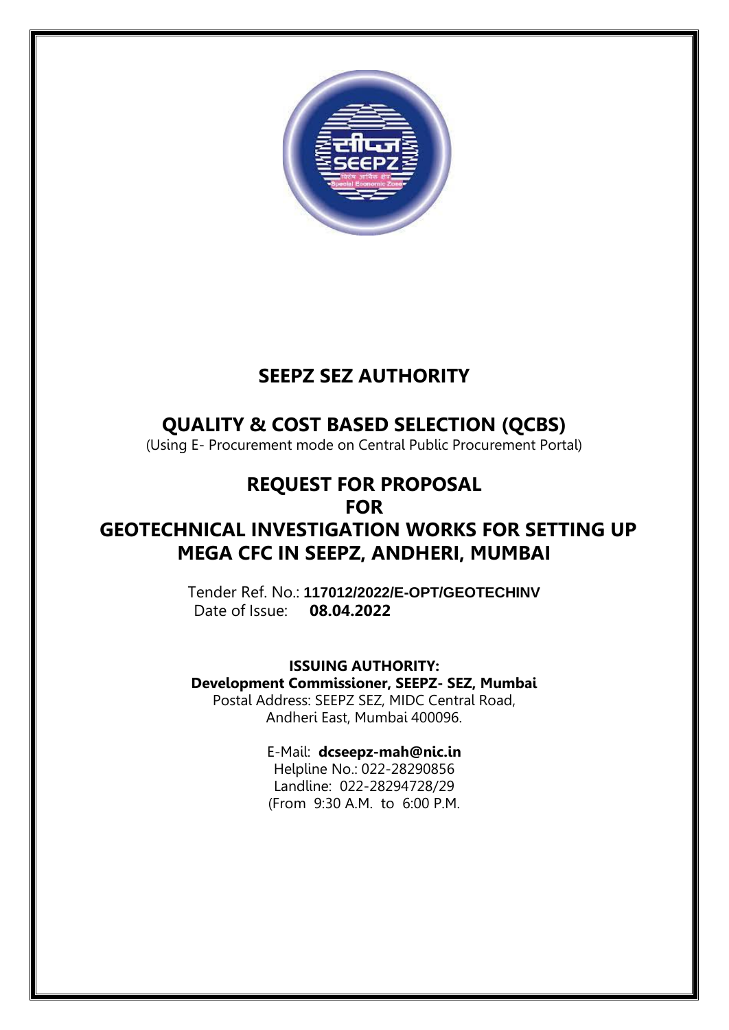# SEEPZ SEZ AUTHORITY

## QUALITY & COST BASED SELECTION (QCBS)

(Using E- Procurement mode on Central Public Procurement Portal)

## REQUEST FOR PROPOSAL
## FOR
## GEOTECHNICAL INVESTIGATION WORKS FOR SETTING UP MEGA CFC IN SEEPZ, ANDHERI, MUMBAI

Tender Ref. No.: **117012/2022/E-OPT/GEOTECHINV**
Date of Issue: **08.04.2022**

**ISSUING AUTHORITY:**
**Development Commissioner, SEEPZ- SEZ, Mumbai**
Postal Address: SEEPZ SEZ, MIDC Central Road,
Andheri East, Mumbai 400096.

E-Mail: **dcseepz-mah@nic.in**
Helpline No.: 022-28290856
Landline: 022-28294728/29
(From 9:30 A.M. to 6:00 P.M.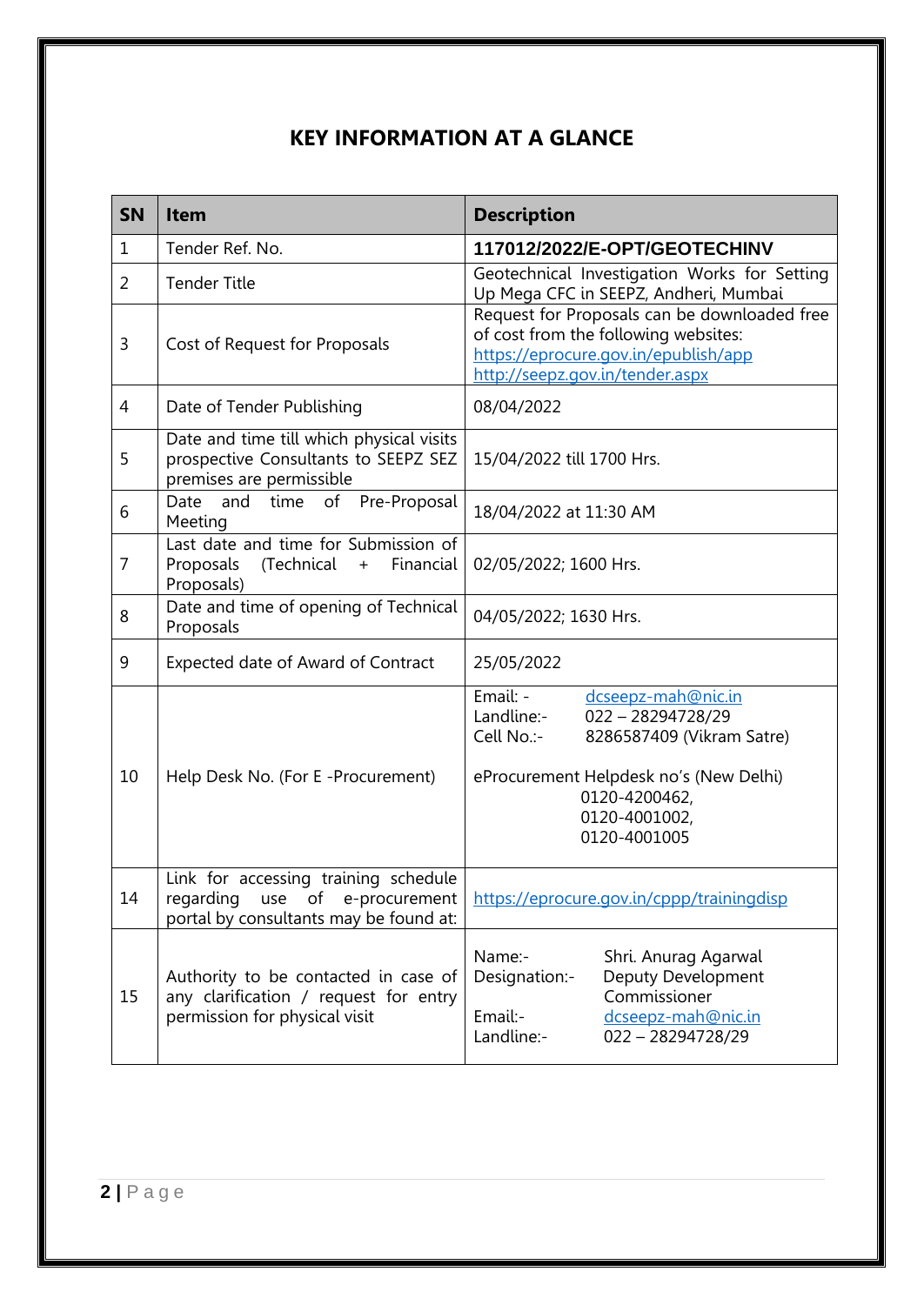# KEY INFORMATION AT A GLANCE

| SN | Item | Description |
|---|---|---|
| 1 | Tender Ref. No. | **117012/2022/E-OPT/GEOTECHINV** |
| 2 | Tender Title | Geotechnical Investigation Works for Setting Up Mega CFC in SEEPZ, Andheri, Mumbai |
| 3 | Cost of Request for Proposals | Request for Proposals can be downloaded free of cost from the following websites: https://eprocure.gov.in/epublish/app http://seepz.gov.in/tender.aspx |
| 4 | Date of Tender Publishing | 08/04/2022 |
| 5 | Date and time till which physical visits prospective Consultants to SEEPZ SEZ premises are permissible | 15/04/2022 till 1700 Hrs. |
| 6 | Date and time of Pre-Proposal Meeting | 18/04/2022 at 11:30 AM |
| 7 | Last date and time for Submission of Proposals (Technical + Financial Proposals) | 02/05/2022; 1600 Hrs. |
| 8 | Date and time of opening of Technical Proposals | 04/05/2022; 1630 Hrs. |
| 9 | Expected date of Award of Contract | 25/05/2022 |
| 10 | Help Desk No. (For E -Procurement) | Email: - dcseepz-mah@nic.in<br>Landline:- 022 – 28294728/29<br>Cell No.:- 8286587409 (Vikram Satre)<br><br>eProcurement Helpdesk no's (New Delhi)<br>0120-4200462,<br>0120-4001002,<br>0120-4001005 |
| 14 | Link for accessing training schedule regarding use of e-procurement portal by consultants may be found at: | https://eprocure.gov.in/cppp/trainingdisp |
| 15 | Authority to be contacted in case of any clarification / request for entry permission for physical visit | Name:- Shri. Anurag Agarwal<br>Designation:- Deputy Development Commissioner<br><br>Email:- dcseepz-mah@nic.in<br>Landline:- 022 – 28294728/29 |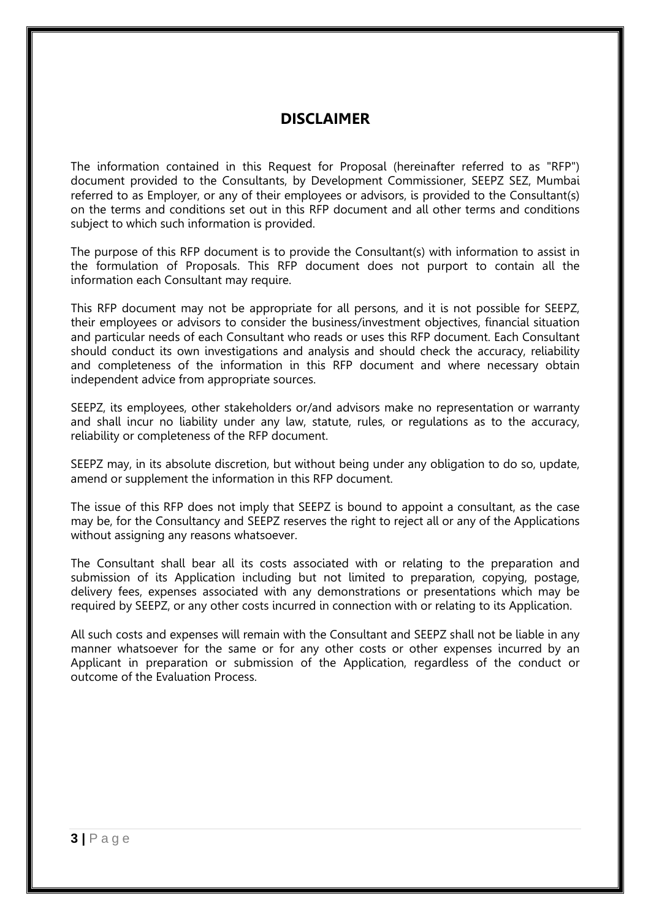# DISCLAIMER

The information contained in this Request for Proposal (hereinafter referred to as "RFP") document provided to the Consultants, by Development Commissioner, SEEPZ SEZ, Mumbai referred to as Employer, or any of their employees or advisors, is provided to the Consultant(s) on the terms and conditions set out in this RFP document and all other terms and conditions subject to which such information is provided.

The purpose of this RFP document is to provide the Consultant(s) with information to assist in the formulation of Proposals. This RFP document does not purport to contain all the information each Consultant may require.

This RFP document may not be appropriate for all persons, and it is not possible for SEEPZ, their employees or advisors to consider the business/investment objectives, financial situation and particular needs of each Consultant who reads or uses this RFP document. Each Consultant should conduct its own investigations and analysis and should check the accuracy, reliability and completeness of the information in this RFP document and where necessary obtain independent advice from appropriate sources.

SEEPZ, its employees, other stakeholders or/and advisors make no representation or warranty and shall incur no liability under any law, statute, rules, or regulations as to the accuracy, reliability or completeness of the RFP document.

SEEPZ may, in its absolute discretion, but without being under any obligation to do so, update, amend or supplement the information in this RFP document.

The issue of this RFP does not imply that SEEPZ is bound to appoint a consultant, as the case may be, for the Consultancy and SEEPZ reserves the right to reject all or any of the Applications without assigning any reasons whatsoever.

The Consultant shall bear all its costs associated with or relating to the preparation and submission of its Application including but not limited to preparation, copying, postage, delivery fees, expenses associated with any demonstrations or presentations which may be required by SEEPZ, or any other costs incurred in connection with or relating to its Application.

All such costs and expenses will remain with the Consultant and SEEPZ shall not be liable in any manner whatsoever for the same or for any other costs or other expenses incurred by an Applicant in preparation or submission of the Application, regardless of the conduct or outcome of the Evaluation Process.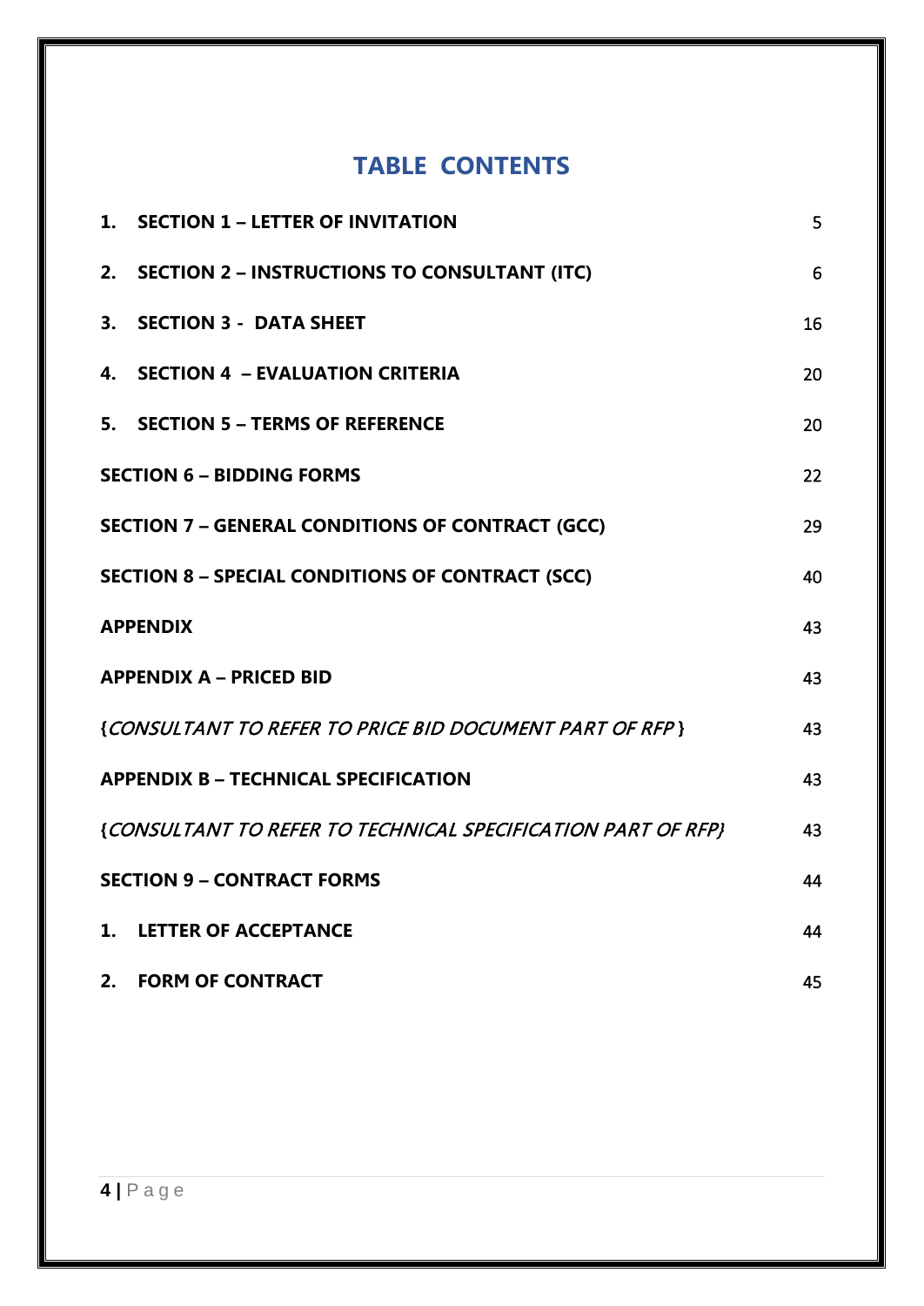# TABLE CONTENTS

| | |
|---|---|
| **1. SECTION 1 – LETTER OF INVITATION** | 5 |
| **2. SECTION 2 – INSTRUCTIONS TO CONSULTANT (ITC)** | 6 |
| **3. SECTION 3 - DATA SHEET** | 16 |
| **4. SECTION 4 – EVALUATION CRITERIA** | 20 |
| **5. SECTION 5 – TERMS OF REFERENCE** | 20 |
| **SECTION 6 – BIDDING FORMS** | 22 |
| **SECTION 7 – GENERAL CONDITIONS OF CONTRACT (GCC)** | 29 |
| **SECTION 8 – SPECIAL CONDITIONS OF CONTRACT (SCC)** | 40 |
| **APPENDIX** | 43 |
| **APPENDIX A – PRICED BID** | 43 |
| {*CONSULTANT TO REFER TO PRICE BID DOCUMENT PART OF RFP* } | 43 |
| **APPENDIX B – TECHNICAL SPECIFICATION** | 43 |
| {*CONSULTANT TO REFER TO TECHNICAL SPECIFICATION PART OF RFP}* | 43 |
| **SECTION 9 – CONTRACT FORMS** | 44 |
| **1. LETTER OF ACCEPTANCE** | 44 |
| **2. FORM OF CONTRACT** | 45 |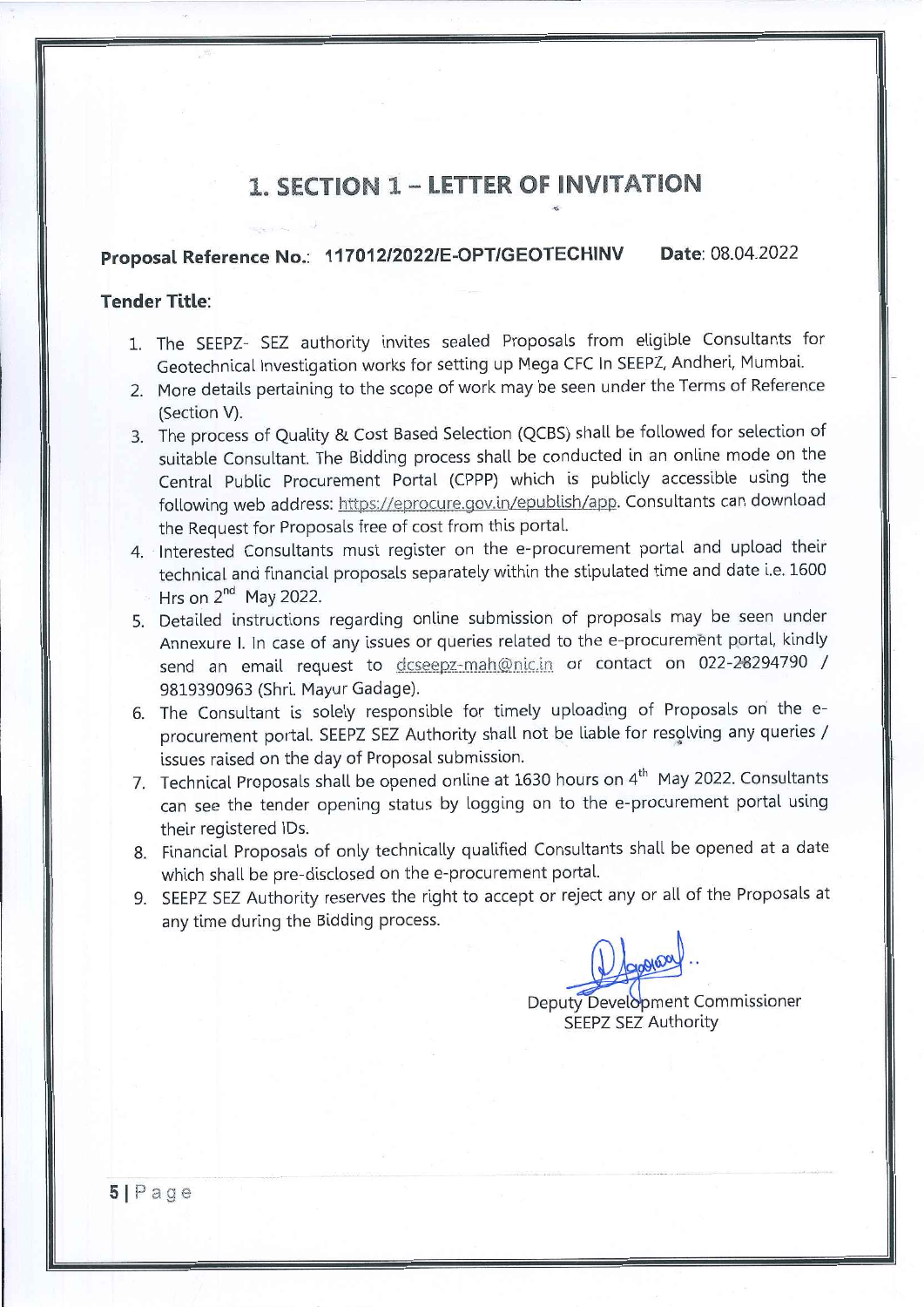# 1. SECTION 1 – LETTER OF INVITATION

**Proposal Reference No.: 117012/2022/E-OPT/GEOTECHINV** **Date**: 08.04.2022

**Tender Title**:

1. The SEEPZ- SEZ authority invites sealed Proposals from eligible Consultants for Geotechnical Investigation works for setting up Mega CFC In SEEPZ, Andheri, Mumbai.
2. More details pertaining to the scope of work may be seen under the Terms of Reference (Section V).
3. The process of Quality & Cost Based Selection (QCBS) shall be followed for selection of suitable Consultant. The Bidding process shall be conducted in an online mode on the Central Public Procurement Portal (CPPP) which is publicly accessible using the following web address: https://eprocure.gov.in/epublish/app. Consultants can download the Request for Proposals free of cost from this portal.
4. Interested Consultants must register on the e-procurement portal and upload their technical and financial proposals separately within the stipulated time and date i.e. 1600 Hrs on 2nd May 2022.
5. Detailed instructions regarding online submission of proposals may be seen under Annexure I. In case of any issues or queries related to the e-procurement portal, kindly send an email request to dcseepz-mah@nic.in or contact on 022-28294790 / 9819390963 (Shri. Mayur Gadage).
6. The Consultant is solely responsible for timely uploading of Proposals on the e-procurement portal. SEEPZ SEZ Authority shall not be liable for resolving any queries / issues raised on the day of Proposal submission.
7. Technical Proposals shall be opened online at 1630 hours on 4th May 2022. Consultants can see the tender opening status by logging on to the e-procurement portal using their registered IDs.
8. Financial Proposals of only technically qualified Consultants shall be opened at a date which shall be pre-disclosed on the e-procurement portal.
9. SEEPZ SEZ Authority reserves the right to accept or reject any or all of the Proposals at any time during the Bidding process.

Deputy Development Commissioner
SEEPZ SEZ Authority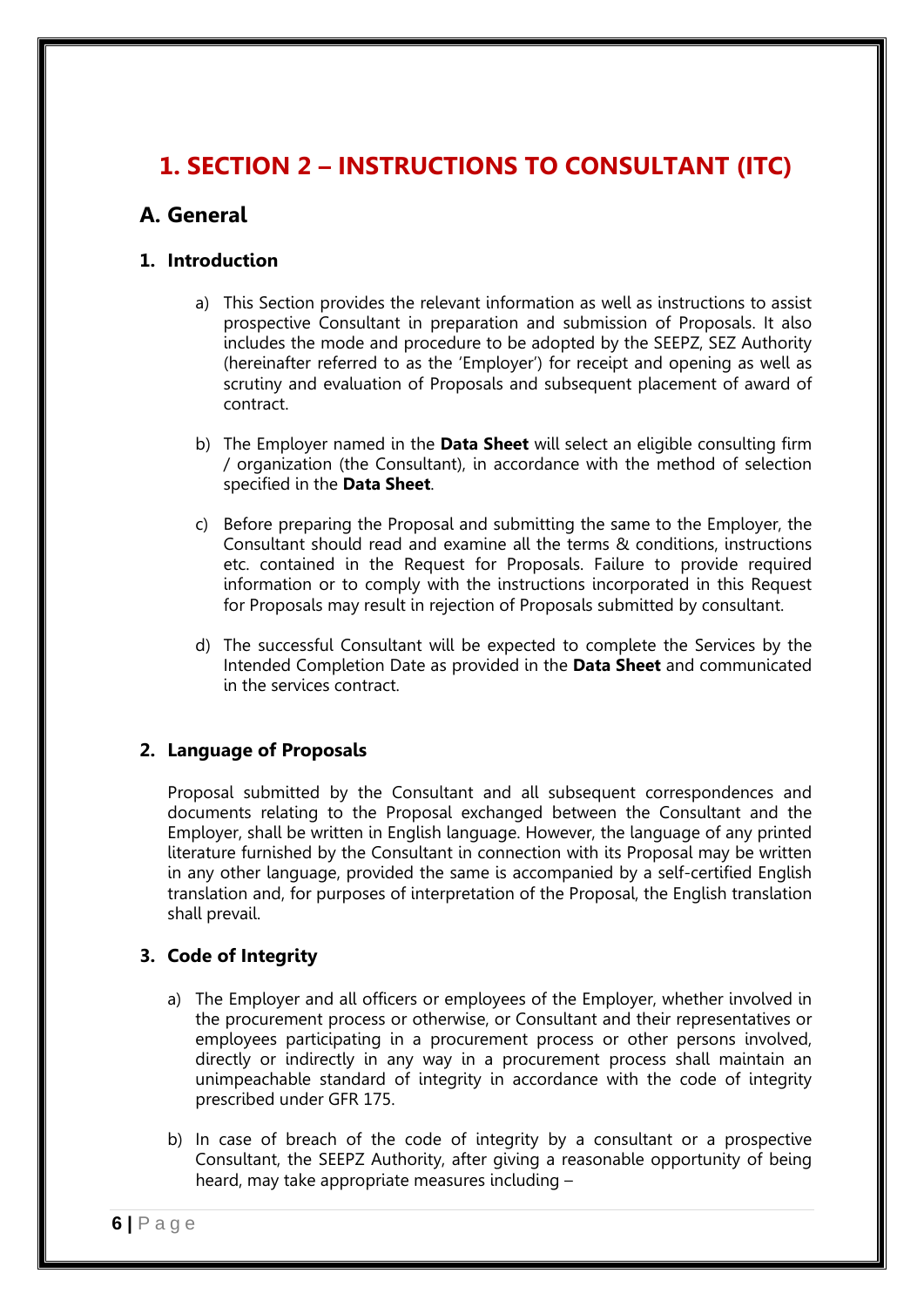# 1. SECTION 2 – INSTRUCTIONS TO CONSULTANT (ITC)

## A. General

### 1. Introduction

a) This Section provides the relevant information as well as instructions to assist prospective Consultant in preparation and submission of Proposals. It also includes the mode and procedure to be adopted by the SEEPZ, SEZ Authority (hereinafter referred to as the 'Employer') for receipt and opening as well as scrutiny and evaluation of Proposals and subsequent placement of award of contract.

b) The Employer named in the **Data Sheet** will select an eligible consulting firm / organization (the Consultant), in accordance with the method of selection specified in the **Data Sheet**.

c) Before preparing the Proposal and submitting the same to the Employer, the Consultant should read and examine all the terms & conditions, instructions etc. contained in the Request for Proposals. Failure to provide required information or to comply with the instructions incorporated in this Request for Proposals may result in rejection of Proposals submitted by consultant.

d) The successful Consultant will be expected to complete the Services by the Intended Completion Date as provided in the **Data Sheet** and communicated in the services contract.

### 2. Language of Proposals

Proposal submitted by the Consultant and all subsequent correspondences and documents relating to the Proposal exchanged between the Consultant and the Employer, shall be written in English language. However, the language of any printed literature furnished by the Consultant in connection with its Proposal may be written in any other language, provided the same is accompanied by a self-certified English translation and, for purposes of interpretation of the Proposal, the English translation shall prevail.

### 3. Code of Integrity

a) The Employer and all officers or employees of the Employer, whether involved in the procurement process or otherwise, or Consultant and their representatives or employees participating in a procurement process or other persons involved, directly or indirectly in any way in a procurement process shall maintain an unimpeachable standard of integrity in accordance with the code of integrity prescribed under GFR 175.

b) In case of breach of the code of integrity by a consultant or a prospective Consultant, the SEEPZ Authority, after giving a reasonable opportunity of being heard, may take appropriate measures including –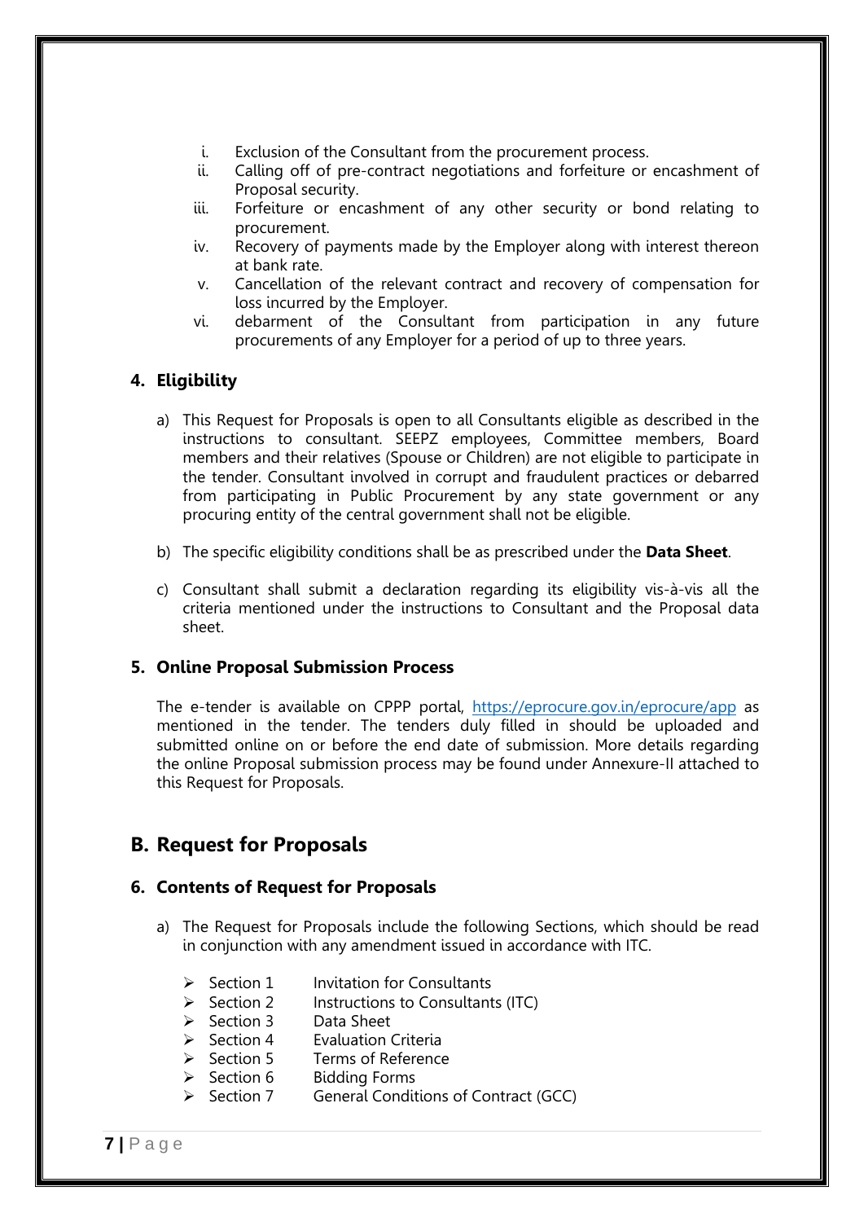i. Exclusion of the Consultant from the procurement process.
ii. Calling off of pre-contract negotiations and forfeiture or encashment of Proposal security.
iii. Forfeiture or encashment of any other security or bond relating to procurement.
iv. Recovery of payments made by the Employer along with interest thereon at bank rate.
v. Cancellation of the relevant contract and recovery of compensation for loss incurred by the Employer.
vi. debarment of the Consultant from participation in any future procurements of any Employer for a period of up to three years.

### 4. Eligibility

a) This Request for Proposals is open to all Consultants eligible as described in the instructions to consultant. SEEPZ employees, Committee members, Board members and their relatives (Spouse or Children) are not eligible to participate in the tender. Consultant involved in corrupt and fraudulent practices or debarred from participating in Public Procurement by any state government or any procuring entity of the central government shall not be eligible.

b) The specific eligibility conditions shall be as prescribed under the **Data Sheet**.

c) Consultant shall submit a declaration regarding its eligibility vis-à-vis all the criteria mentioned under the instructions to Consultant and the Proposal data sheet.

### 5. Online Proposal Submission Process

The e-tender is available on CPPP portal, https://eprocure.gov.in/eprocure/app as mentioned in the tender. The tenders duly filled in should be uploaded and submitted online on or before the end date of submission. More details regarding the online Proposal submission process may be found under Annexure-II attached to this Request for Proposals.

## B. Request for Proposals

### 6. Contents of Request for Proposals

a) The Request for Proposals include the following Sections, which should be read in conjunction with any amendment issued in accordance with ITC.

- Section 1 Invitation for Consultants
- Section 2 Instructions to Consultants (ITC)
- Section 3 Data Sheet
- Section 4 Evaluation Criteria
- Section 5 Terms of Reference
- Section 6 Bidding Forms
- Section 7 General Conditions of Contract (GCC)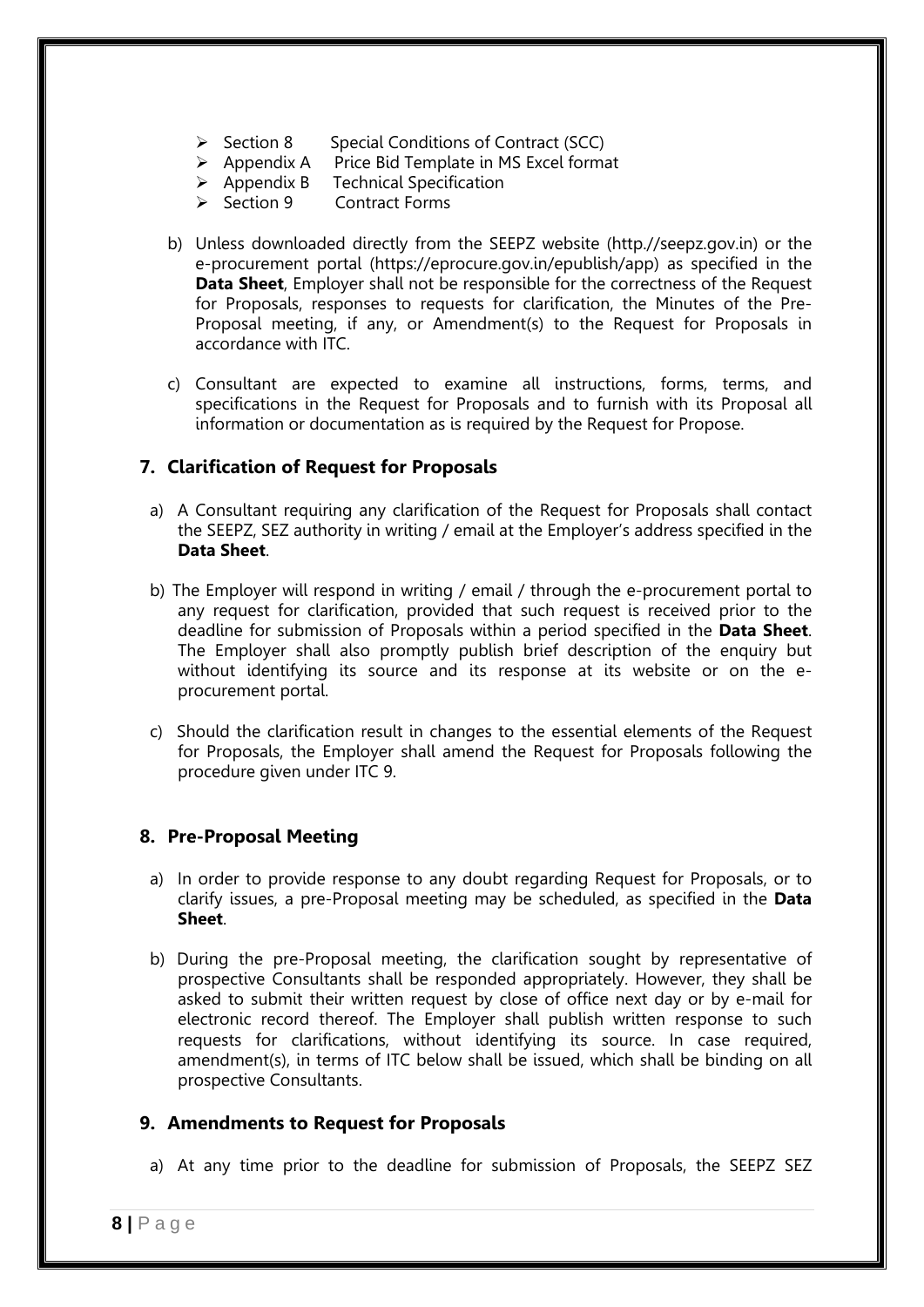- Section 8 Special Conditions of Contract (SCC)
- Appendix A Price Bid Template in MS Excel format
- Appendix B Technical Specification
- Section 9 Contract Forms

b) Unless downloaded directly from the SEEPZ website (http.//seepz.gov.in) or the e-procurement portal (https://eprocure.gov.in/epublish/app) as specified in the **Data Sheet**, Employer shall not be responsible for the correctness of the Request for Proposals, responses to requests for clarification, the Minutes of the Pre-Proposal meeting, if any, or Amendment(s) to the Request for Proposals in accordance with ITC.

c) Consultant are expected to examine all instructions, forms, terms, and specifications in the Request for Proposals and to furnish with its Proposal all information or documentation as is required by the Request for Propose.

### 7. Clarification of Request for Proposals

a) A Consultant requiring any clarification of the Request for Proposals shall contact the SEEPZ, SEZ authority in writing / email at the Employer's address specified in the **Data Sheet**.

b) The Employer will respond in writing / email / through the e-procurement portal to any request for clarification, provided that such request is received prior to the deadline for submission of Proposals within a period specified in the **Data Sheet**. The Employer shall also promptly publish brief description of the enquiry but without identifying its source and its response at its website or on the e-procurement portal.

c) Should the clarification result in changes to the essential elements of the Request for Proposals, the Employer shall amend the Request for Proposals following the procedure given under ITC 9.

### 8. Pre-Proposal Meeting

a) In order to provide response to any doubt regarding Request for Proposals, or to clarify issues, a pre-Proposal meeting may be scheduled, as specified in the **Data Sheet**.

b) During the pre-Proposal meeting, the clarification sought by representative of prospective Consultants shall be responded appropriately. However, they shall be asked to submit their written request by close of office next day or by e-mail for electronic record thereof. The Employer shall publish written response to such requests for clarifications, without identifying its source. In case required, amendment(s), in terms of ITC below shall be issued, which shall be binding on all prospective Consultants.

### 9. Amendments to Request for Proposals

a) At any time prior to the deadline for submission of Proposals, the SEEPZ SEZ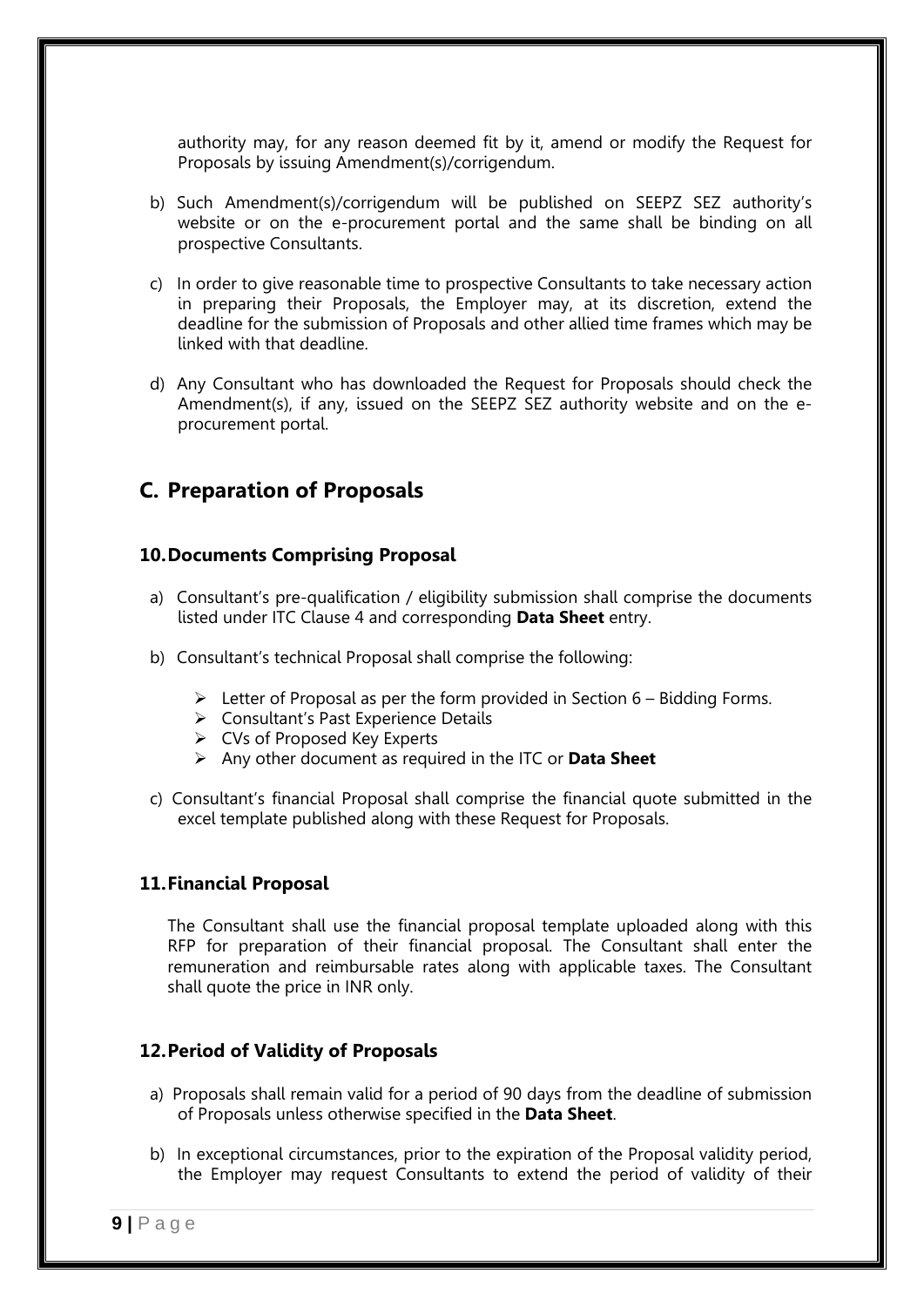authority may, for any reason deemed fit by it, amend or modify the Request for Proposals by issuing Amendment(s)/corrigendum.

b) Such Amendment(s)/corrigendum will be published on SEEPZ SEZ authority's website or on the e-procurement portal and the same shall be binding on all prospective Consultants.

c) In order to give reasonable time to prospective Consultants to take necessary action in preparing their Proposals, the Employer may, at its discretion, extend the deadline for the submission of Proposals and other allied time frames which may be linked with that deadline.

d) Any Consultant who has downloaded the Request for Proposals should check the Amendment(s), if any, issued on the SEEPZ SEZ authority website and on the e-procurement portal.

## C. Preparation of Proposals

### 10. Documents Comprising Proposal

a) Consultant's pre-qualification / eligibility submission shall comprise the documents listed under ITC Clause 4 and corresponding **Data Sheet** entry.

b) Consultant's technical Proposal shall comprise the following:

- Letter of Proposal as per the form provided in Section 6 – Bidding Forms.
- Consultant's Past Experience Details
- CVs of Proposed Key Experts
- Any other document as required in the ITC or **Data Sheet**

c) Consultant's financial Proposal shall comprise the financial quote submitted in the excel template published along with these Request for Proposals.

### 11. Financial Proposal

The Consultant shall use the financial proposal template uploaded along with this RFP for preparation of their financial proposal. The Consultant shall enter the remuneration and reimbursable rates along with applicable taxes. The Consultant shall quote the price in INR only.

### 12. Period of Validity of Proposals

a) Proposals shall remain valid for a period of 90 days from the deadline of submission of Proposals unless otherwise specified in the **Data Sheet**.

b) In exceptional circumstances, prior to the expiration of the Proposal validity period, the Employer may request Consultants to extend the period of validity of their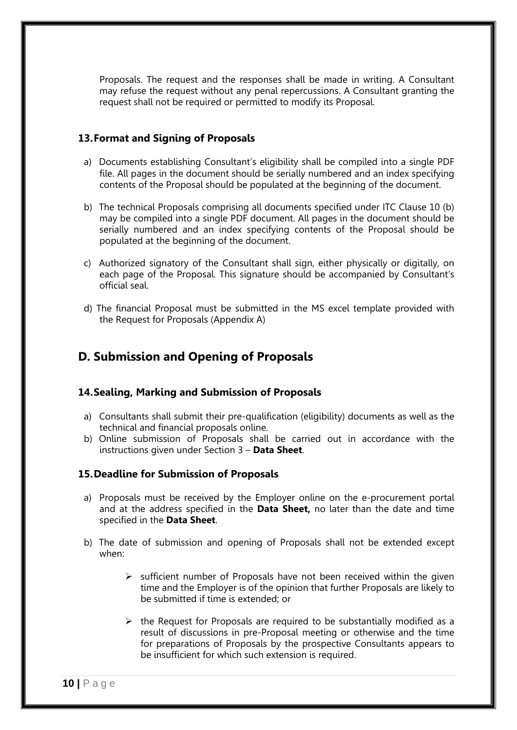Proposals. The request and the responses shall be made in writing. A Consultant may refuse the request without any penal repercussions. A Consultant granting the request shall not be required or permitted to modify its Proposal.

### 13. Format and Signing of Proposals

a) Documents establishing Consultant's eligibility shall be compiled into a single PDF file. All pages in the document should be serially numbered and an index specifying contents of the Proposal should be populated at the beginning of the document.

b) The technical Proposals comprising all documents specified under ITC Clause 10 (b) may be compiled into a single PDF document. All pages in the document should be serially numbered and an index specifying contents of the Proposal should be populated at the beginning of the document.

c) Authorized signatory of the Consultant shall sign, either physically or digitally, on each page of the Proposal. This signature should be accompanied by Consultant's official seal.

d) The financial Proposal must be submitted in the MS excel template provided with the Request for Proposals (Appendix A)

## D. Submission and Opening of Proposals

### 14. Sealing, Marking and Submission of Proposals

a) Consultants shall submit their pre-qualification (eligibility) documents as well as the technical and financial proposals online.

b) Online submission of Proposals shall be carried out in accordance with the instructions given under Section 3 – **Data Sheet**.

### 15. Deadline for Submission of Proposals

a) Proposals must be received by the Employer online on the e-procurement portal and at the address specified in the **Data Sheet,** no later than the date and time specified in the **Data Sheet**.

b) The date of submission and opening of Proposals shall not be extended except when:

- sufficient number of Proposals have not been received within the given time and the Employer is of the opinion that further Proposals are likely to be submitted if time is extended; or

- the Request for Proposals are required to be substantially modified as a result of discussions in pre-Proposal meeting or otherwise and the time for preparations of Proposals by the prospective Consultants appears to be insufficient for which such extension is required.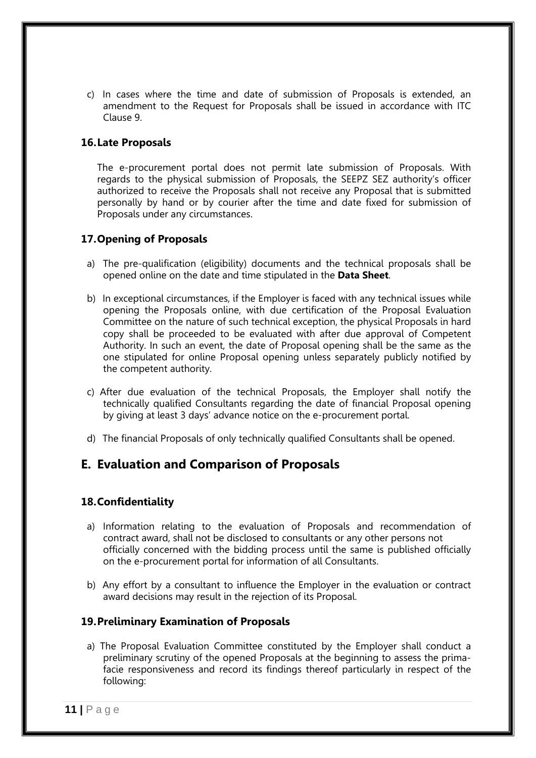c) In cases where the time and date of submission of Proposals is extended, an amendment to the Request for Proposals shall be issued in accordance with ITC Clause 9.

### 16. Late Proposals

The e-procurement portal does not permit late submission of Proposals. With regards to the physical submission of Proposals, the SEEPZ SEZ authority's officer authorized to receive the Proposals shall not receive any Proposal that is submitted personally by hand or by courier after the time and date fixed for submission of Proposals under any circumstances.

### 17. Opening of Proposals

a) The pre-qualification (eligibility) documents and the technical proposals shall be opened online on the date and time stipulated in the **Data Sheet**.

b) In exceptional circumstances, if the Employer is faced with any technical issues while opening the Proposals online, with due certification of the Proposal Evaluation Committee on the nature of such technical exception, the physical Proposals in hard copy shall be proceeded to be evaluated with after due approval of Competent Authority. In such an event, the date of Proposal opening shall be the same as the one stipulated for online Proposal opening unless separately publicly notified by the competent authority.

c) After due evaluation of the technical Proposals, the Employer shall notify the technically qualified Consultants regarding the date of financial Proposal opening by giving at least 3 days' advance notice on the e-procurement portal.

d) The financial Proposals of only technically qualified Consultants shall be opened.

## E. Evaluation and Comparison of Proposals

### 18. Confidentiality

a) Information relating to the evaluation of Proposals and recommendation of contract award, shall not be disclosed to consultants or any other persons not officially concerned with the bidding process until the same is published officially on the e-procurement portal for information of all Consultants.

b) Any effort by a consultant to influence the Employer in the evaluation or contract award decisions may result in the rejection of its Proposal.

### 19. Preliminary Examination of Proposals

a) The Proposal Evaluation Committee constituted by the Employer shall conduct a preliminary scrutiny of the opened Proposals at the beginning to assess the prima-facie responsiveness and record its findings thereof particularly in respect of the following: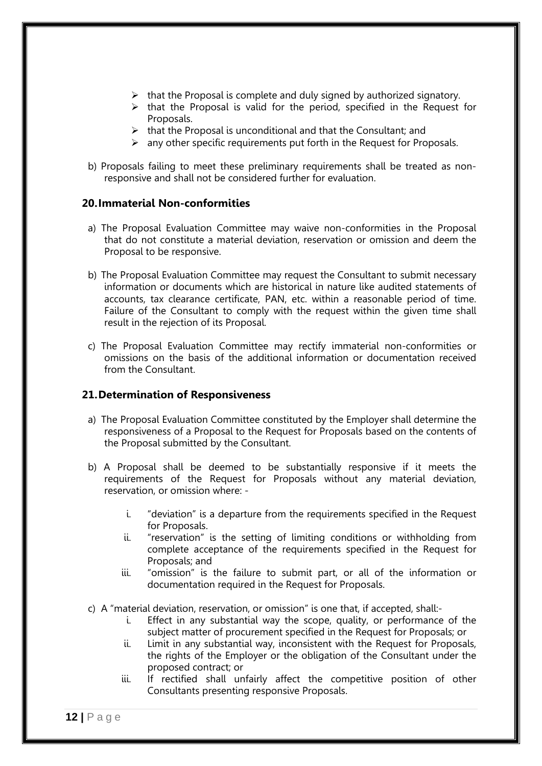- that the Proposal is complete and duly signed by authorized signatory.
- that the Proposal is valid for the period, specified in the Request for Proposals.
- that the Proposal is unconditional and that the Consultant; and
- any other specific requirements put forth in the Request for Proposals.

b) Proposals failing to meet these preliminary requirements shall be treated as non-responsive and shall not be considered further for evaluation.

## 20. Immaterial Non-conformities

a) The Proposal Evaluation Committee may waive non-conformities in the Proposal that do not constitute a material deviation, reservation or omission and deem the Proposal to be responsive.

b) The Proposal Evaluation Committee may request the Consultant to submit necessary information or documents which are historical in nature like audited statements of accounts, tax clearance certificate, PAN, etc. within a reasonable period of time. Failure of the Consultant to comply with the request within the given time shall result in the rejection of its Proposal.

c) The Proposal Evaluation Committee may rectify immaterial non-conformities or omissions on the basis of the additional information or documentation received from the Consultant.

## 21. Determination of Responsiveness

a) The Proposal Evaluation Committee constituted by the Employer shall determine the responsiveness of a Proposal to the Request for Proposals based on the contents of the Proposal submitted by the Consultant.

b) A Proposal shall be deemed to be substantially responsive if it meets the requirements of the Request for Proposals without any material deviation, reservation, or omission where: -

   i. "deviation" is a departure from the requirements specified in the Request for Proposals.
   ii. "reservation" is the setting of limiting conditions or withholding from complete acceptance of the requirements specified in the Request for Proposals; and
   iii. "omission" is the failure to submit part, or all of the information or documentation required in the Request for Proposals.

c) A "material deviation, reservation, or omission" is one that, if accepted, shall:-

   i. Effect in any substantial way the scope, quality, or performance of the subject matter of procurement specified in the Request for Proposals; or
   ii. Limit in any substantial way, inconsistent with the Request for Proposals, the rights of the Employer or the obligation of the Consultant under the proposed contract; or
   iii. If rectified shall unfairly affect the competitive position of other Consultants presenting responsive Proposals.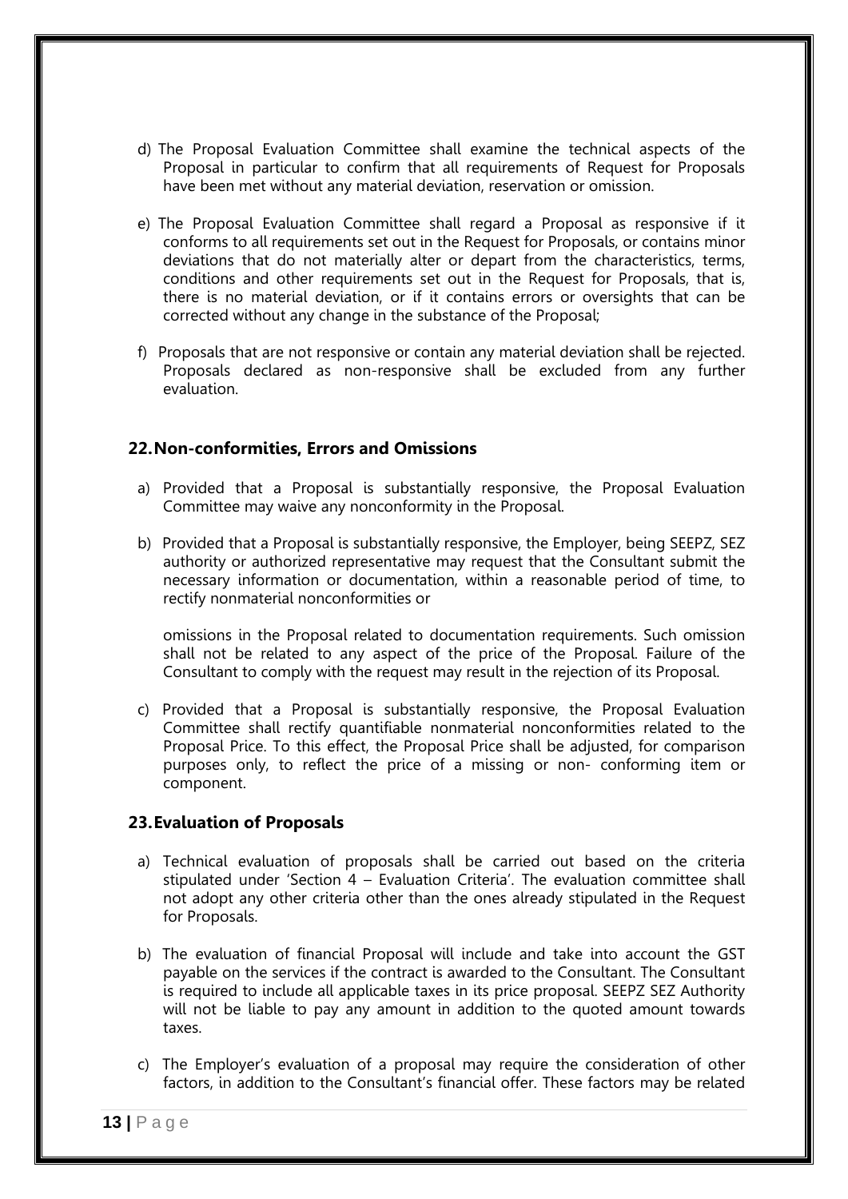d) The Proposal Evaluation Committee shall examine the technical aspects of the Proposal in particular to confirm that all requirements of Request for Proposals have been met without any material deviation, reservation or omission.

e) The Proposal Evaluation Committee shall regard a Proposal as responsive if it conforms to all requirements set out in the Request for Proposals, or contains minor deviations that do not materially alter or depart from the characteristics, terms, conditions and other requirements set out in the Request for Proposals, that is, there is no material deviation, or if it contains errors or oversights that can be corrected without any change in the substance of the Proposal;

f) Proposals that are not responsive or contain any material deviation shall be rejected. Proposals declared as non-responsive shall be excluded from any further evaluation.

## 22. Non-conformities, Errors and Omissions

a) Provided that a Proposal is substantially responsive, the Proposal Evaluation Committee may waive any nonconformity in the Proposal.

b) Provided that a Proposal is substantially responsive, the Employer, being SEEPZ, SEZ authority or authorized representative may request that the Consultant submit the necessary information or documentation, within a reasonable period of time, to rectify nonmaterial nonconformities or

omissions in the Proposal related to documentation requirements. Such omission shall not be related to any aspect of the price of the Proposal. Failure of the Consultant to comply with the request may result in the rejection of its Proposal.

c) Provided that a Proposal is substantially responsive, the Proposal Evaluation Committee shall rectify quantifiable nonmaterial nonconformities related to the Proposal Price. To this effect, the Proposal Price shall be adjusted, for comparison purposes only, to reflect the price of a missing or non- conforming item or component.

## 23. Evaluation of Proposals

a) Technical evaluation of proposals shall be carried out based on the criteria stipulated under 'Section 4 – Evaluation Criteria'. The evaluation committee shall not adopt any other criteria other than the ones already stipulated in the Request for Proposals.

b) The evaluation of financial Proposal will include and take into account the GST payable on the services if the contract is awarded to the Consultant. The Consultant is required to include all applicable taxes in its price proposal. SEEPZ SEZ Authority will not be liable to pay any amount in addition to the quoted amount towards taxes.

c) The Employer's evaluation of a proposal may require the consideration of other factors, in addition to the Consultant's financial offer. These factors may be related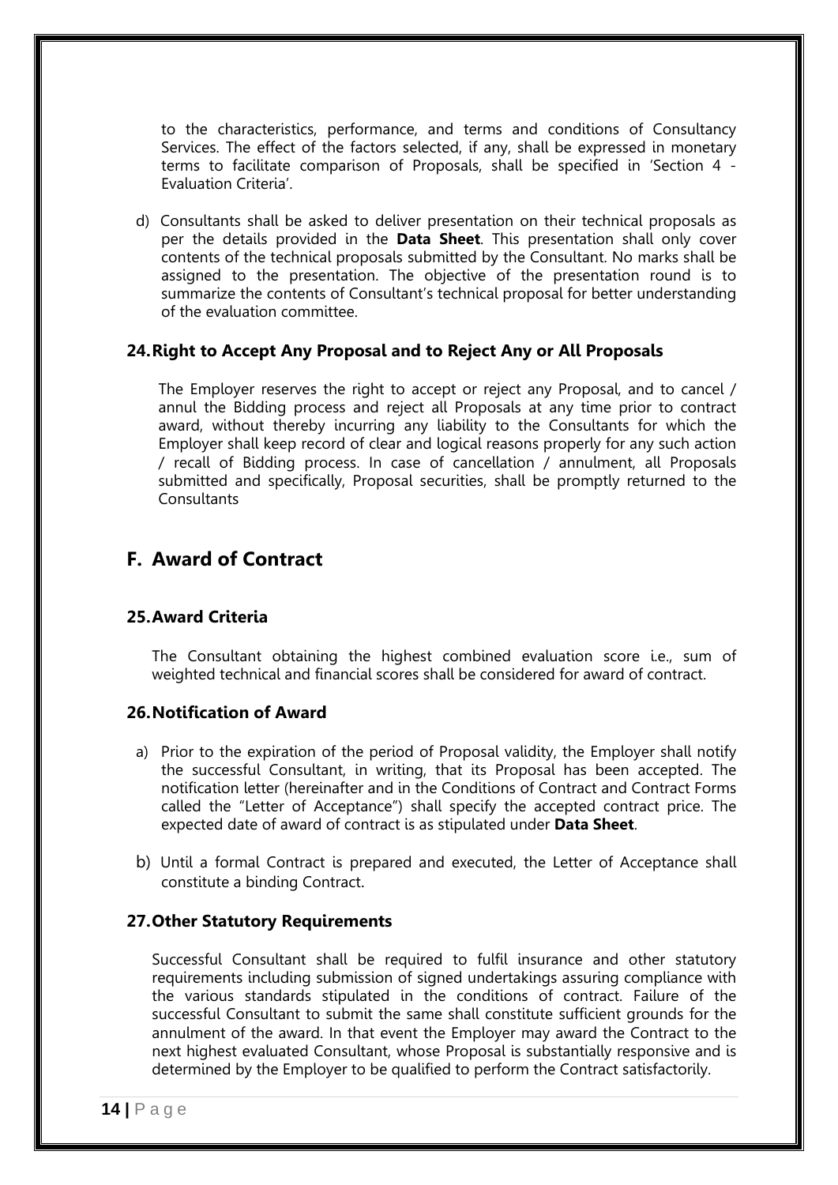to the characteristics, performance, and terms and conditions of Consultancy Services. The effect of the factors selected, if any, shall be expressed in monetary terms to facilitate comparison of Proposals, shall be specified in 'Section 4 - Evaluation Criteria'.

d) Consultants shall be asked to deliver presentation on their technical proposals as per the details provided in the **Data Sheet**. This presentation shall only cover contents of the technical proposals submitted by the Consultant. No marks shall be assigned to the presentation. The objective of the presentation round is to summarize the contents of Consultant's technical proposal for better understanding of the evaluation committee.

### 24. Right to Accept Any Proposal and to Reject Any or All Proposals

The Employer reserves the right to accept or reject any Proposal, and to cancel / annul the Bidding process and reject all Proposals at any time prior to contract award, without thereby incurring any liability to the Consultants for which the Employer shall keep record of clear and logical reasons properly for any such action / recall of Bidding process. In case of cancellation / annulment, all Proposals submitted and specifically, Proposal securities, shall be promptly returned to the Consultants

## F. Award of Contract

### 25. Award Criteria

The Consultant obtaining the highest combined evaluation score i.e., sum of weighted technical and financial scores shall be considered for award of contract.

### 26. Notification of Award

a) Prior to the expiration of the period of Proposal validity, the Employer shall notify the successful Consultant, in writing, that its Proposal has been accepted. The notification letter (hereinafter and in the Conditions of Contract and Contract Forms called the "Letter of Acceptance") shall specify the accepted contract price. The expected date of award of contract is as stipulated under **Data Sheet**.

b) Until a formal Contract is prepared and executed, the Letter of Acceptance shall constitute a binding Contract.

### 27. Other Statutory Requirements

Successful Consultant shall be required to fulfil insurance and other statutory requirements including submission of signed undertakings assuring compliance with the various standards stipulated in the conditions of contract. Failure of the successful Consultant to submit the same shall constitute sufficient grounds for the annulment of the award. In that event the Employer may award the Contract to the next highest evaluated Consultant, whose Proposal is substantially responsive and is determined by the Employer to be qualified to perform the Contract satisfactorily.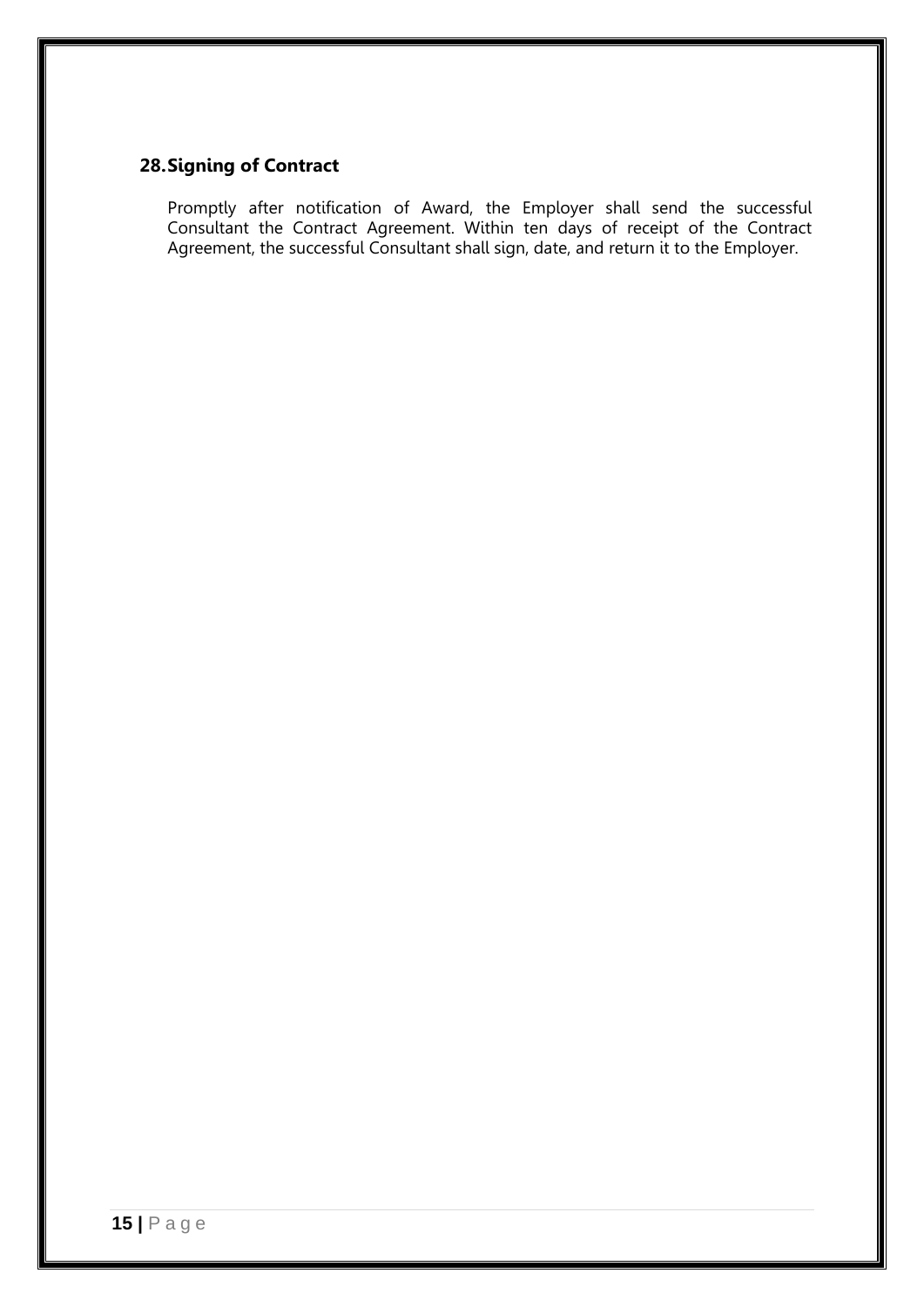## 28. Signing of Contract

Promptly after notification of Award, the Employer shall send the successful Consultant the Contract Agreement. Within ten days of receipt of the Contract Agreement, the successful Consultant shall sign, date, and return it to the Employer.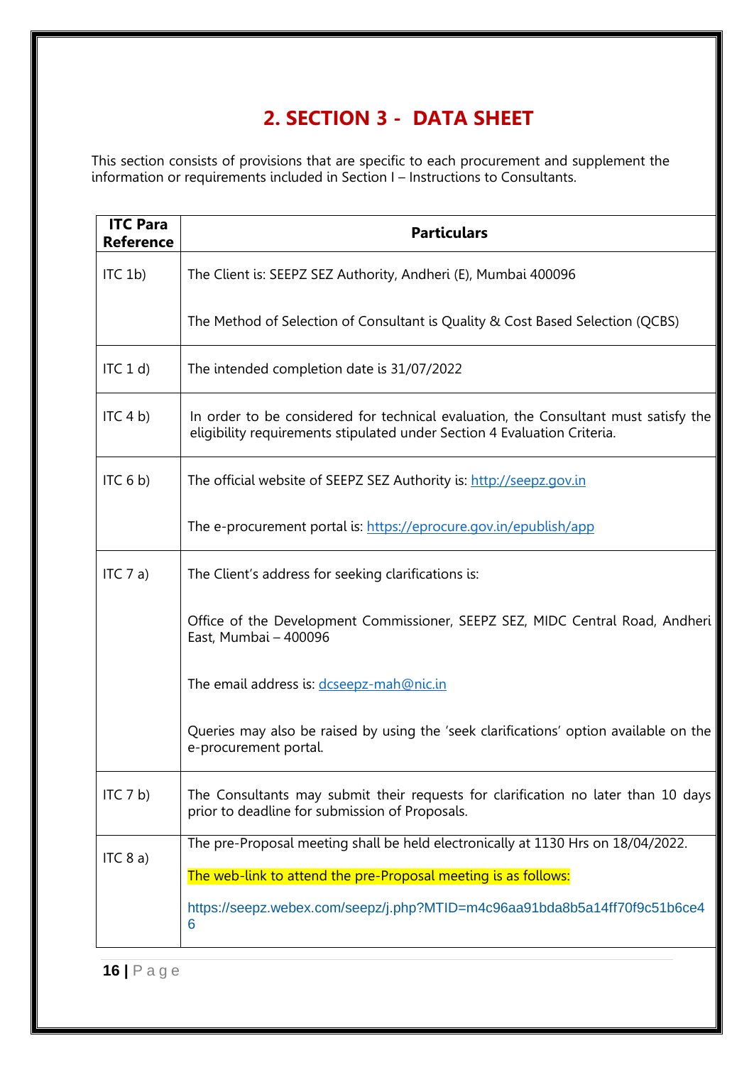# 2. SECTION 3 - DATA SHEET

This section consists of provisions that are specific to each procurement and supplement the information or requirements included in Section I – Instructions to Consultants.

| ITC Para Reference | Particulars |
|---|---|
| ITC 1b) | The Client is: SEEPZ SEZ Authority, Andheri (E), Mumbai 400096<br><br>The Method of Selection of Consultant is Quality & Cost Based Selection (QCBS) |
| ITC 1 d) | The intended completion date is 31/07/2022 |
| ITC 4 b) | In order to be considered for technical evaluation, the Consultant must satisfy the eligibility requirements stipulated under Section 4 Evaluation Criteria. |
| ITC 6 b) | The official website of SEEPZ SEZ Authority is: http://seepz.gov.in<br><br>The e-procurement portal is: https://eprocure.gov.in/epublish/app |
| ITC 7 a) | The Client's address for seeking clarifications is:<br><br>Office of the Development Commissioner, SEEPZ SEZ, MIDC Central Road, Andheri East, Mumbai – 400096<br><br>The email address is: dcseepz-mah@nic.in<br><br>Queries may also be raised by using the 'seek clarifications' option available on the e-procurement portal. |
| ITC 7 b) | The Consultants may submit their requests for clarification no later than 10 days prior to deadline for submission of Proposals. |
| ITC 8 a) | The pre-Proposal meeting shall be held electronically at 1130 Hrs on 18/04/2022.<br><br>The web-link to attend the pre-Proposal meeting is as follows:<br><br>https://seepz.webex.com/seepz/j.php?MTID=m4c96aa91bda8b5a14ff70f9c51b6ce46 |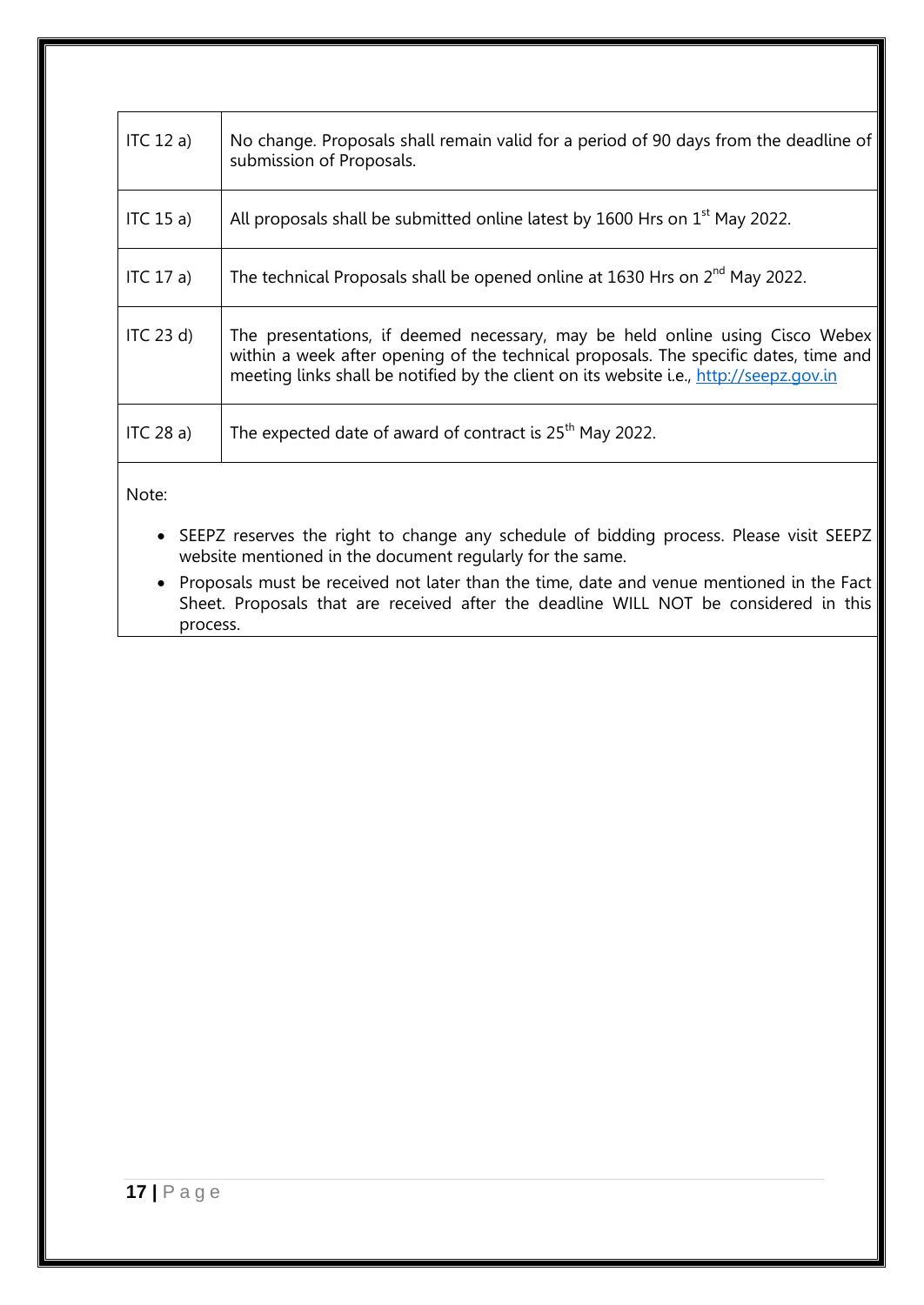| | |
|---|---|
| ITC 12 a) | No change. Proposals shall remain valid for a period of 90 days from the deadline of submission of Proposals. |
| ITC 15 a) | All proposals shall be submitted online latest by 1600 Hrs on 1st May 2022. |
| ITC 17 a) | The technical Proposals shall be opened online at 1630 Hrs on 2nd May 2022. |
| ITC 23 d) | The presentations, if deemed necessary, may be held online using Cisco Webex within a week after opening of the technical proposals. The specific dates, time and meeting links shall be notified by the client on its website i.e., http://seepz.gov.in |
| ITC 28 a) | The expected date of award of contract is 25th May 2022. |

Note:

- SEEPZ reserves the right to change any schedule of bidding process. Please visit SEEPZ website mentioned in the document regularly for the same.
- Proposals must be received not later than the time, date and venue mentioned in the Fact Sheet. Proposals that are received after the deadline WILL NOT be considered in this process.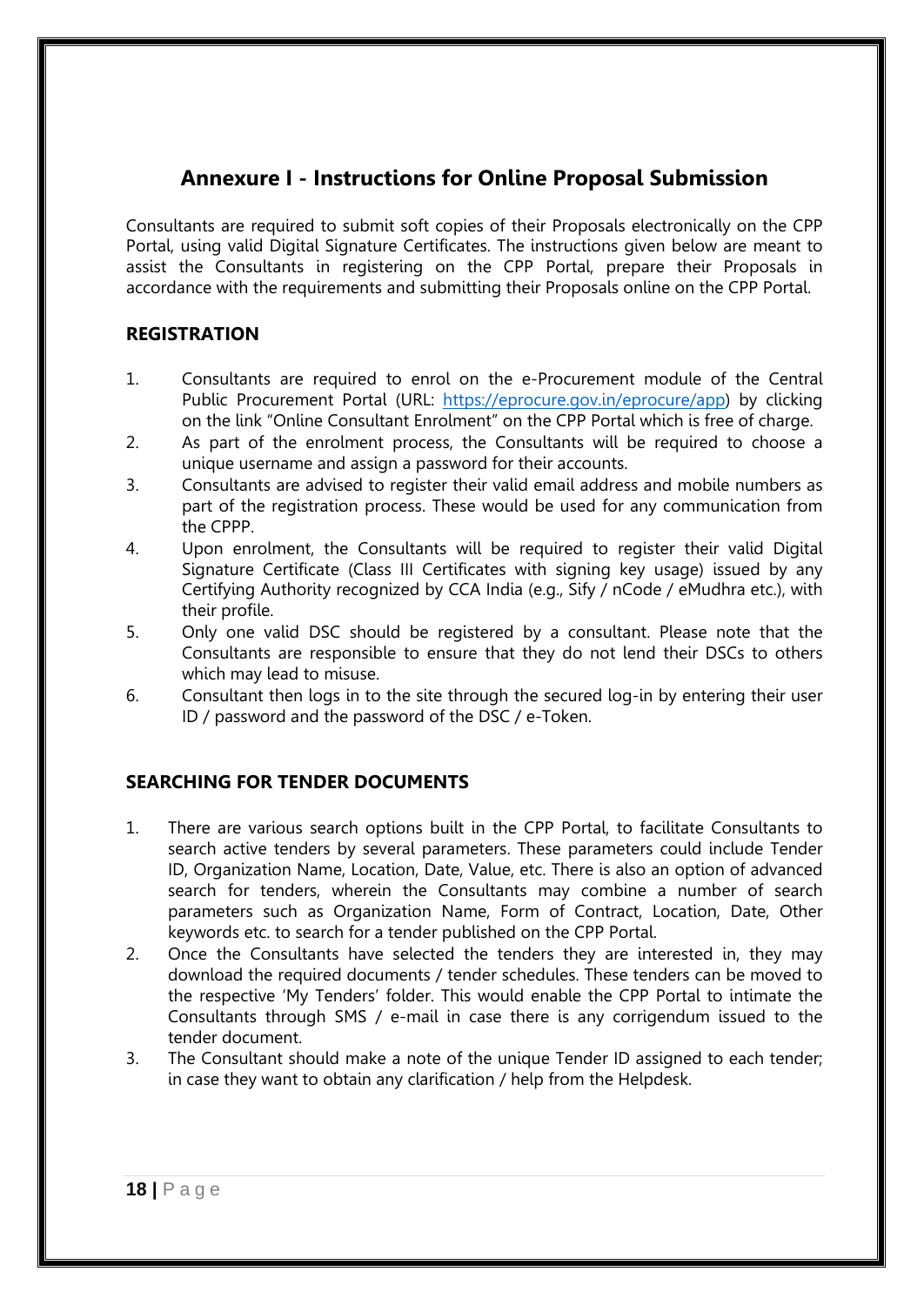# Annexure I - Instructions for Online Proposal Submission

Consultants are required to submit soft copies of their Proposals electronically on the CPP Portal, using valid Digital Signature Certificates. The instructions given below are meant to assist the Consultants in registering on the CPP Portal, prepare their Proposals in accordance with the requirements and submitting their Proposals online on the CPP Portal.

## REGISTRATION

1. Consultants are required to enrol on the e-Procurement module of the Central Public Procurement Portal (URL: https://eprocure.gov.in/eprocure/app) by clicking on the link "Online Consultant Enrolment" on the CPP Portal which is free of charge.
2. As part of the enrolment process, the Consultants will be required to choose a unique username and assign a password for their accounts.
3. Consultants are advised to register their valid email address and mobile numbers as part of the registration process. These would be used for any communication from the CPPP.
4. Upon enrolment, the Consultants will be required to register their valid Digital Signature Certificate (Class III Certificates with signing key usage) issued by any Certifying Authority recognized by CCA India (e.g., Sify / nCode / eMudhra etc.), with their profile.
5. Only one valid DSC should be registered by a consultant. Please note that the Consultants are responsible to ensure that they do not lend their DSCs to others which may lead to misuse.
6. Consultant then logs in to the site through the secured log-in by entering their user ID / password and the password of the DSC / e-Token.

## SEARCHING FOR TENDER DOCUMENTS

1. There are various search options built in the CPP Portal, to facilitate Consultants to search active tenders by several parameters. These parameters could include Tender ID, Organization Name, Location, Date, Value, etc. There is also an option of advanced search for tenders, wherein the Consultants may combine a number of search parameters such as Organization Name, Form of Contract, Location, Date, Other keywords etc. to search for a tender published on the CPP Portal.
2. Once the Consultants have selected the tenders they are interested in, they may download the required documents / tender schedules. These tenders can be moved to the respective 'My Tenders' folder. This would enable the CPP Portal to intimate the Consultants through SMS / e-mail in case there is any corrigendum issued to the tender document.
3. The Consultant should make a note of the unique Tender ID assigned to each tender; in case they want to obtain any clarification / help from the Helpdesk.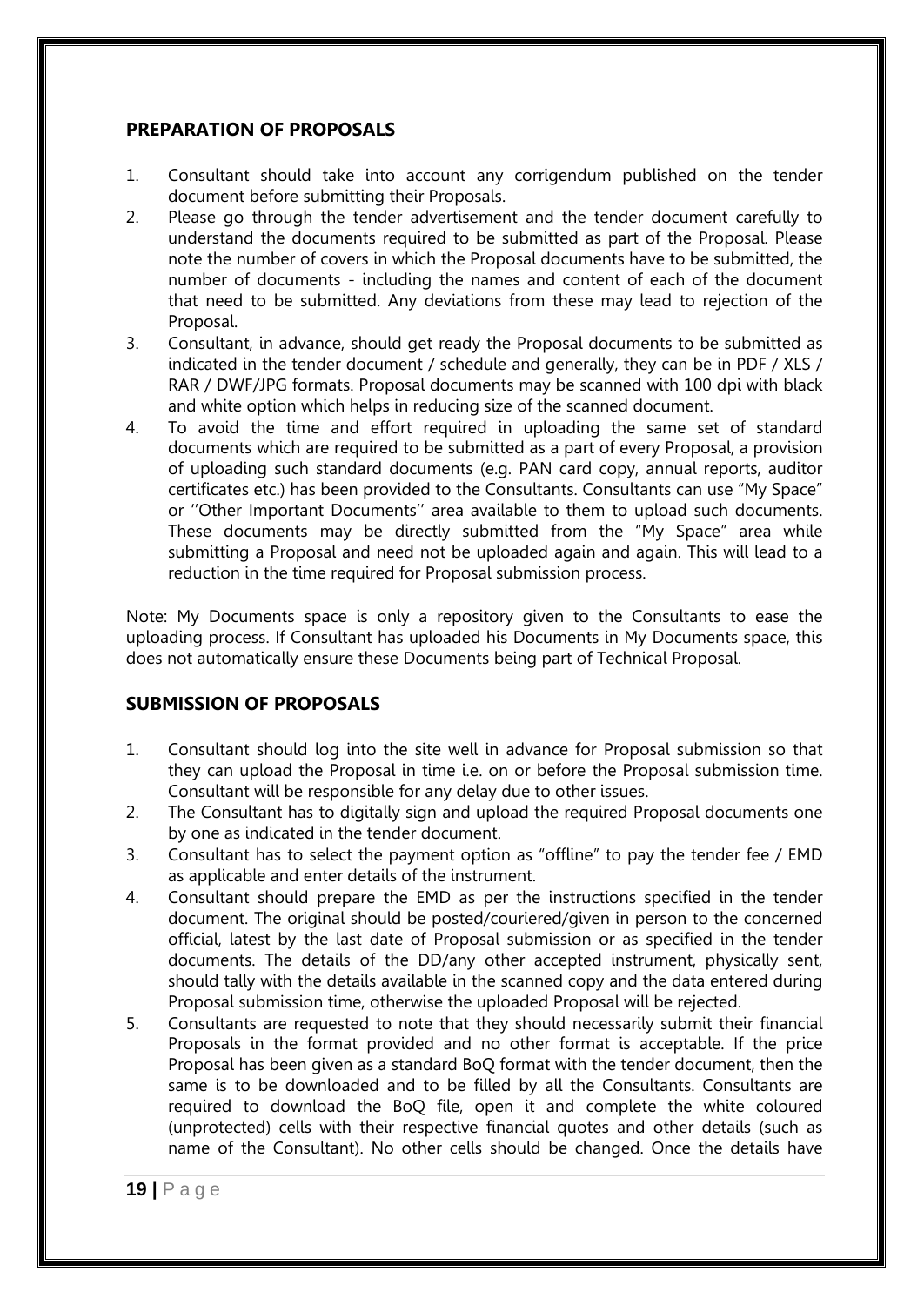## PREPARATION OF PROPOSALS

1. Consultant should take into account any corrigendum published on the tender document before submitting their Proposals.
2. Please go through the tender advertisement and the tender document carefully to understand the documents required to be submitted as part of the Proposal. Please note the number of covers in which the Proposal documents have to be submitted, the number of documents - including the names and content of each of the document that need to be submitted. Any deviations from these may lead to rejection of the Proposal.
3. Consultant, in advance, should get ready the Proposal documents to be submitted as indicated in the tender document / schedule and generally, they can be in PDF / XLS / RAR / DWF/JPG formats. Proposal documents may be scanned with 100 dpi with black and white option which helps in reducing size of the scanned document.
4. To avoid the time and effort required in uploading the same set of standard documents which are required to be submitted as a part of every Proposal, a provision of uploading such standard documents (e.g. PAN card copy, annual reports, auditor certificates etc.) has been provided to the Consultants. Consultants can use "My Space" or ''Other Important Documents'' area available to them to upload such documents. These documents may be directly submitted from the "My Space" area while submitting a Proposal and need not be uploaded again and again. This will lead to a reduction in the time required for Proposal submission process.

Note: My Documents space is only a repository given to the Consultants to ease the uploading process. If Consultant has uploaded his Documents in My Documents space, this does not automatically ensure these Documents being part of Technical Proposal.

## SUBMISSION OF PROPOSALS

1. Consultant should log into the site well in advance for Proposal submission so that they can upload the Proposal in time i.e. on or before the Proposal submission time. Consultant will be responsible for any delay due to other issues.
2. The Consultant has to digitally sign and upload the required Proposal documents one by one as indicated in the tender document.
3. Consultant has to select the payment option as "offline" to pay the tender fee / EMD as applicable and enter details of the instrument.
4. Consultant should prepare the EMD as per the instructions specified in the tender document. The original should be posted/couriered/given in person to the concerned official, latest by the last date of Proposal submission or as specified in the tender documents. The details of the DD/any other accepted instrument, physically sent, should tally with the details available in the scanned copy and the data entered during Proposal submission time, otherwise the uploaded Proposal will be rejected.
5. Consultants are requested to note that they should necessarily submit their financial Proposals in the format provided and no other format is acceptable. If the price Proposal has been given as a standard BoQ format with the tender document, then the same is to be downloaded and to be filled by all the Consultants. Consultants are required to download the BoQ file, open it and complete the white coloured (unprotected) cells with their respective financial quotes and other details (such as name of the Consultant). No other cells should be changed. Once the details have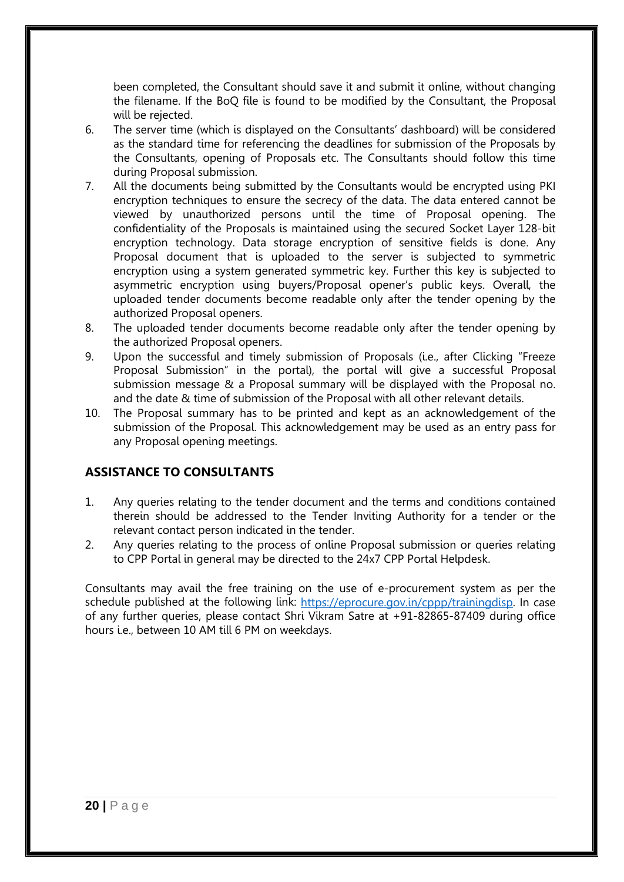been completed, the Consultant should save it and submit it online, without changing the filename. If the BoQ file is found to be modified by the Consultant, the Proposal will be rejected.

6. The server time (which is displayed on the Consultants' dashboard) will be considered as the standard time for referencing the deadlines for submission of the Proposals by the Consultants, opening of Proposals etc. The Consultants should follow this time during Proposal submission.
7. All the documents being submitted by the Consultants would be encrypted using PKI encryption techniques to ensure the secrecy of the data. The data entered cannot be viewed by unauthorized persons until the time of Proposal opening. The confidentiality of the Proposals is maintained using the secured Socket Layer 128-bit encryption technology. Data storage encryption of sensitive fields is done. Any Proposal document that is uploaded to the server is subjected to symmetric encryption using a system generated symmetric key. Further this key is subjected to asymmetric encryption using buyers/Proposal opener's public keys. Overall, the uploaded tender documents become readable only after the tender opening by the authorized Proposal openers.
8. The uploaded tender documents become readable only after the tender opening by the authorized Proposal openers.
9. Upon the successful and timely submission of Proposals (i.e., after Clicking "Freeze Proposal Submission" in the portal), the portal will give a successful Proposal submission message & a Proposal summary will be displayed with the Proposal no. and the date & time of submission of the Proposal with all other relevant details.
10. The Proposal summary has to be printed and kept as an acknowledgement of the submission of the Proposal. This acknowledgement may be used as an entry pass for any Proposal opening meetings.

## ASSISTANCE TO CONSULTANTS

1. Any queries relating to the tender document and the terms and conditions contained therein should be addressed to the Tender Inviting Authority for a tender or the relevant contact person indicated in the tender.
2. Any queries relating to the process of online Proposal submission or queries relating to CPP Portal in general may be directed to the 24x7 CPP Portal Helpdesk.

Consultants may avail the free training on the use of e-procurement system as per the schedule published at the following link: [https://eprocure.gov.in/cppp/trainingdisp](https://eprocure.gov.in/cppp/trainingdisp). In case of any further queries, please contact Shri Vikram Satre at +91-82865-87409 during office hours i.e., between 10 AM till 6 PM on weekdays.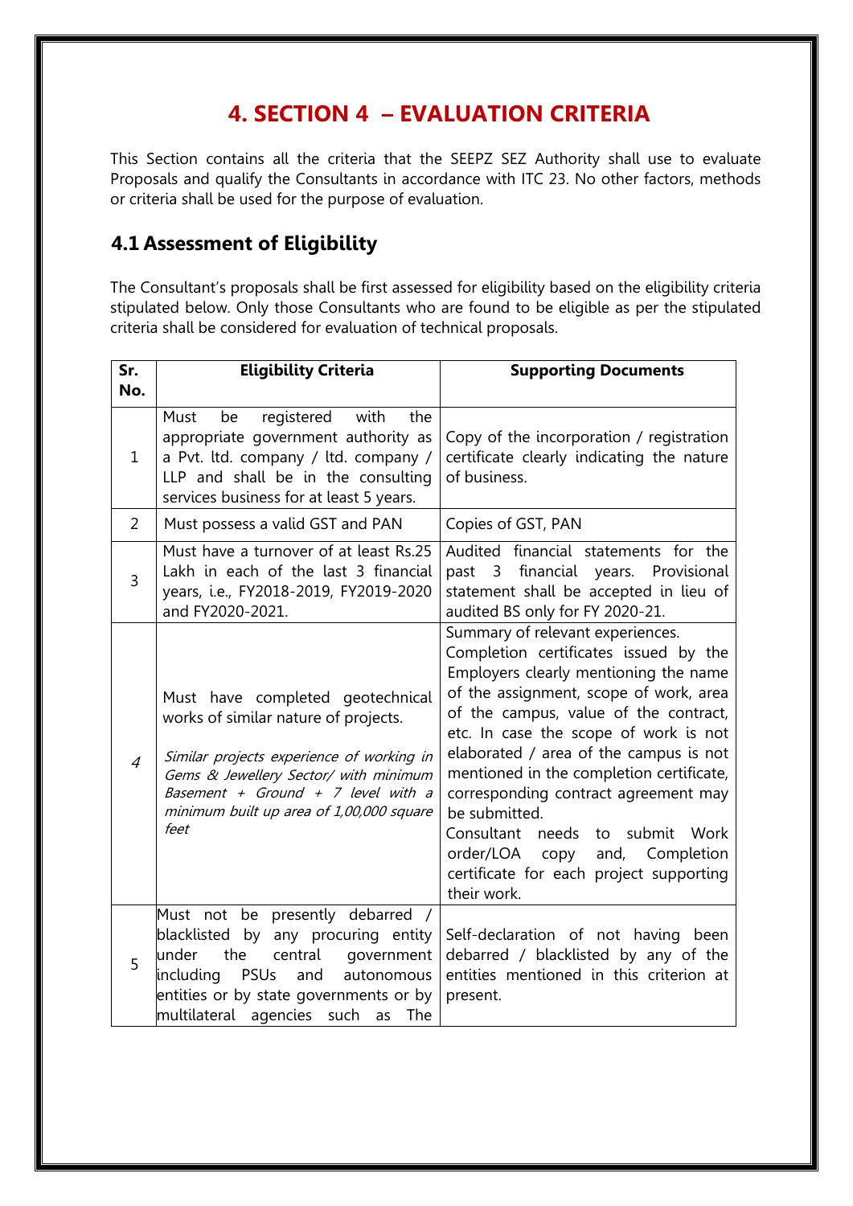# 4. SECTION 4 – EVALUATION CRITERIA

This Section contains all the criteria that the SEEPZ SEZ Authority shall use to evaluate Proposals and qualify the Consultants in accordance with ITC 23. No other factors, methods or criteria shall be used for the purpose of evaluation.

## 4.1 Assessment of Eligibility

The Consultant's proposals shall be first assessed for eligibility based on the eligibility criteria stipulated below. Only those Consultants who are found to be eligible as per the stipulated criteria shall be considered for evaluation of technical proposals.

| Sr. No. | Eligibility Criteria | Supporting Documents |
|---|---|---|
| 1 | Must be registered with the appropriate government authority as a Pvt. ltd. company / ltd. company / LLP and shall be in the consulting services business for at least 5 years. | Copy of the incorporation / registration certificate clearly indicating the nature of business. |
| 2 | Must possess a valid GST and PAN | Copies of GST, PAN |
| 3 | Must have a turnover of at least Rs.25 Lakh in each of the last 3 financial years, i.e., FY2018-2019, FY2019-2020 and FY2020-2021. | Audited financial statements for the past 3 financial years. Provisional statement shall be accepted in lieu of audited BS only for FY 2020-21. |
| *4* | Must have completed geotechnical works of similar nature of projects.<br><br>*Similar projects experience of working in Gems & Jewellery Sector/ with minimum Basement + Ground + 7 level with a minimum built up area of 1,00,000 square feet* | Summary of relevant experiences.<br>Completion certificates issued by the Employers clearly mentioning the name of the assignment, scope of work, area of the campus, value of the contract, etc. In case the scope of work is not elaborated / area of the campus is not mentioned in the completion certificate, corresponding contract agreement may be submitted.<br>Consultant needs to submit Work order/LOA copy and, Completion certificate for each project supporting their work. |
| 5 | Must not be presently debarred / blacklisted by any procuring entity under the central government including PSUs and autonomous entities or by state governments or by multilateral agencies such as The | Self-declaration of not having been debarred / blacklisted by any of the entities mentioned in this criterion at present. |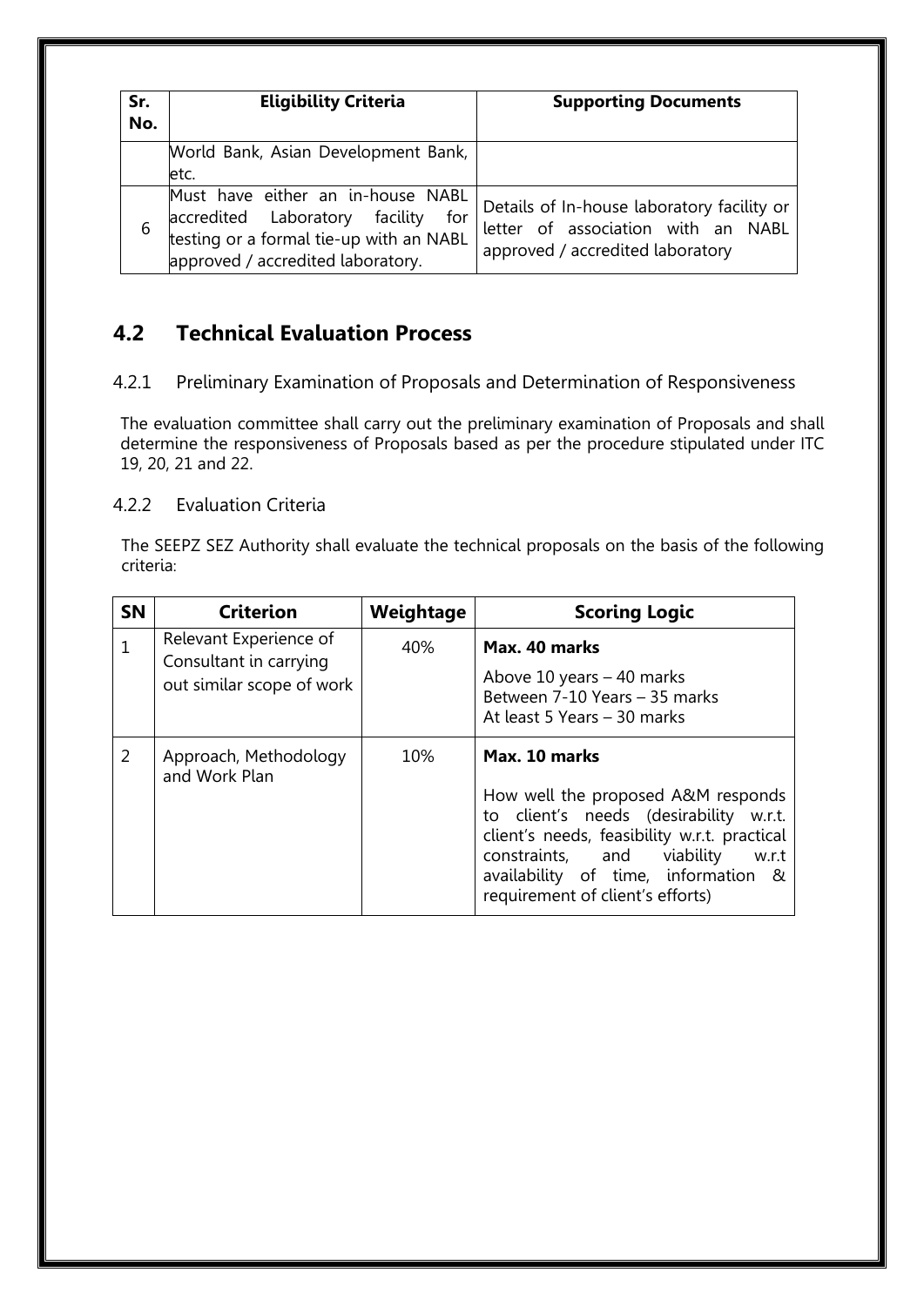| Sr. No. | Eligibility Criteria | Supporting Documents |
|---|---|---|
| | World Bank, Asian Development Bank, etc. | |
| 6 | Must have either an in-house NABL accredited Laboratory facility for testing or a formal tie-up with an NABL approved / accredited laboratory. | Details of In-house laboratory facility or letter of association with an NABL approved / accredited laboratory |

## 4.2 Technical Evaluation Process

### 4.2.1 Preliminary Examination of Proposals and Determination of Responsiveness

The evaluation committee shall carry out the preliminary examination of Proposals and shall determine the responsiveness of Proposals based as per the procedure stipulated under ITC 19, 20, 21 and 22.

### 4.2.2 Evaluation Criteria

The SEEPZ SEZ Authority shall evaluate the technical proposals on the basis of the following criteria:

| SN | Criterion | Weightage | Scoring Logic |
|---|---|---|---|
| 1 | Relevant Experience of Consultant in carrying out similar scope of work | 40% | **Max. 40 marks**<br>Above 10 years – 40 marks<br>Between 7-10 Years – 35 marks<br>At least 5 Years – 30 marks |
| 2 | Approach, Methodology and Work Plan | 10% | **Max. 10 marks**<br>How well the proposed A&M responds to client's needs (desirability w.r.t. client's needs, feasibility w.r.t. practical constraints, and viability w.r.t availability of time, information & requirement of client's efforts) |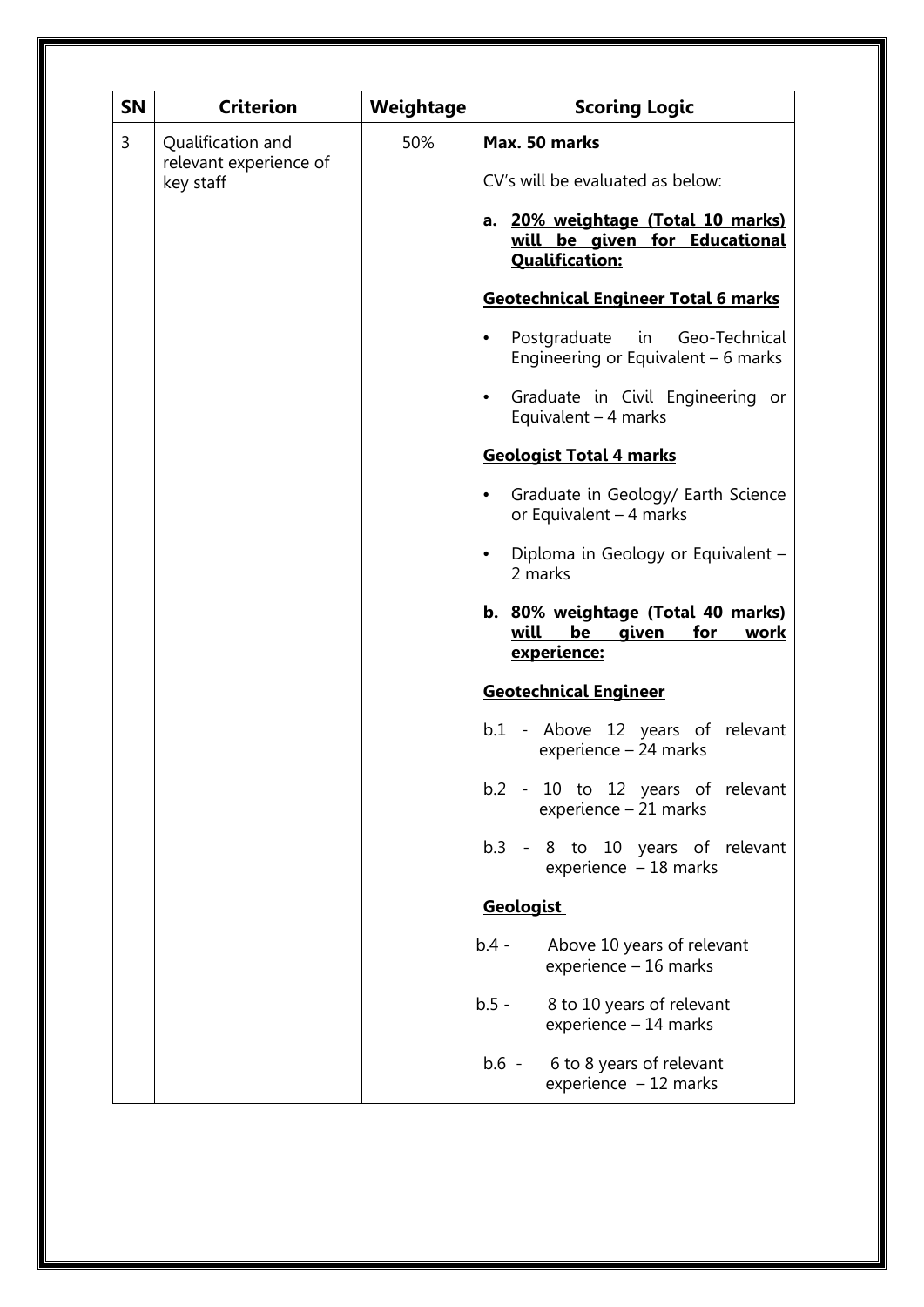| SN | Criterion | Weightage | Scoring Logic |
|---|---|---|---|
| 3 | Qualification and relevant experience of key staff | 50% | **Max. 50 marks**<br><br>CV's will be evaluated as below:<br><br>**a. 20% weightage (Total 10 marks) will be given for Educational Qualification:**<br><br>**Geotechnical Engineer Total 6 marks**<br><br>• Postgraduate in Geo-Technical Engineering or Equivalent – 6 marks<br><br>• Graduate in Civil Engineering or Equivalent – 4 marks<br><br>**Geologist Total 4 marks**<br><br>• Graduate in Geology/ Earth Science or Equivalent – 4 marks<br><br>• Diploma in Geology or Equivalent – 2 marks<br><br>**b. 80% weightage (Total 40 marks) will be given for work experience:**<br><br>**Geotechnical Engineer**<br><br>b.1 - Above 12 years of relevant experience – 24 marks<br><br>b.2 - 10 to 12 years of relevant experience – 21 marks<br><br>b.3 - 8 to 10 years of relevant experience – 18 marks<br><br>**Geologist**<br><br>b.4 - Above 10 years of relevant experience – 16 marks<br><br>b.5 - 8 to 10 years of relevant experience – 14 marks<br><br>b.6 - 6 to 8 years of relevant experience – 12 marks |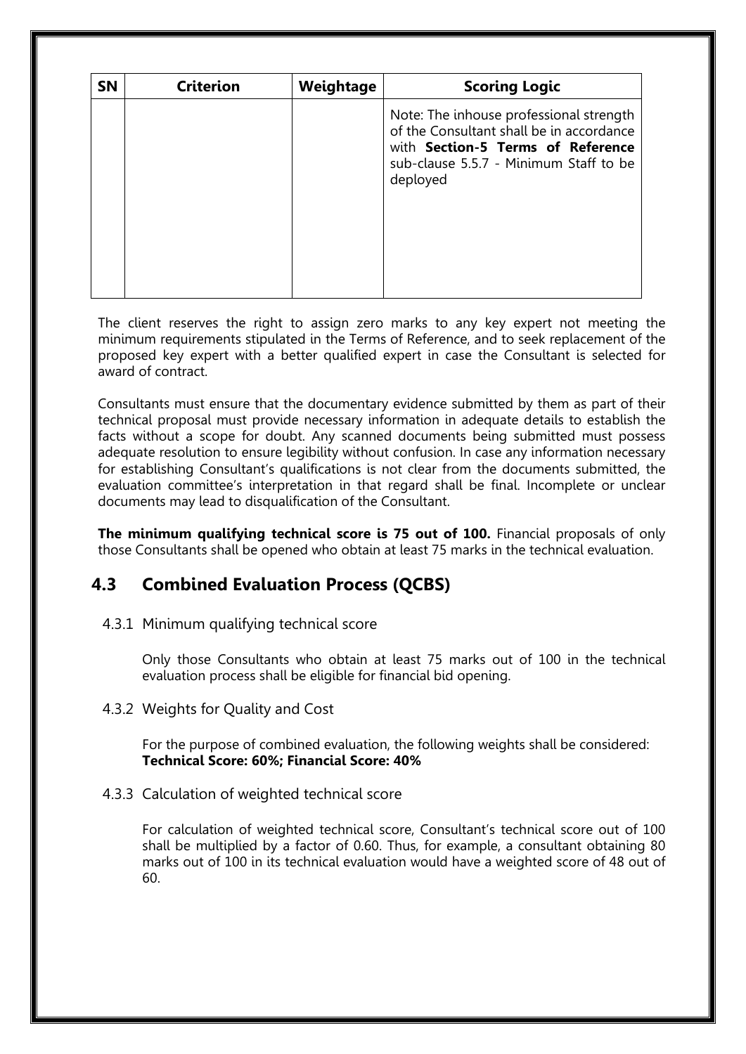| SN | Criterion | Weightage | Scoring Logic |
|---|---|---|---|
| | | | Note: The inhouse professional strength of the Consultant shall be in accordance with **Section-5 Terms of Reference** sub-clause 5.5.7 - Minimum Staff to be deployed |

The client reserves the right to assign zero marks to any key expert not meeting the minimum requirements stipulated in the Terms of Reference, and to seek replacement of the proposed key expert with a better qualified expert in case the Consultant is selected for award of contract.

Consultants must ensure that the documentary evidence submitted by them as part of their technical proposal must provide necessary information in adequate details to establish the facts without a scope for doubt. Any scanned documents being submitted must possess adequate resolution to ensure legibility without confusion. In case any information necessary for establishing Consultant's qualifications is not clear from the documents submitted, the evaluation committee's interpretation in that regard shall be final. Incomplete or unclear documents may lead to disqualification of the Consultant.

**The minimum qualifying technical score is 75 out of 100.** Financial proposals of only those Consultants shall be opened who obtain at least 75 marks in the technical evaluation.

## 4.3 Combined Evaluation Process (QCBS)

4.3.1 Minimum qualifying technical score

Only those Consultants who obtain at least 75 marks out of 100 in the technical evaluation process shall be eligible for financial bid opening.

4.3.2 Weights for Quality and Cost

For the purpose of combined evaluation, the following weights shall be considered: **Technical Score: 60%; Financial Score: 40%**

4.3.3 Calculation of weighted technical score

For calculation of weighted technical score, Consultant's technical score out of 100 shall be multiplied by a factor of 0.60. Thus, for example, a consultant obtaining 80 marks out of 100 in its technical evaluation would have a weighted score of 48 out of 60.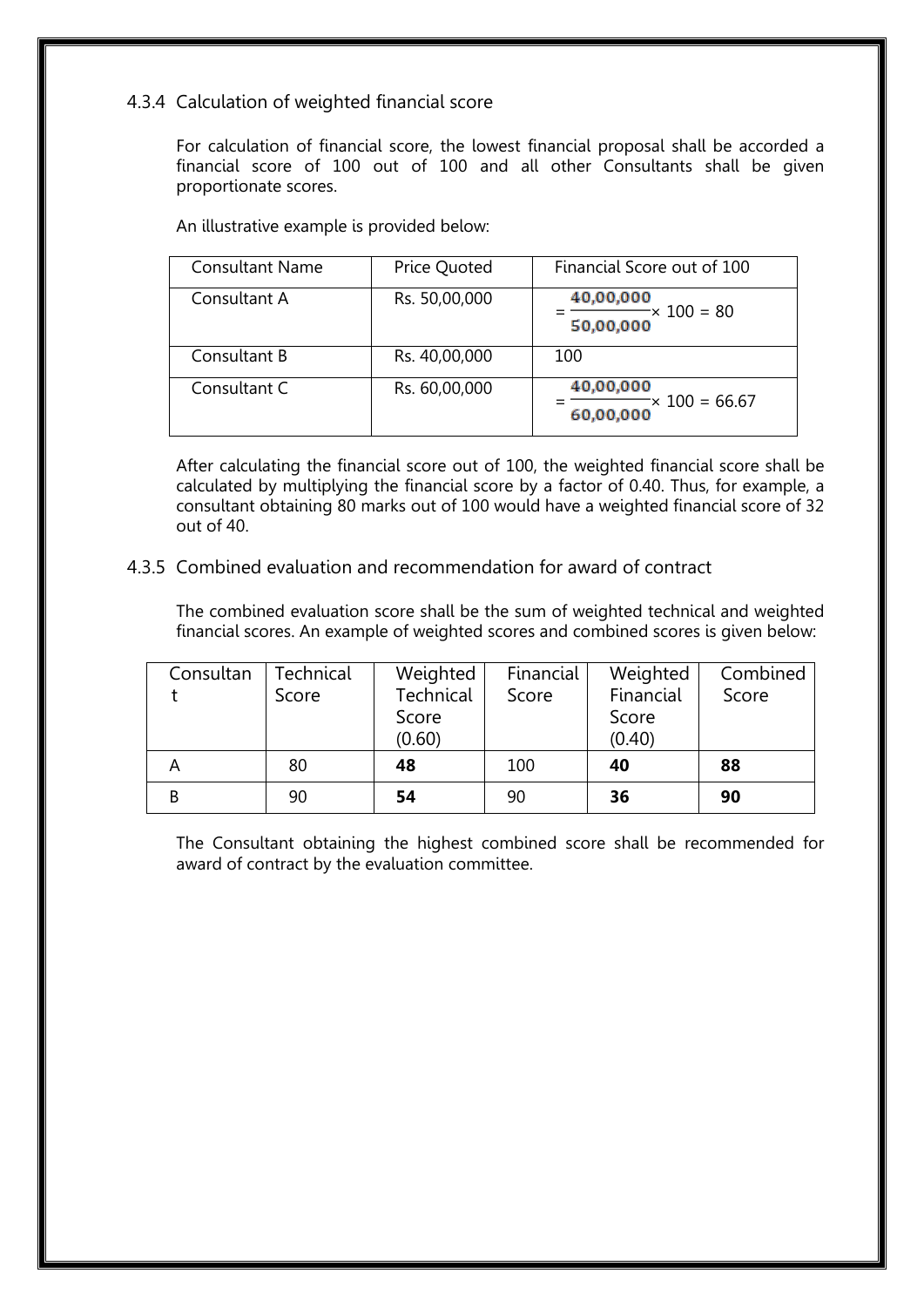### 4.3.4 Calculation of weighted financial score

For calculation of financial score, the lowest financial proposal shall be accorded a financial score of 100 out of 100 and all other Consultants shall be given proportionate scores.

An illustrative example is provided below:

| Consultant Name | Price Quoted | Financial Score out of 100 |
|---|---|---|
| Consultant A | Rs. 50,00,000 | $= \frac{40,00,000}{50,00,000} \times 100 = 80$ |
| Consultant B | Rs. 40,00,000 | 100 |
| Consultant C | Rs. 60,00,000 | $= \frac{40,00,000}{60,00,000} \times 100 = 66.67$ |

After calculating the financial score out of 100, the weighted financial score shall be calculated by multiplying the financial score by a factor of 0.40. Thus, for example, a consultant obtaining 80 marks out of 100 would have a weighted financial score of 32 out of 40.

### 4.3.5 Combined evaluation and recommendation for award of contract

The combined evaluation score shall be the sum of weighted technical and weighted financial scores. An example of weighted scores and combined scores is given below:

| Consultant | Technical Score | Weighted Technical Score (0.60) | Financial Score | Weighted Financial Score (0.40) | Combined Score |
|---|---|---|---|---|---|
| A | 80 | **48** | 100 | **40** | **88** |
| B | 90 | **54** | 90 | **36** | **90** |

The Consultant obtaining the highest combined score shall be recommended for award of contract by the evaluation committee.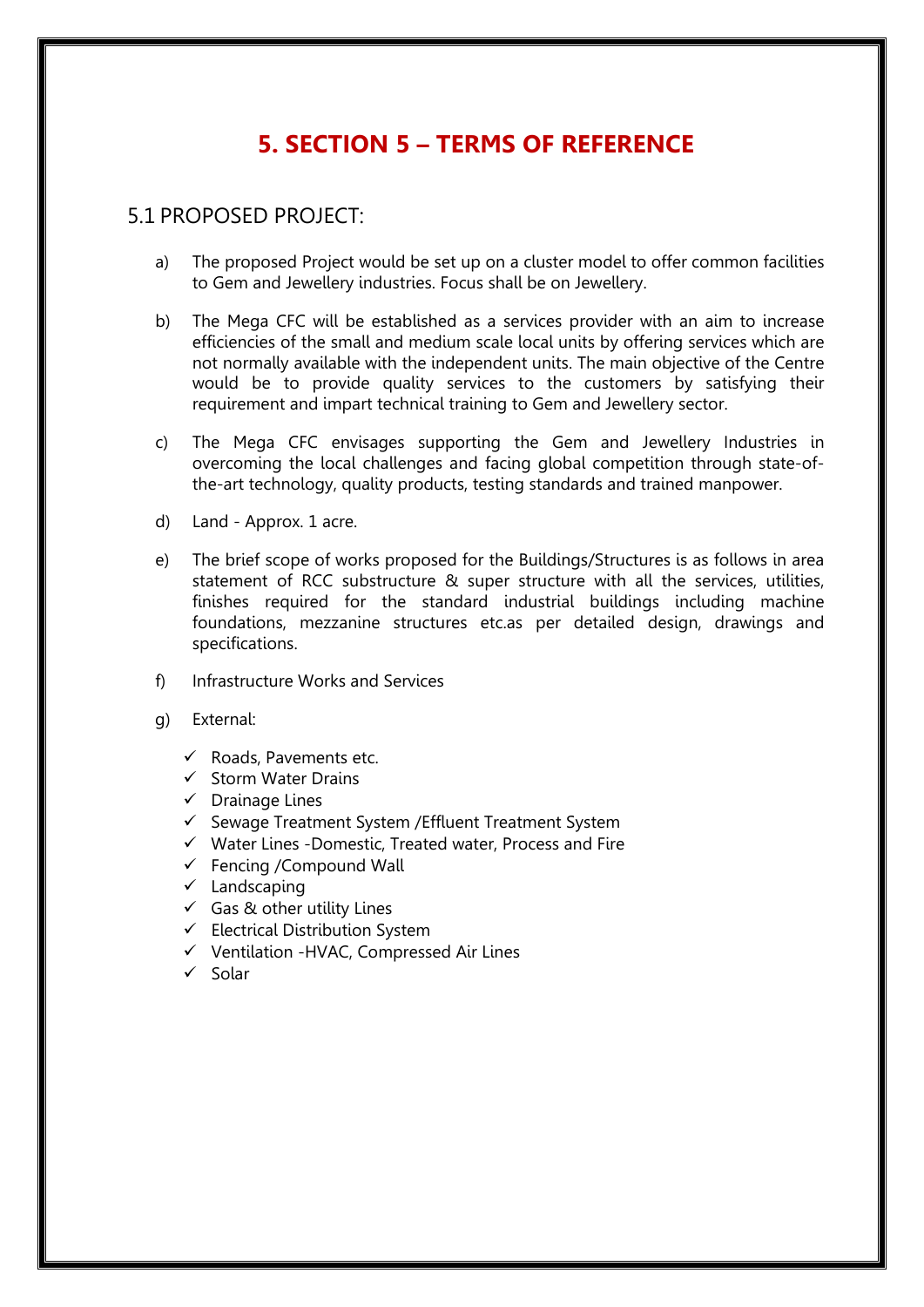# 5. SECTION 5 – TERMS OF REFERENCE

## 5.1 PROPOSED PROJECT:

a) The proposed Project would be set up on a cluster model to offer common facilities to Gem and Jewellery industries. Focus shall be on Jewellery.

b) The Mega CFC will be established as a services provider with an aim to increase efficiencies of the small and medium scale local units by offering services which are not normally available with the independent units. The main objective of the Centre would be to provide quality services to the customers by satisfying their requirement and impart technical training to Gem and Jewellery sector.

c) The Mega CFC envisages supporting the Gem and Jewellery Industries in overcoming the local challenges and facing global competition through state-of-the-art technology, quality products, testing standards and trained manpower.

d) Land - Approx. 1 acre.

e) The brief scope of works proposed for the Buildings/Structures is as follows in area statement of RCC substructure & super structure with all the services, utilities, finishes required for the standard industrial buildings including machine foundations, mezzanine structures etc.as per detailed design, drawings and specifications.

f) Infrastructure Works and Services

g) External:

- ✓ Roads, Pavements etc.
- ✓ Storm Water Drains
- ✓ Drainage Lines
- ✓ Sewage Treatment System /Effluent Treatment System
- ✓ Water Lines -Domestic, Treated water, Process and Fire
- ✓ Fencing /Compound Wall
- ✓ Landscaping
- ✓ Gas & other utility Lines
- ✓ Electrical Distribution System
- ✓ Ventilation -HVAC, Compressed Air Lines
- ✓ Solar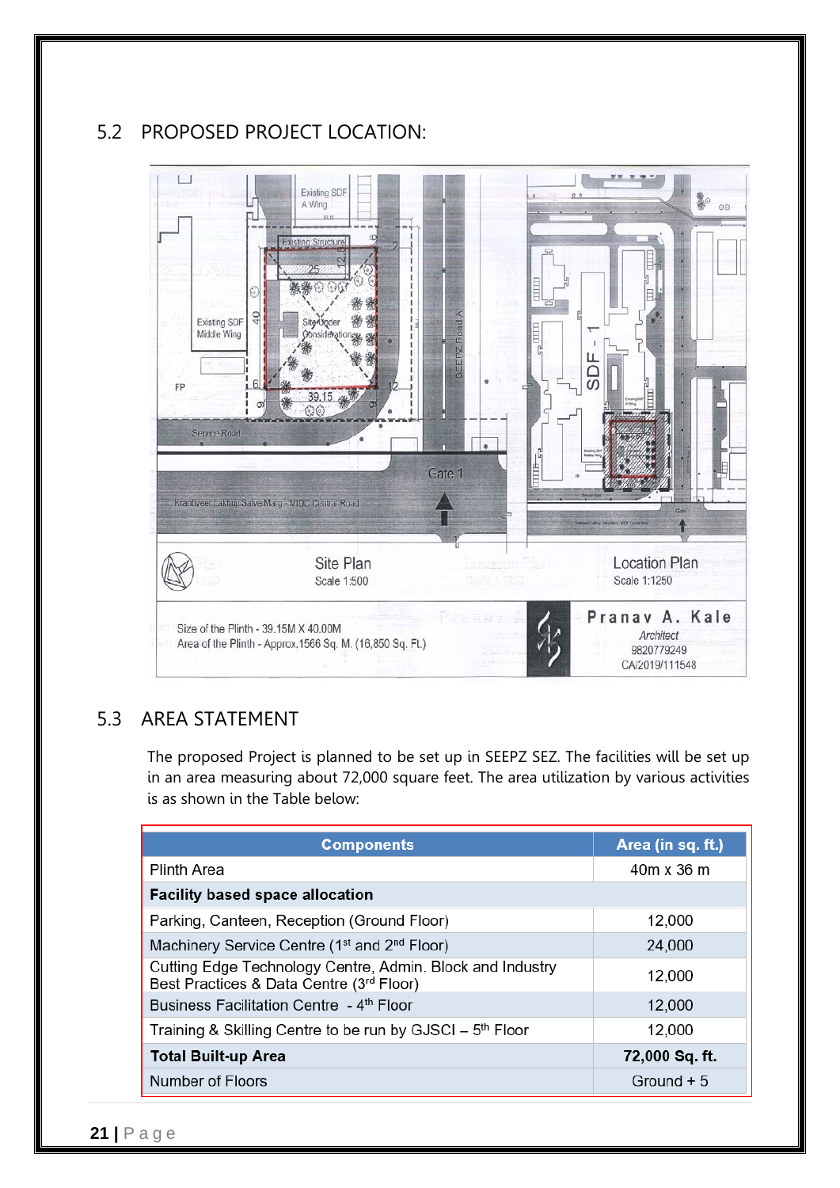## 5.2 PROPOSED PROJECT LOCATION:

Site Plan
Scale 1:500

Location Plan
Scale 1:1250

Size of the Plinth - 39.15M X 40.00M
Area of the Plinth - Approx.1566 Sq. M. (16,850 Sq. Ft.)

Pranav A. Kale
Architect
9820779249
CA/2019/111548

## 5.3 AREA STATEMENT

The proposed Project is planned to be set up in SEEPZ SEZ. The facilities will be set up in an area measuring about 72,000 square feet. The area utilization by various activities is as shown in the Table below:

| Components | Area (in sq. ft.) |
|---|---|
| Plinth Area | 40m x 36 m |
| **Facility based space allocation** | |
| Parking, Canteen, Reception (Ground Floor) | 12,000 |
| Machinery Service Centre (1st and 2nd Floor) | 24,000 |
| Cutting Edge Technology Centre, Admin. Block and Industry Best Practices & Data Centre (3rd Floor) | 12,000 |
| Business Facilitation Centre - 4th Floor | 12,000 |
| Training & Skilling Centre to be run by GJSCI – 5th Floor | 12,000 |
| **Total Built-up Area** | **72,000 Sq. ft.** |
| Number of Floors | Ground + 5 |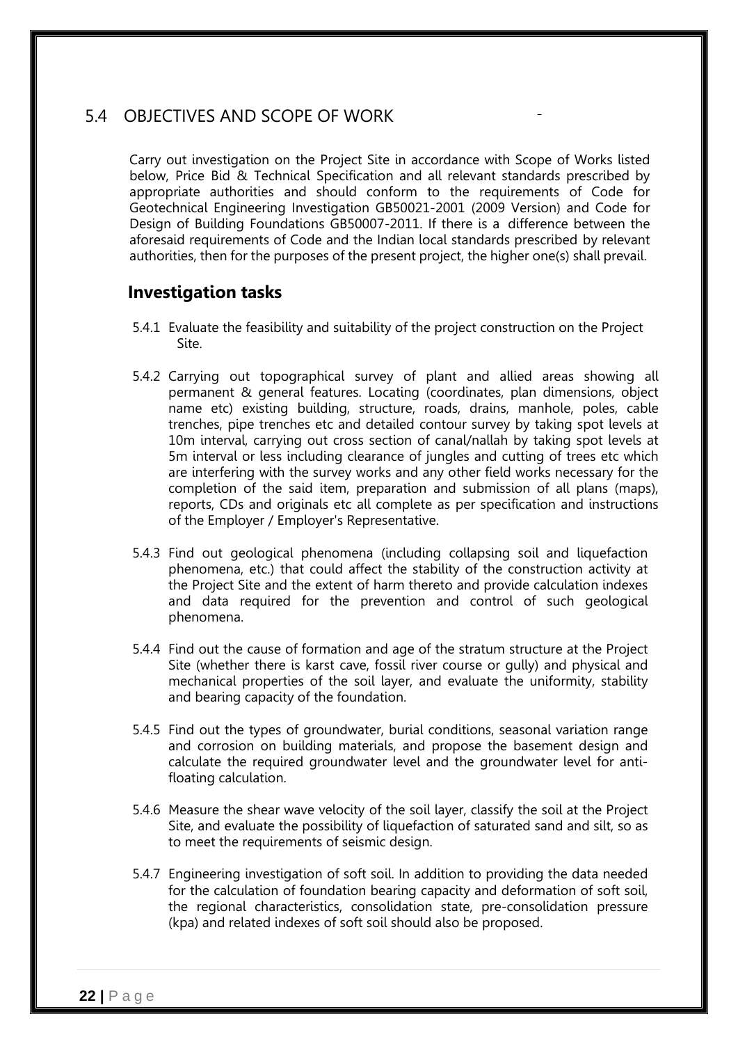## 5.4 OBJECTIVES AND SCOPE OF WORK

Carry out investigation on the Project Site in accordance with Scope of Works listed below, Price Bid & Technical Specification and all relevant standards prescribed by appropriate authorities and should conform to the requirements of Code for Geotechnical Engineering Investigation GB50021-2001 (2009 Version) and Code for Design of Building Foundations GB50007-2011. If there is a difference between the aforesaid requirements of Code and the Indian local standards prescribed by relevant authorities, then for the purposes of the present project, the higher one(s) shall prevail.

### Investigation tasks

5.4.1 Evaluate the feasibility and suitability of the project construction on the Project Site.

5.4.2 Carrying out topographical survey of plant and allied areas showing all permanent & general features. Locating (coordinates, plan dimensions, object name etc) existing building, structure, roads, drains, manhole, poles, cable trenches, pipe trenches etc and detailed contour survey by taking spot levels at 10m interval, carrying out cross section of canal/nallah by taking spot levels at 5m interval or less including clearance of jungles and cutting of trees etc which are interfering with the survey works and any other field works necessary for the completion of the said item, preparation and submission of all plans (maps), reports, CDs and originals etc all complete as per specification and instructions of the Employer / Employer's Representative.

5.4.3 Find out geological phenomena (including collapsing soil and liquefaction phenomena, etc.) that could affect the stability of the construction activity at the Project Site and the extent of harm thereto and provide calculation indexes and data required for the prevention and control of such geological phenomena.

5.4.4 Find out the cause of formation and age of the stratum structure at the Project Site (whether there is karst cave, fossil river course or gully) and physical and mechanical properties of the soil layer, and evaluate the uniformity, stability and bearing capacity of the foundation.

5.4.5 Find out the types of groundwater, burial conditions, seasonal variation range and corrosion on building materials, and propose the basement design and calculate the required groundwater level and the groundwater level for anti-floating calculation.

5.4.6 Measure the shear wave velocity of the soil layer, classify the soil at the Project Site, and evaluate the possibility of liquefaction of saturated sand and silt, so as to meet the requirements of seismic design.

5.4.7 Engineering investigation of soft soil. In addition to providing the data needed for the calculation of foundation bearing capacity and deformation of soft soil, the regional characteristics, consolidation state, pre-consolidation pressure (kpa) and related indexes of soft soil should also be proposed.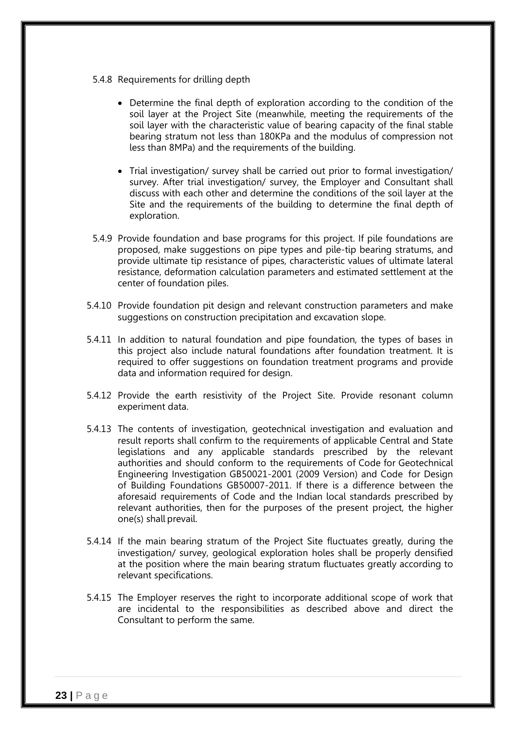5.4.8 Requirements for drilling depth

- Determine the final depth of exploration according to the condition of the soil layer at the Project Site (meanwhile, meeting the requirements of the soil layer with the characteristic value of bearing capacity of the final stable bearing stratum not less than 180KPa and the modulus of compression not less than 8MPa) and the requirements of the building.

- Trial investigation/ survey shall be carried out prior to formal investigation/ survey. After trial investigation/ survey, the Employer and Consultant shall discuss with each other and determine the conditions of the soil layer at the Site and the requirements of the building to determine the final depth of exploration.

5.4.9 Provide foundation and base programs for this project. If pile foundations are proposed, make suggestions on pipe types and pile-tip bearing stratums, and provide ultimate tip resistance of pipes, characteristic values of ultimate lateral resistance, deformation calculation parameters and estimated settlement at the center of foundation piles.

5.4.10 Provide foundation pit design and relevant construction parameters and make suggestions on construction precipitation and excavation slope.

5.4.11 In addition to natural foundation and pipe foundation, the types of bases in this project also include natural foundations after foundation treatment. It is required to offer suggestions on foundation treatment programs and provide data and information required for design.

5.4.12 Provide the earth resistivity of the Project Site. Provide resonant column experiment data.

5.4.13 The contents of investigation, geotechnical investigation and evaluation and result reports shall confirm to the requirements of applicable Central and State legislations and any applicable standards prescribed by the relevant authorities and should conform to the requirements of Code for Geotechnical Engineering Investigation GB50021-2001 (2009 Version) and Code for Design of Building Foundations GB50007-2011. If there is a difference between the aforesaid requirements of Code and the Indian local standards prescribed by relevant authorities, then for the purposes of the present project, the higher one(s) shall prevail.

5.4.14 If the main bearing stratum of the Project Site fluctuates greatly, during the investigation/ survey, geological exploration holes shall be properly densified at the position where the main bearing stratum fluctuates greatly according to relevant specifications.

5.4.15 The Employer reserves the right to incorporate additional scope of work that are incidental to the responsibilities as described above and direct the Consultant to perform the same.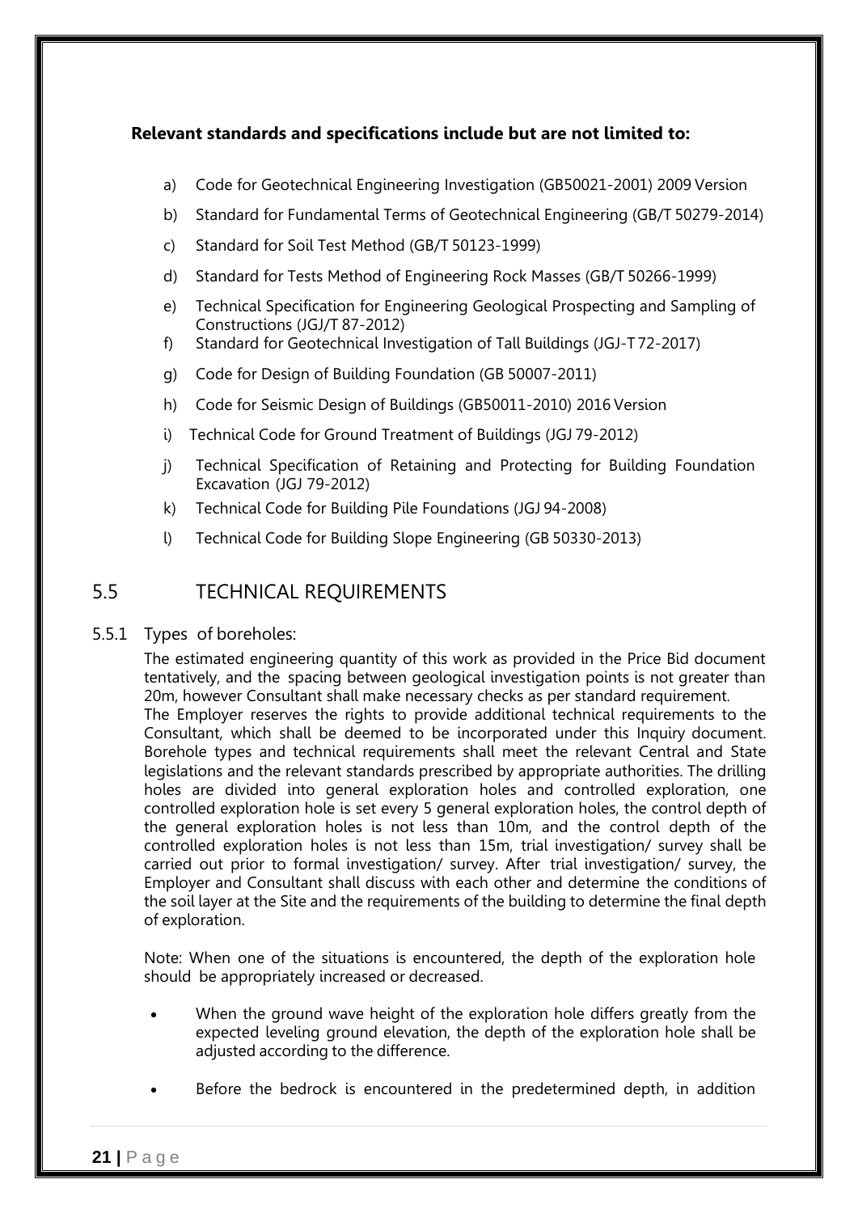**Relevant standards and specifications include but are not limited to:**

a) Code for Geotechnical Engineering Investigation (GB50021-2001) 2009 Version

b) Standard for Fundamental Terms of Geotechnical Engineering (GB/T 50279-2014)

c) Standard for Soil Test Method (GB/T 50123-1999)

d) Standard for Tests Method of Engineering Rock Masses (GB/T 50266-1999)

e) Technical Specification for Engineering Geological Prospecting and Sampling of Constructions (JGJ/T 87-2012)

f) Standard for Geotechnical Investigation of Tall Buildings (JGJ-T 72-2017)

g) Code for Design of Building Foundation (GB 50007-2011)

h) Code for Seismic Design of Buildings (GB50011-2010) 2016 Version

i) Technical Code for Ground Treatment of Buildings (JGJ 79-2012)

j) Technical Specification of Retaining and Protecting for Building Foundation Excavation (JGJ 79-2012)

k) Technical Code for Building Pile Foundations (JGJ 94-2008)

l) Technical Code for Building Slope Engineering (GB 50330-2013)

## 5.5 TECHNICAL REQUIREMENTS

### 5.5.1 Types of boreholes:

The estimated engineering quantity of this work as provided in the Price Bid document tentatively, and the spacing between geological investigation points is not greater than 20m, however Consultant shall make necessary checks as per standard requirement.

The Employer reserves the rights to provide additional technical requirements to the Consultant, which shall be deemed to be incorporated under this Inquiry document. Borehole types and technical requirements shall meet the relevant Central and State legislations and the relevant standards prescribed by appropriate authorities. The drilling holes are divided into general exploration holes and controlled exploration, one controlled exploration hole is set every 5 general exploration holes, the control depth of the general exploration holes is not less than 10m, and the control depth of the controlled exploration holes is not less than 15m, trial investigation/ survey shall be carried out prior to formal investigation/ survey. After trial investigation/ survey, the Employer and Consultant shall discuss with each other and determine the conditions of the soil layer at the Site and the requirements of the building to determine the final depth of exploration.

Note: When one of the situations is encountered, the depth of the exploration hole should be appropriately increased or decreased.

- When the ground wave height of the exploration hole differs greatly from the expected leveling ground elevation, the depth of the exploration hole shall be adjusted according to the difference.
- Before the bedrock is encountered in the predetermined depth, in addition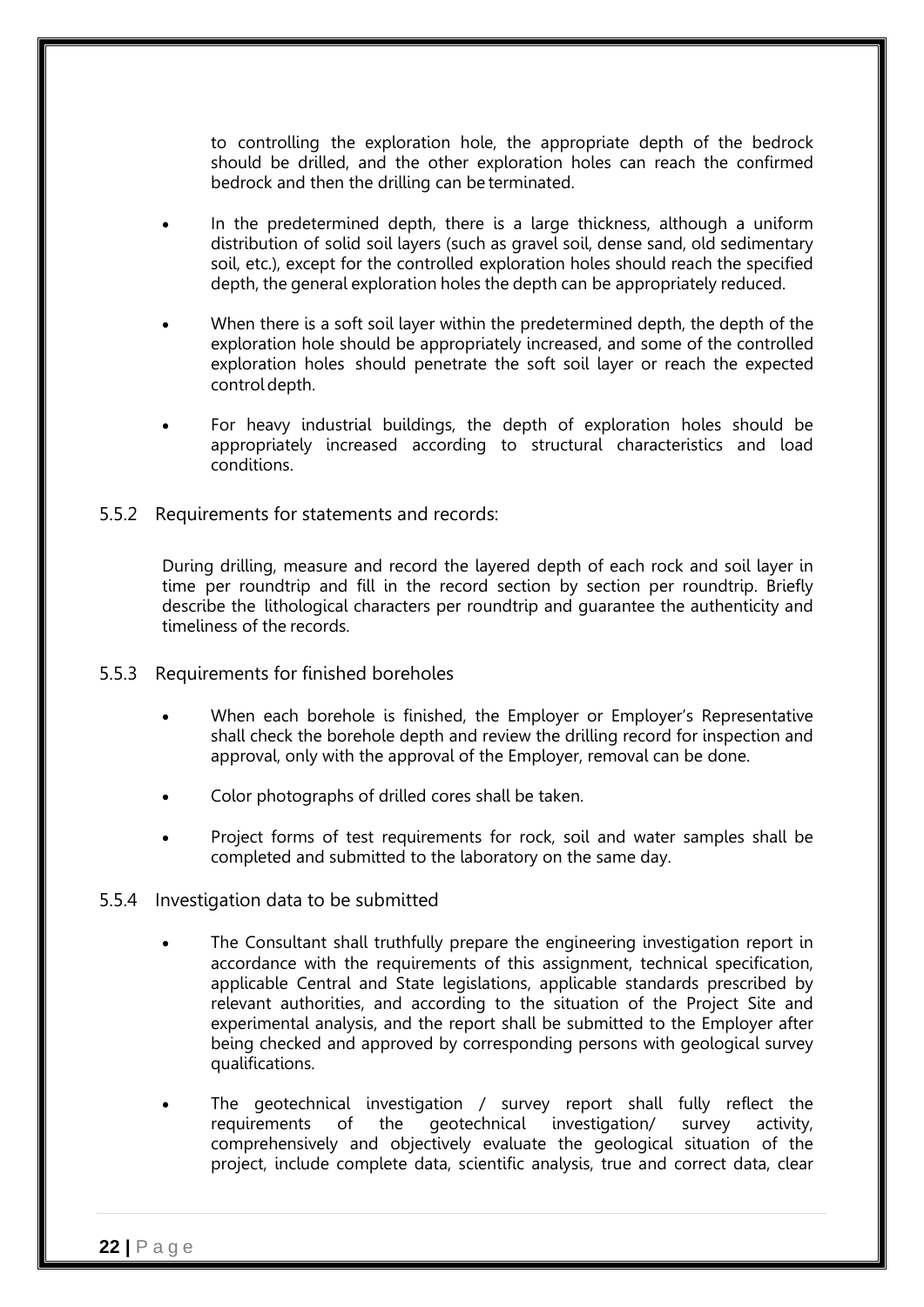to controlling the exploration hole, the appropriate depth of the bedrock should be drilled, and the other exploration holes can reach the confirmed bedrock and then the drilling can be terminated.

- In the predetermined depth, there is a large thickness, although a uniform distribution of solid soil layers (such as gravel soil, dense sand, old sedimentary soil, etc.), except for the controlled exploration holes should reach the specified depth, the general exploration holes the depth can be appropriately reduced.
- When there is a soft soil layer within the predetermined depth, the depth of the exploration hole should be appropriately increased, and some of the controlled exploration holes should penetrate the soft soil layer or reach the expected control depth.
- For heavy industrial buildings, the depth of exploration holes should be appropriately increased according to structural characteristics and load conditions.

### 5.5.2 Requirements for statements and records:

During drilling, measure and record the layered depth of each rock and soil layer in time per roundtrip and fill in the record section by section per roundtrip. Briefly describe the lithological characters per roundtrip and guarantee the authenticity and timeliness of the records.

### 5.5.3 Requirements for finished boreholes

- When each borehole is finished, the Employer or Employer's Representative shall check the borehole depth and review the drilling record for inspection and approval, only with the approval of the Employer, removal can be done.
- Color photographs of drilled cores shall be taken.
- Project forms of test requirements for rock, soil and water samples shall be completed and submitted to the laboratory on the same day.

### 5.5.4 Investigation data to be submitted

- The Consultant shall truthfully prepare the engineering investigation report in accordance with the requirements of this assignment, technical specification, applicable Central and State legislations, applicable standards prescribed by relevant authorities, and according to the situation of the Project Site and experimental analysis, and the report shall be submitted to the Employer after being checked and approved by corresponding persons with geological survey qualifications.
- The geotechnical investigation / survey report shall fully reflect the requirements of the geotechnical investigation/ survey activity, comprehensively and objectively evaluate the geological situation of the project, include complete data, scientific analysis, true and correct data, clear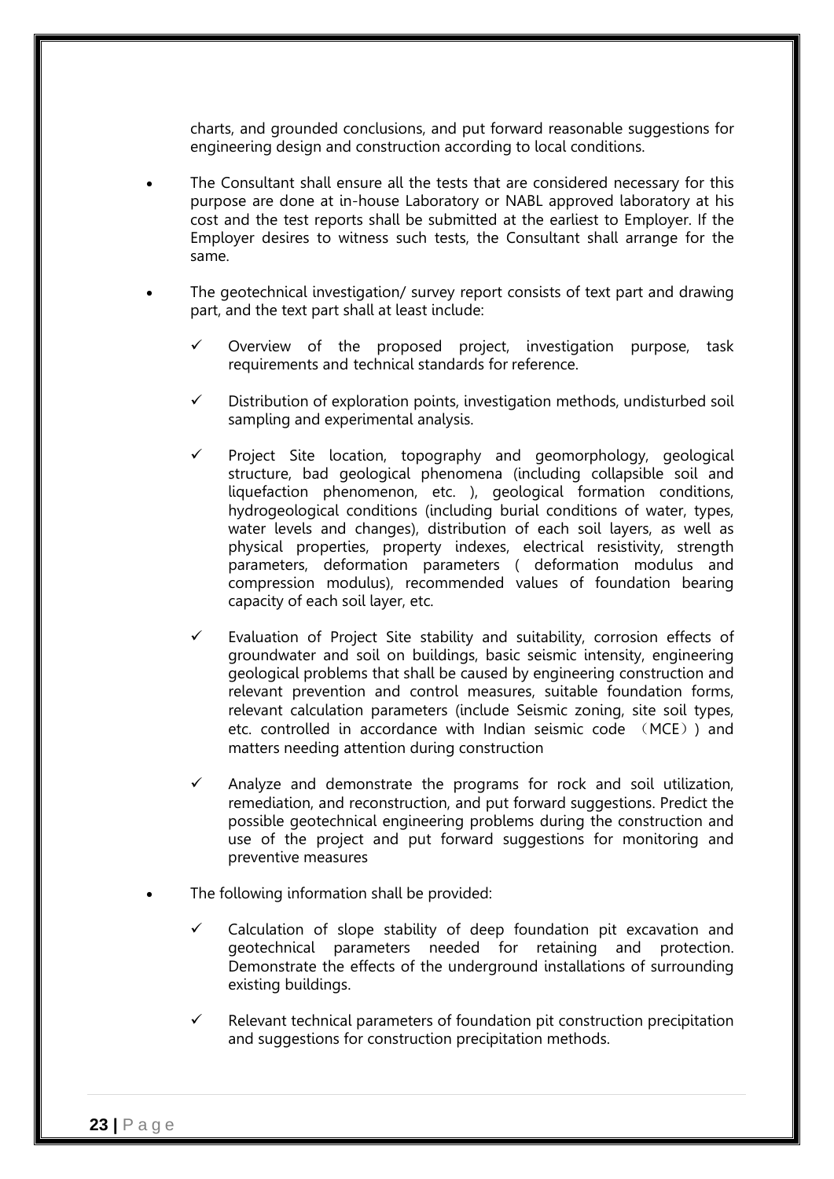charts, and grounded conclusions, and put forward reasonable suggestions for engineering design and construction according to local conditions.

- The Consultant shall ensure all the tests that are considered necessary for this purpose are done at in-house Laboratory or NABL approved laboratory at his cost and the test reports shall be submitted at the earliest to Employer. If the Employer desires to witness such tests, the Consultant shall arrange for the same.

- The geotechnical investigation/ survey report consists of text part and drawing part, and the text part shall at least include:

  - ✓ Overview of the proposed project, investigation purpose, task requirements and technical standards for reference.

  - ✓ Distribution of exploration points, investigation methods, undisturbed soil sampling and experimental analysis.

  - ✓ Project Site location, topography and geomorphology, geological structure, bad geological phenomena (including collapsible soil and liquefaction phenomenon, etc. ), geological formation conditions, hydrogeological conditions (including burial conditions of water, types, water levels and changes), distribution of each soil layers, as well as physical properties, property indexes, electrical resistivity, strength parameters, deformation parameters ( deformation modulus and compression modulus), recommended values of foundation bearing capacity of each soil layer, etc.

  - ✓ Evaluation of Project Site stability and suitability, corrosion effects of groundwater and soil on buildings, basic seismic intensity, engineering geological problems that shall be caused by engineering construction and relevant prevention and control measures, suitable foundation forms, relevant calculation parameters (include Seismic zoning, site soil types, etc. controlled in accordance with Indian seismic code （MCE）) and matters needing attention during construction

  - ✓ Analyze and demonstrate the programs for rock and soil utilization, remediation, and reconstruction, and put forward suggestions. Predict the possible geotechnical engineering problems during the construction and use of the project and put forward suggestions for monitoring and preventive measures

- The following information shall be provided:

  - ✓ Calculation of slope stability of deep foundation pit excavation and geotechnical parameters needed for retaining and protection. Demonstrate the effects of the underground installations of surrounding existing buildings.

  - ✓ Relevant technical parameters of foundation pit construction precipitation and suggestions for construction precipitation methods.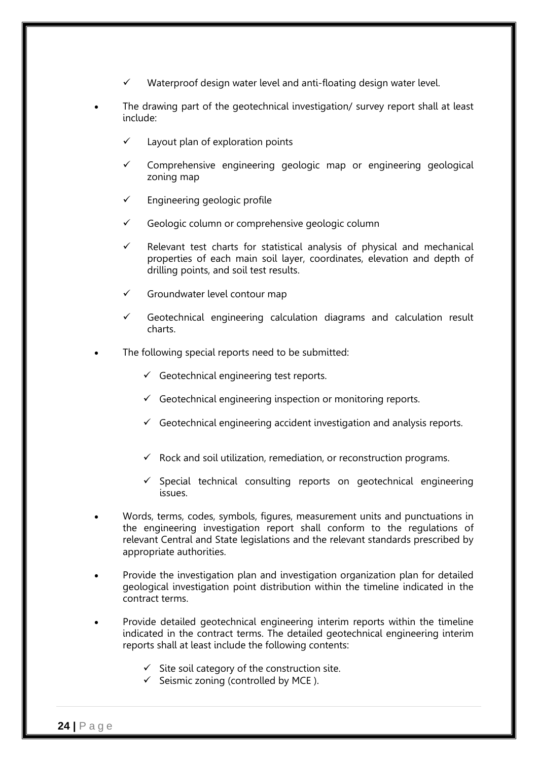- ✓ Waterproof design water level and anti-floating design water level.

- The drawing part of the geotechnical investigation/ survey report shall at least include:

  - ✓ Layout plan of exploration points
  - ✓ Comprehensive engineering geologic map or engineering geological zoning map
  - ✓ Engineering geologic profile
  - ✓ Geologic column or comprehensive geologic column
  - ✓ Relevant test charts for statistical analysis of physical and mechanical properties of each main soil layer, coordinates, elevation and depth of drilling points, and soil test results.
  - ✓ Groundwater level contour map
  - ✓ Geotechnical engineering calculation diagrams and calculation result charts.

- The following special reports need to be submitted:

  - ✓ Geotechnical engineering test reports.
  - ✓ Geotechnical engineering inspection or monitoring reports.
  - ✓ Geotechnical engineering accident investigation and analysis reports.
  - ✓ Rock and soil utilization, remediation, or reconstruction programs.
  - ✓ Special technical consulting reports on geotechnical engineering issues.

- Words, terms, codes, symbols, figures, measurement units and punctuations in the engineering investigation report shall conform to the regulations of relevant Central and State legislations and the relevant standards prescribed by appropriate authorities.

- Provide the investigation plan and investigation organization plan for detailed geological investigation point distribution within the timeline indicated in the contract terms.

- Provide detailed geotechnical engineering interim reports within the timeline indicated in the contract terms. The detailed geotechnical engineering interim reports shall at least include the following contents:

  - ✓ Site soil category of the construction site.
  - ✓ Seismic zoning (controlled by MCE ).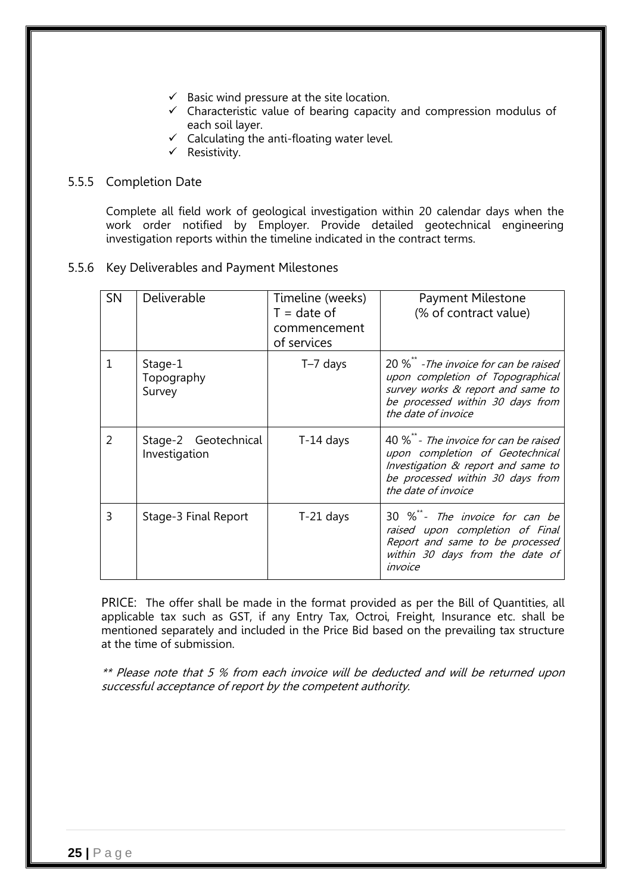- ✓ Basic wind pressure at the site location.
- ✓ Characteristic value of bearing capacity and compression modulus of each soil layer.
- ✓ Calculating the anti-floating water level.
- ✓ Resistivity.

### 5.5.5 Completion Date

Complete all field work of geological investigation within 20 calendar days when the work order notified by Employer. Provide detailed geotechnical engineering investigation reports within the timeline indicated in the contract terms.

### 5.5.6 Key Deliverables and Payment Milestones

| SN | Deliverable | Timeline (weeks) T = date of commencement of services | Payment Milestone (% of contract value) |
|---|---|---|---|
| 1 | Stage-1 Topography Survey | T–7 days | 20 %** -*The invoice for can be raised upon completion of Topographical survey works & report and same to be processed within 30 days from the date of invoice* |
| 2 | Stage-2 Geotechnical Investigation | T-14 days | 40 %** - *The invoice for can be raised upon completion of Geotechnical Investigation & report and same to be processed within 30 days from the date of invoice* |
| 3 | Stage-3 Final Report | T-21 days | 30 %** - *The invoice for can be raised upon completion of Final Report and same to be processed within 30 days from the date of invoice* |

PRICE: The offer shall be made in the format provided as per the Bill of Quantities, all applicable tax such as GST, if any Entry Tax, Octroi, Freight, Insurance etc. shall be mentioned separately and included in the Price Bid based on the prevailing tax structure at the time of submission.

*** Please note that 5 % from each invoice will be deducted and will be returned upon successful acceptance of report by the competent authority.*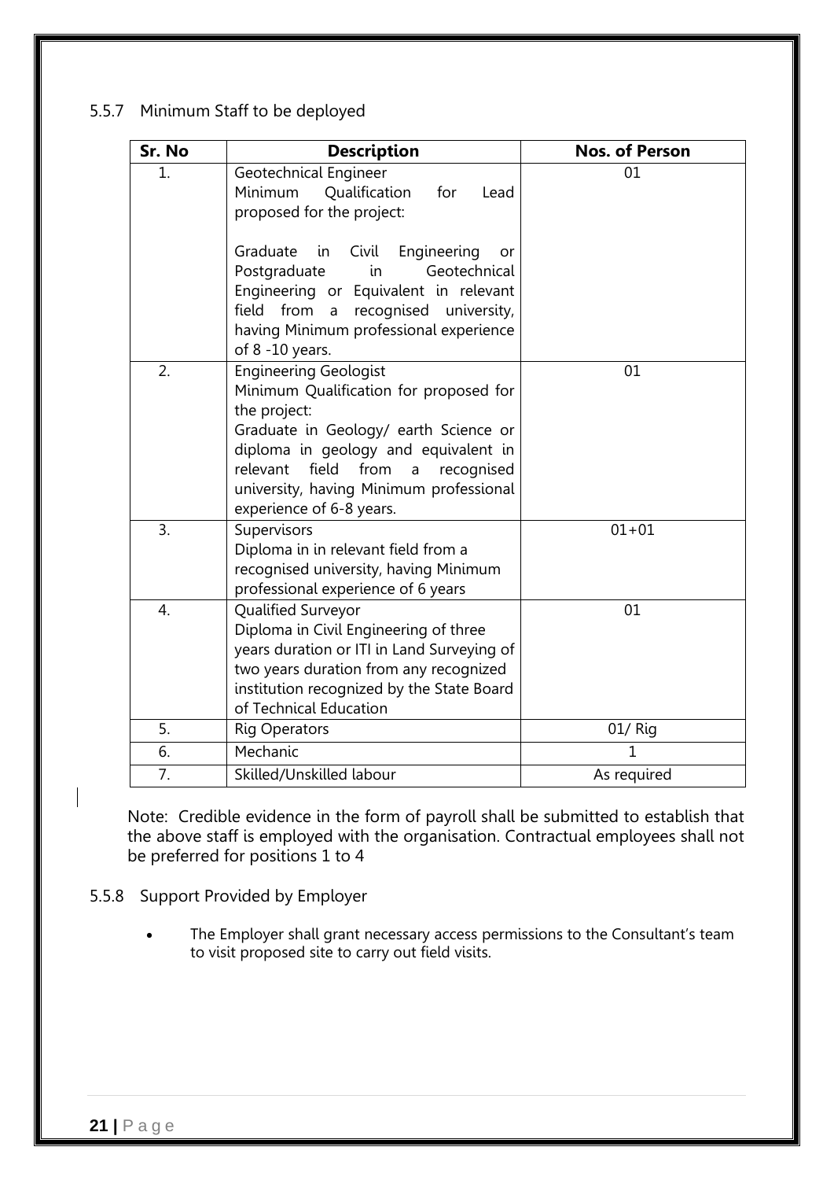### 5.5.7 Minimum Staff to be deployed

| Sr. No | Description | Nos. of Person |
|---|---|---|
| 1. | Geotechnical Engineer<br>Minimum Qualification for Lead proposed for the project:<br><br>Graduate in Civil Engineering or Postgraduate in Geotechnical Engineering or Equivalent in relevant field from a recognised university, having Minimum professional experience of 8 -10 years. | 01 |
| 2. | Engineering Geologist<br>Minimum Qualification for proposed for the project:<br>Graduate in Geology/ earth Science or diploma in geology and equivalent in relevant field from a recognised university, having Minimum professional experience of 6-8 years. | 01 |
| 3. | Supervisors<br>Diploma in in relevant field from a recognised university, having Minimum professional experience of 6 years | 01+01 |
| 4. | Qualified Surveyor<br>Diploma in Civil Engineering of three years duration or ITI in Land Surveying of two years duration from any recognized institution recognized by the State Board of Technical Education | 01 |
| 5. | Rig Operators | 01/ Rig |
| 6. | Mechanic | 1 |
| 7. | Skilled/Unskilled labour | As required |

Note: Credible evidence in the form of payroll shall be submitted to establish that the above staff is employed with the organisation. Contractual employees shall not be preferred for positions 1 to 4

### 5.5.8 Support Provided by Employer

- The Employer shall grant necessary access permissions to the Consultant's team to visit proposed site to carry out field visits.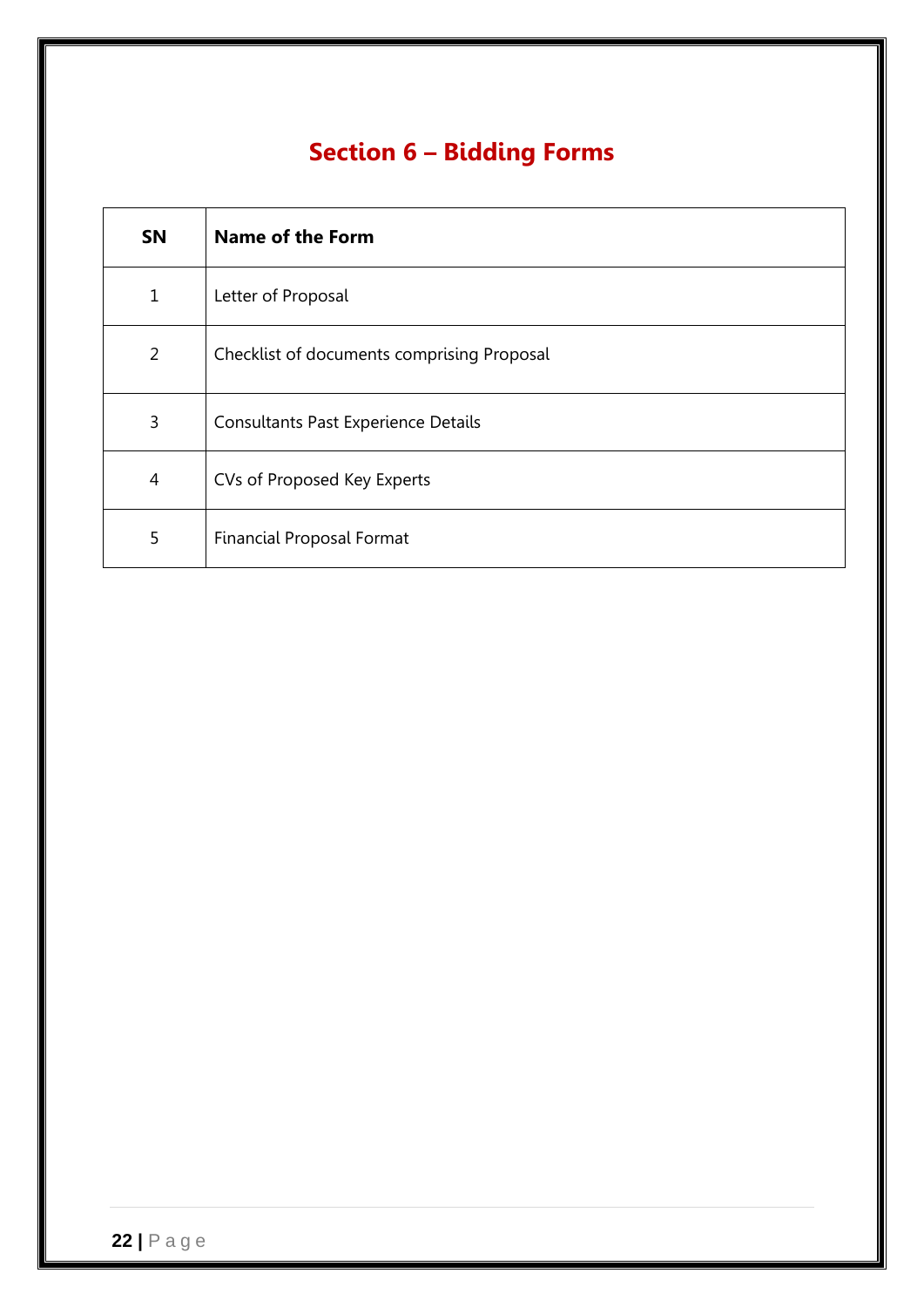# Section 6 – Bidding Forms

| SN | Name of the Form |
|---|---|
| 1 | Letter of Proposal |
| 2 | Checklist of documents comprising Proposal |
| 3 | Consultants Past Experience Details |
| 4 | CVs of Proposed Key Experts |
| 5 | Financial Proposal Format |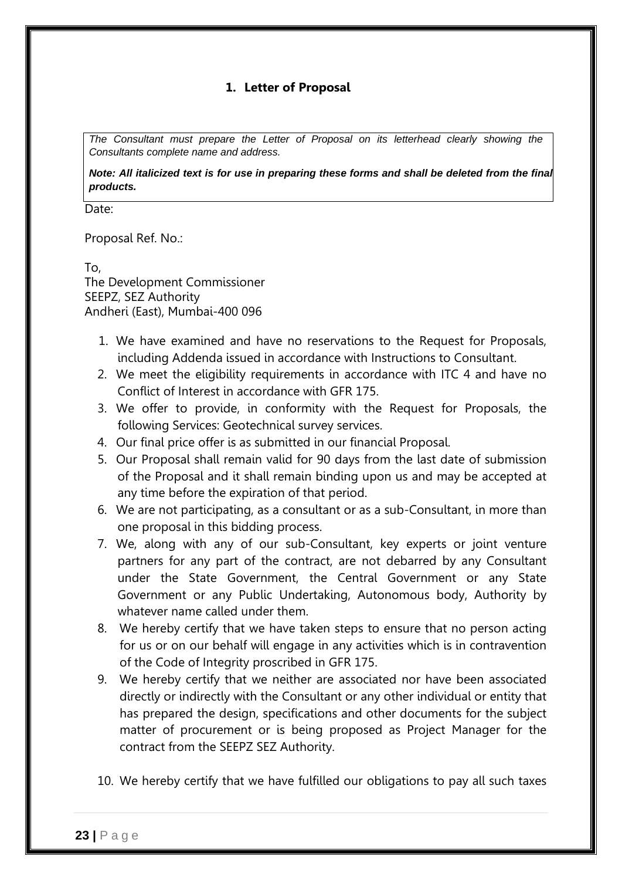## 1. Letter of Proposal

*The Consultant must prepare the Letter of Proposal on its letterhead clearly showing the Consultants complete name and address.*

***Note: All italicized text is for use in preparing these forms and shall be deleted from the final products.***

Date:

Proposal Ref. No.:

To,
The Development Commissioner
SEEPZ, SEZ Authority
Andheri (East), Mumbai-400 096

1. We have examined and have no reservations to the Request for Proposals, including Addenda issued in accordance with Instructions to Consultant.
2. We meet the eligibility requirements in accordance with ITC 4 and have no Conflict of Interest in accordance with GFR 175.
3. We offer to provide, in conformity with the Request for Proposals, the following Services: Geotechnical survey services.
4. Our final price offer is as submitted in our financial Proposal.
5. Our Proposal shall remain valid for 90 days from the last date of submission of the Proposal and it shall remain binding upon us and may be accepted at any time before the expiration of that period.
6. We are not participating, as a consultant or as a sub-Consultant, in more than one proposal in this bidding process.
7. We, along with any of our sub-Consultant, key experts or joint venture partners for any part of the contract, are not debarred by any Consultant under the State Government, the Central Government or any State Government or any Public Undertaking, Autonomous body, Authority by whatever name called under them.
8. We hereby certify that we have taken steps to ensure that no person acting for us or on our behalf will engage in any activities which is in contravention of the Code of Integrity proscribed in GFR 175.
9. We hereby certify that we neither are associated nor have been associated directly or indirectly with the Consultant or any other individual or entity that has prepared the design, specifications and other documents for the subject matter of procurement or is being proposed as Project Manager for the contract from the SEEPZ SEZ Authority.
10. We hereby certify that we have fulfilled our obligations to pay all such taxes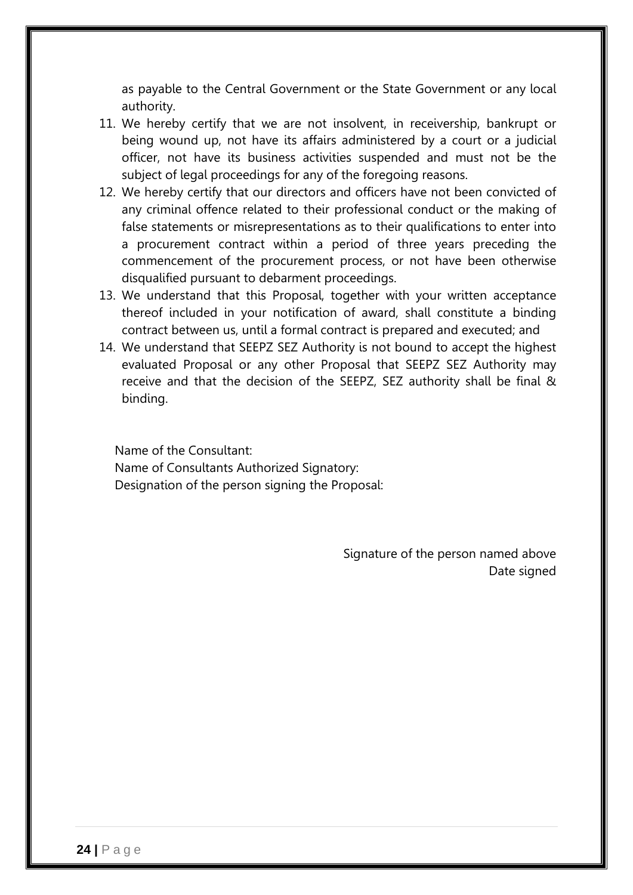as payable to the Central Government or the State Government or any local authority.

11. We hereby certify that we are not insolvent, in receivership, bankrupt or being wound up, not have its affairs administered by a court or a judicial officer, not have its business activities suspended and must not be the subject of legal proceedings for any of the foregoing reasons.
12. We hereby certify that our directors and officers have not been convicted of any criminal offence related to their professional conduct or the making of false statements or misrepresentations as to their qualifications to enter into a procurement contract within a period of three years preceding the commencement of the procurement process, or not have been otherwise disqualified pursuant to debarment proceedings.
13. We understand that this Proposal, together with your written acceptance thereof included in your notification of award, shall constitute a binding contract between us, until a formal contract is prepared and executed; and
14. We understand that SEEPZ SEZ Authority is not bound to accept the highest evaluated Proposal or any other Proposal that SEEPZ SEZ Authority may receive and that the decision of the SEEPZ, SEZ authority shall be final & binding.

Name of the Consultant:
Name of Consultants Authorized Signatory:
Designation of the person signing the Proposal:

Signature of the person named above
Date signed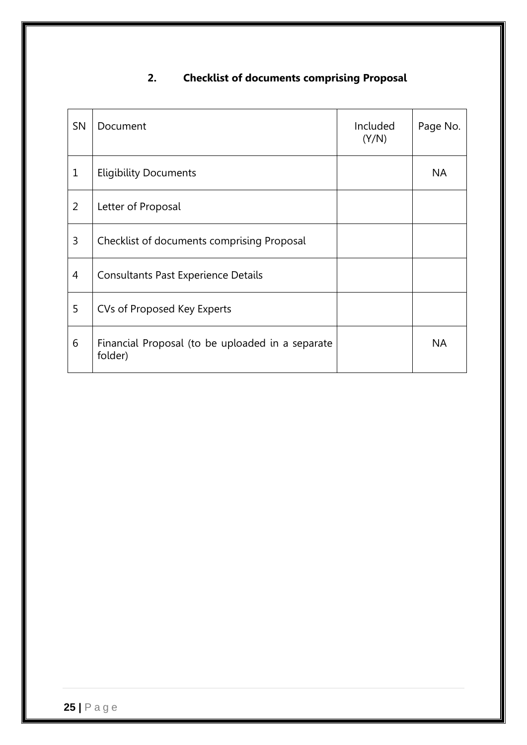## 2. Checklist of documents comprising Proposal

| SN | Document | Included (Y/N) | Page No. |
|---|---|---|---|
| 1 | Eligibility Documents | | NA |
| 2 | Letter of Proposal | | |
| 3 | Checklist of documents comprising Proposal | | |
| 4 | Consultants Past Experience Details | | |
| 5 | CVs of Proposed Key Experts | | |
| 6 | Financial Proposal (to be uploaded in a separate folder) | | NA |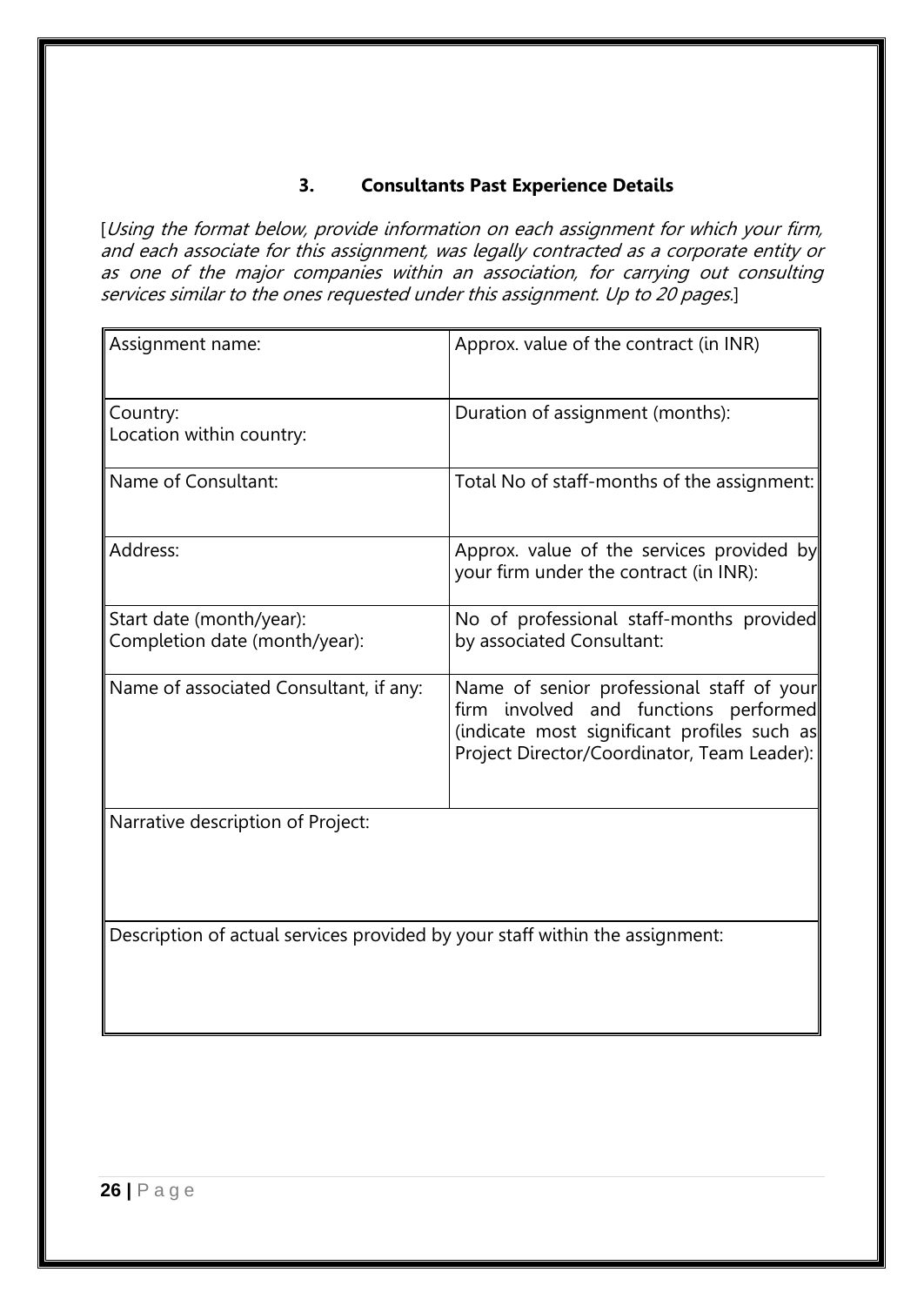### 3. Consultants Past Experience Details

[*Using the format below, provide information on each assignment for which your firm, and each associate for this assignment, was legally contracted as a corporate entity or as one of the major companies within an association, for carrying out consulting services similar to the ones requested under this assignment. Up to 20 pages.*]

| Assignment name: | Approx. value of the contract (in INR) |
|---|---|
| Country:<br>Location within country: | Duration of assignment (months): |
| Name of Consultant: | Total No of staff-months of the assignment: |
| Address: | Approx. value of the services provided by your firm under the contract (in INR): |
| Start date (month/year):<br>Completion date (month/year): | No of professional staff-months provided by associated Consultant: |
| Name of associated Consultant, if any: | Name of senior professional staff of your firm involved and functions performed (indicate most significant profiles such as Project Director/Coordinator, Team Leader): |
| Narrative description of Project: | |
| Description of actual services provided by your staff within the assignment: | |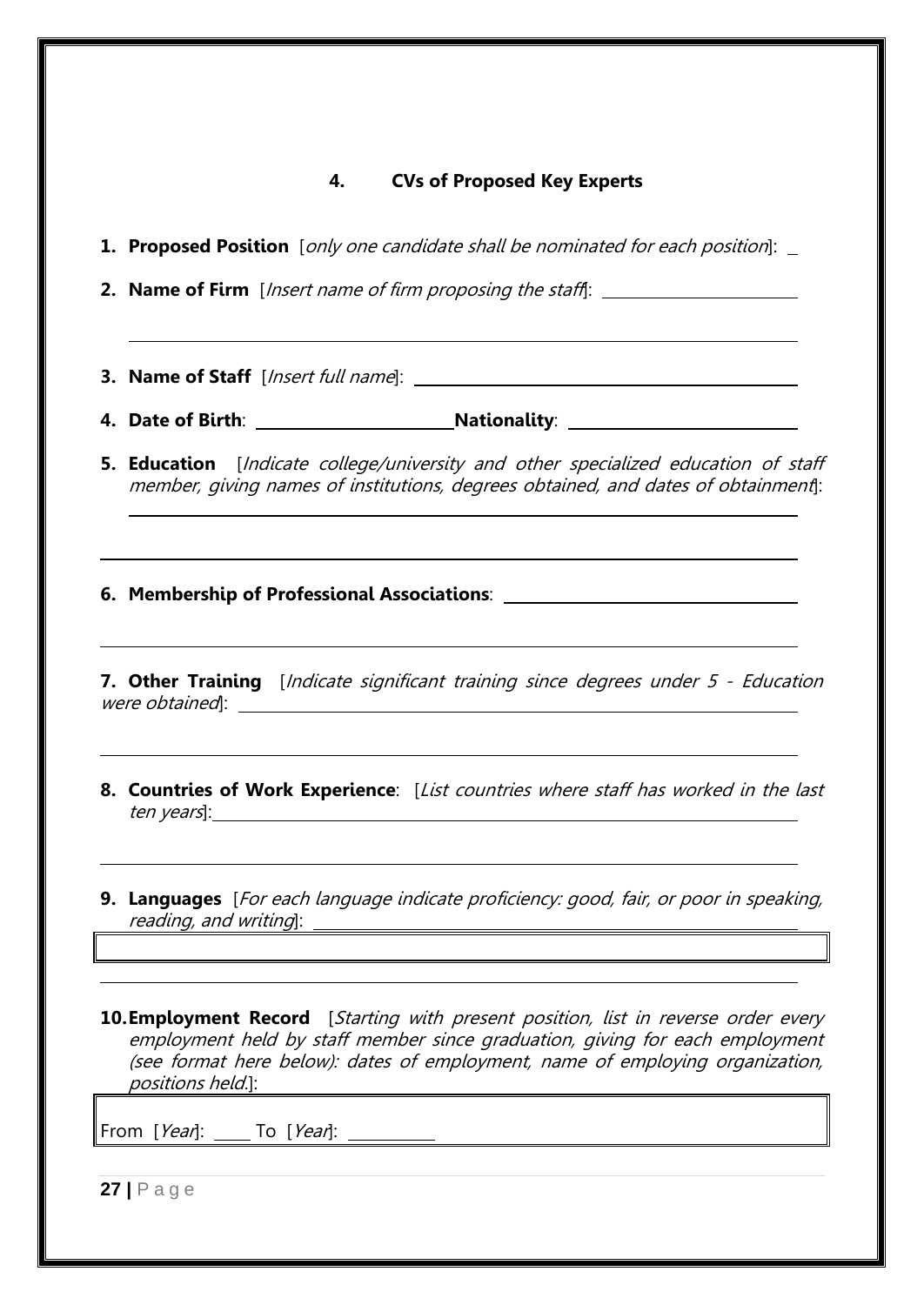## 4. CVs of Proposed Key Experts

1. **Proposed Position** [*only one candidate shall be nominated for each position*]: \_

2. **Name of Firm** [*Insert name of firm proposing the staff*]: \_\_\_\_\_\_\_\_\_\_\_\_\_\_\_\_\_\_\_\_\_\_

3. **Name of Staff** [*Insert full name*]: \_\_\_\_\_\_\_\_\_\_\_\_\_\_\_\_\_\_\_\_\_\_\_\_\_\_\_\_\_\_\_\_\_\_\_\_\_\_\_\_

4. **Date of Birth**: \_\_\_\_\_\_\_\_\_\_\_\_\_\_\_\_\_\_\_\_\_\_\_ **Nationality**: \_\_\_\_\_\_\_\_\_\_\_\_\_\_\_\_\_\_\_\_\_\_\_\_\_\_

5. **Education** [*Indicate college/university and other specialized education of staff member, giving names of institutions, degrees obtained, and dates of obtainment*]:

6. **Membership of Professional Associations**: \_\_\_\_\_\_\_\_\_\_\_\_\_\_\_\_\_\_\_\_\_\_\_\_\_\_\_\_\_\_\_\_\_

7. **Other Training** [*Indicate significant training since degrees under 5 - Education were obtained*]: \_\_\_\_\_\_\_\_\_\_\_\_\_\_\_\_\_\_\_\_\_\_\_\_\_\_\_\_\_\_\_\_\_\_\_\_\_\_\_\_\_\_\_\_\_\_\_\_\_\_\_\_\_\_\_\_\_\_\_\_\_\_\_\_

8. **Countries of Work Experience**: [*List countries where staff has worked in the last ten years*]: \_\_\_\_\_\_\_\_\_\_\_\_\_\_\_\_\_\_\_\_\_\_\_\_\_\_\_\_\_\_\_\_\_\_\_\_\_\_\_\_\_\_\_\_\_\_\_\_\_\_\_\_\_\_\_\_\_\_\_\_\_\_\_\_\_\_\_

9. **Languages** [*For each language indicate proficiency: good, fair, or poor in speaking, reading, and writing*]: \_\_\_\_\_\_\_\_\_\_\_\_\_\_\_\_\_\_\_\_\_\_\_\_\_\_\_\_\_\_\_\_\_\_\_\_\_\_\_\_\_\_\_\_\_\_\_\_\_\_\_\_\_\_\_\_

10. **Employment Record** [*Starting with present position, list in reverse order every employment held by staff member since graduation, giving for each employment (see format here below): dates of employment, name of employing organization, positions held.*]:

From [*Year*]: \_\_\_\_ To [*Year*]: \_\_\_\_\_\_\_\_\_\_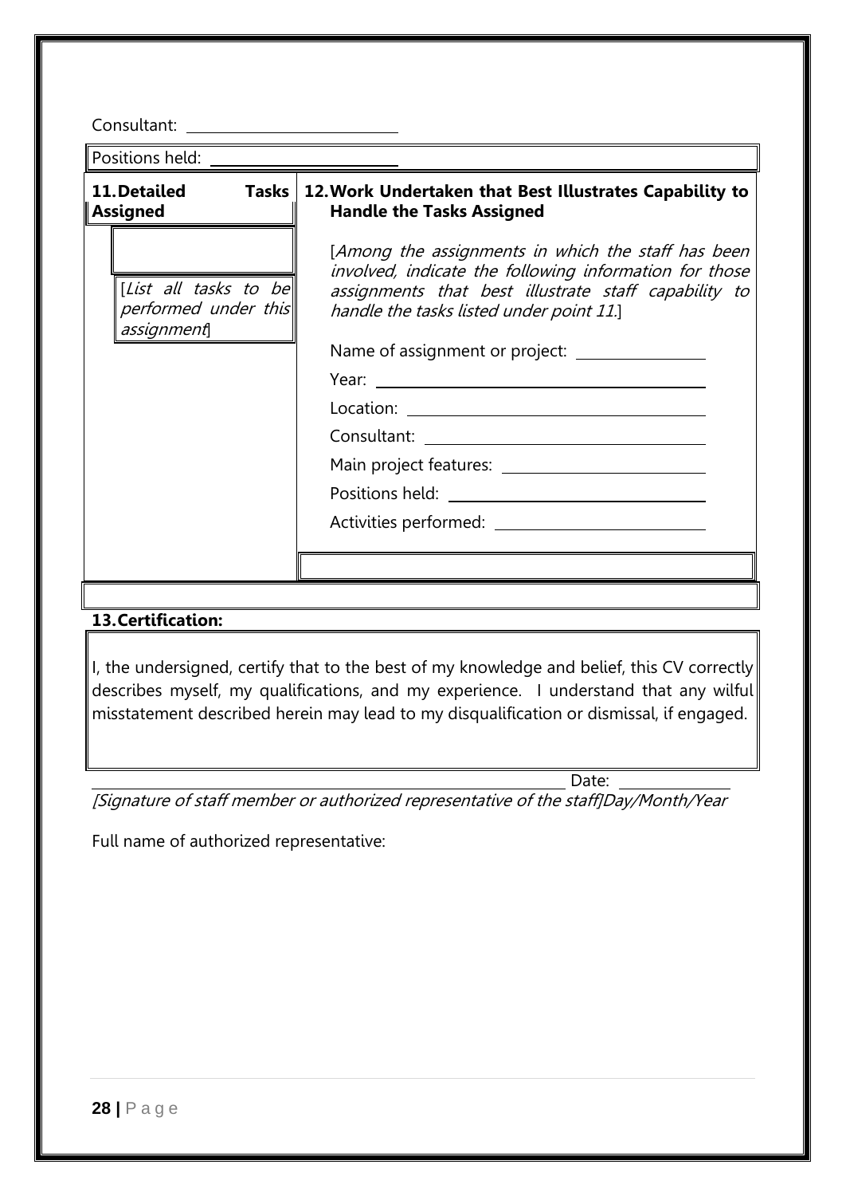Consultant: \_\_\_\_\_\_\_\_\_\_\_\_\_\_\_\_\_\_\_\_\_\_\_\_

| Positions held: \_\_\_\_\_\_\_\_\_\_\_\_\_\_\_\_\_\_\_\_ | |
|---|---|
| **11. Detailed Tasks Assigned** | **12. Work Undertaken that Best Illustrates Capability to Handle the Tasks Assigned** |
| [*List all tasks to be performed under this assignment*] | [*Among the assignments in which the staff has been involved, indicate the following information for those assignments that best illustrate staff capability to handle the tasks listed under point 11.*]<br><br>Name of assignment or project: \_\_\_\_\_\_\_\_\_\_\_\_\_\_\_<br>Year: \_\_\_\_\_\_\_\_\_\_\_\_\_\_\_\_\_\_\_\_\_\_\_\_\_\_\_\_\_\_\_\_\_\_\_\_<br>Location: \_\_\_\_\_\_\_\_\_\_\_\_\_\_\_\_\_\_\_\_\_\_\_\_\_\_\_\_\_\_\_\_<br>Consultant: \_\_\_\_\_\_\_\_\_\_\_\_\_\_\_\_\_\_\_\_\_\_\_\_\_\_\_\_\_\_<br>Main project features: \_\_\_\_\_\_\_\_\_\_\_\_\_\_\_\_\_\_\_\_\_\_<br>Positions held: \_\_\_\_\_\_\_\_\_\_\_\_\_\_\_\_\_\_\_\_\_\_\_\_\_\_\_\_<br>Activities performed: \_\_\_\_\_\_\_\_\_\_\_\_\_\_\_\_\_\_\_\_\_\_\_ |

**13. Certification:**

I, the undersigned, certify that to the best of my knowledge and belief, this CV correctly describes myself, my qualifications, and my experience. I understand that any wilful misstatement described herein may lead to my disqualification or dismissal, if engaged.

\_\_\_\_\_\_\_\_\_\_\_\_\_\_\_\_\_\_\_\_\_\_\_\_\_\_\_\_\_\_\_\_\_\_\_\_\_\_\_\_\_\_\_\_\_\_\_\_\_\_\_\_\_\_\_\_ Date: \_\_\_\_\_\_\_\_\_\_\_\_

*[Signature of staff member or authorized representative of the staff]Day/Month/Year*

Full name of authorized representative: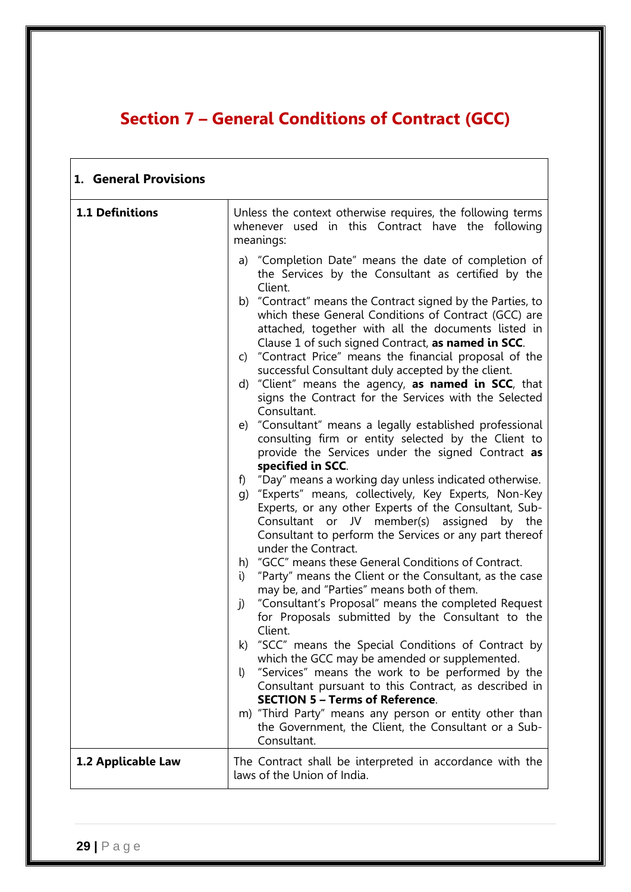# Section 7 – General Conditions of Contract (GCC)

| **1. General Provisions** | |
|---|---|
| **1.1 Definitions** | Unless the context otherwise requires, the following terms whenever used in this Contract have the following meanings:<br><br>a) "Completion Date" means the date of completion of the Services by the Consultant as certified by the Client.<br>b) "Contract" means the Contract signed by the Parties, to which these General Conditions of Contract (GCC) are attached, together with all the documents listed in Clause 1 of such signed Contract, **as named in SCC**.<br>c) "Contract Price" means the financial proposal of the successful Consultant duly accepted by the client.<br>d) "Client" means the agency, **as named in SCC**, that signs the Contract for the Services with the Selected Consultant.<br>e) "Consultant" means a legally established professional consulting firm or entity selected by the Client to provide the Services under the signed Contract **as specified in SCC**.<br>f) "Day" means a working day unless indicated otherwise.<br>g) "Experts" means, collectively, Key Experts, Non-Key Experts, or any other Experts of the Consultant, Sub-Consultant or JV member(s) assigned by the Consultant to perform the Services or any part thereof under the Contract.<br>h) "GCC" means these General Conditions of Contract.<br>i) "Party" means the Client or the Consultant, as the case may be, and "Parties" means both of them.<br>j) "Consultant's Proposal" means the completed Request for Proposals submitted by the Consultant to the Client.<br>k) "SCC" means the Special Conditions of Contract by which the GCC may be amended or supplemented.<br>l) "Services" means the work to be performed by the Consultant pursuant to this Contract, as described in **SECTION 5 – Terms of Reference**.<br>m) "Third Party" means any person or entity other than the Government, the Client, the Consultant or a Sub-Consultant. |
| **1.2 Applicable Law** | The Contract shall be interpreted in accordance with the laws of the Union of India. |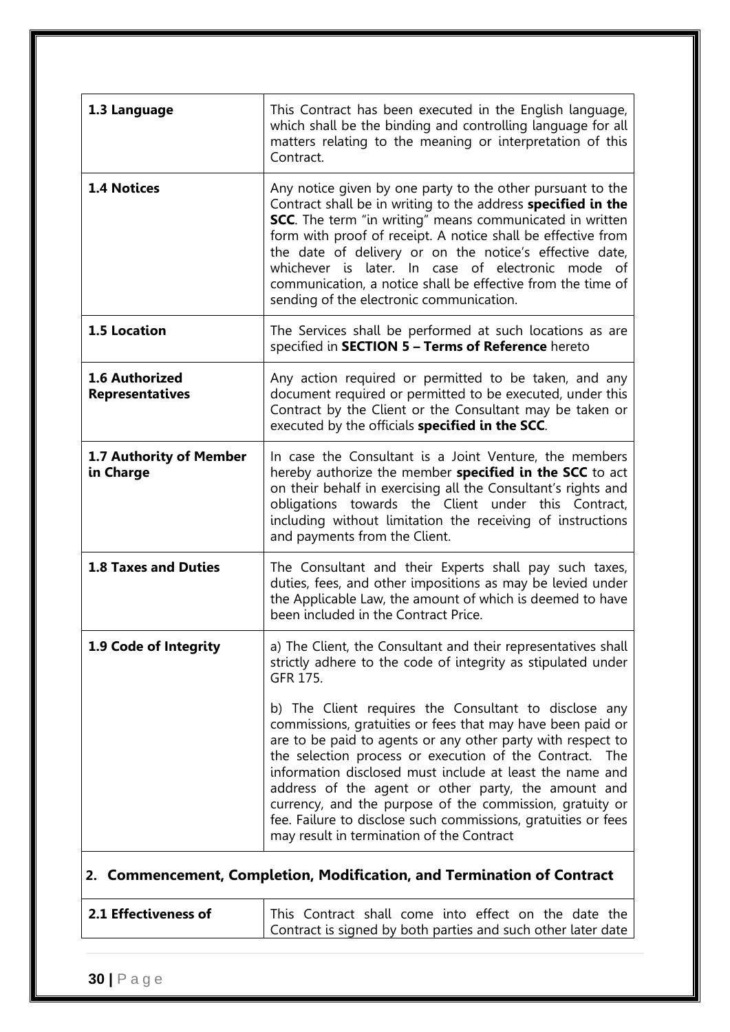| | |
|---|---|
| **1.3 Language** | This Contract has been executed in the English language, which shall be the binding and controlling language for all matters relating to the meaning or interpretation of this Contract. |
| **1.4 Notices** | Any notice given by one party to the other pursuant to the Contract shall be in writing to the address **specified in the SCC**. The term "in writing" means communicated in written form with proof of receipt. A notice shall be effective from the date of delivery or on the notice's effective date, whichever is later. In case of electronic mode of communication, a notice shall be effective from the time of sending of the electronic communication. |
| **1.5 Location** | The Services shall be performed at such locations as are specified in **SECTION 5 – Terms of Reference** hereto |
| **1.6 Authorized Representatives** | Any action required or permitted to be taken, and any document required or permitted to be executed, under this Contract by the Client or the Consultant may be taken or executed by the officials **specified in the SCC**. |
| **1.7 Authority of Member in Charge** | In case the Consultant is a Joint Venture, the members hereby authorize the member **specified in the SCC** to act on their behalf in exercising all the Consultant's rights and obligations towards the Client under this Contract, including without limitation the receiving of instructions and payments from the Client. |
| **1.8 Taxes and Duties** | The Consultant and their Experts shall pay such taxes, duties, fees, and other impositions as may be levied under the Applicable Law, the amount of which is deemed to have been included in the Contract Price. |
| **1.9 Code of Integrity** | a) The Client, the Consultant and their representatives shall strictly adhere to the code of integrity as stipulated under GFR 175.<br><br>b) The Client requires the Consultant to disclose any commissions, gratuities or fees that may have been paid or are to be paid to agents or any other party with respect to the selection process or execution of the Contract. The information disclosed must include at least the name and address of the agent or other party, the amount and currency, and the purpose of the commission, gratuity or fee. Failure to disclose such commissions, gratuities or fees may result in termination of the Contract |

## 2. Commencement, Completion, Modification, and Termination of Contract

| | |
|---|---|
| **2.1 Effectiveness of** | This Contract shall come into effect on the date the Contract is signed by both parties and such other later date |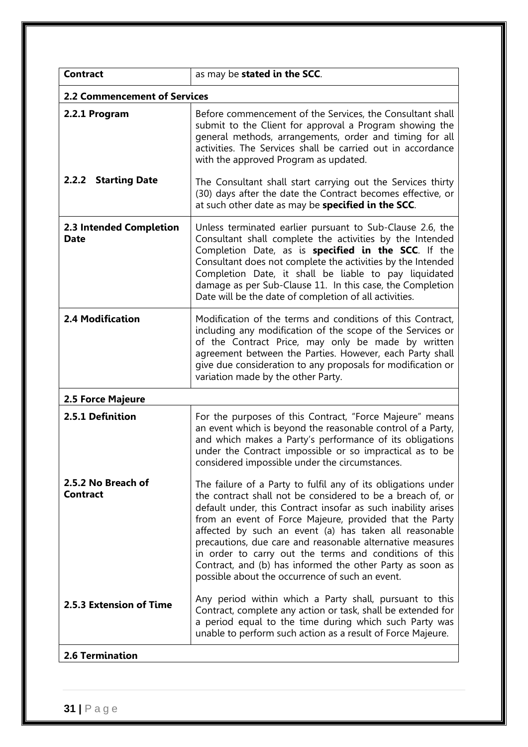| **Contract** | as may be **stated in the SCC**. |
|---|---|
| **2.2 Commencement of Services** | |
| **2.2.1 Program** | Before commencement of the Services, the Consultant shall submit to the Client for approval a Program showing the general methods, arrangements, order and timing for all activities. The Services shall be carried out in accordance with the approved Program as updated. |
| **2.2.2 Starting Date** | The Consultant shall start carrying out the Services thirty (30) days after the date the Contract becomes effective, or at such other date as may be **specified in the SCC**. |
| **2.3 Intended Completion Date** | Unless terminated earlier pursuant to Sub-Clause 2.6, the Consultant shall complete the activities by the Intended Completion Date, as is **specified in the SCC**. If the Consultant does not complete the activities by the Intended Completion Date, it shall be liable to pay liquidated damage as per Sub-Clause 11. In this case, the Completion Date will be the date of completion of all activities. |
| **2.4 Modification** | Modification of the terms and conditions of this Contract, including any modification of the scope of the Services or of the Contract Price, may only be made by written agreement between the Parties. However, each Party shall give due consideration to any proposals for modification or variation made by the other Party. |
| **2.5 Force Majeure** | |
| **2.5.1 Definition** | For the purposes of this Contract, "Force Majeure" means an event which is beyond the reasonable control of a Party, and which makes a Party's performance of its obligations under the Contract impossible or so impractical as to be considered impossible under the circumstances. |
| **2.5.2 No Breach of Contract** | The failure of a Party to fulfil any of its obligations under the contract shall not be considered to be a breach of, or default under, this Contract insofar as such inability arises from an event of Force Majeure, provided that the Party affected by such an event (a) has taken all reasonable precautions, due care and reasonable alternative measures in order to carry out the terms and conditions of this Contract, and (b) has informed the other Party as soon as possible about the occurrence of such an event. |
| **2.5.3 Extension of Time** | Any period within which a Party shall, pursuant to this Contract, complete any action or task, shall be extended for a period equal to the time during which such Party was unable to perform such action as a result of Force Majeure. |
| **2.6 Termination** | |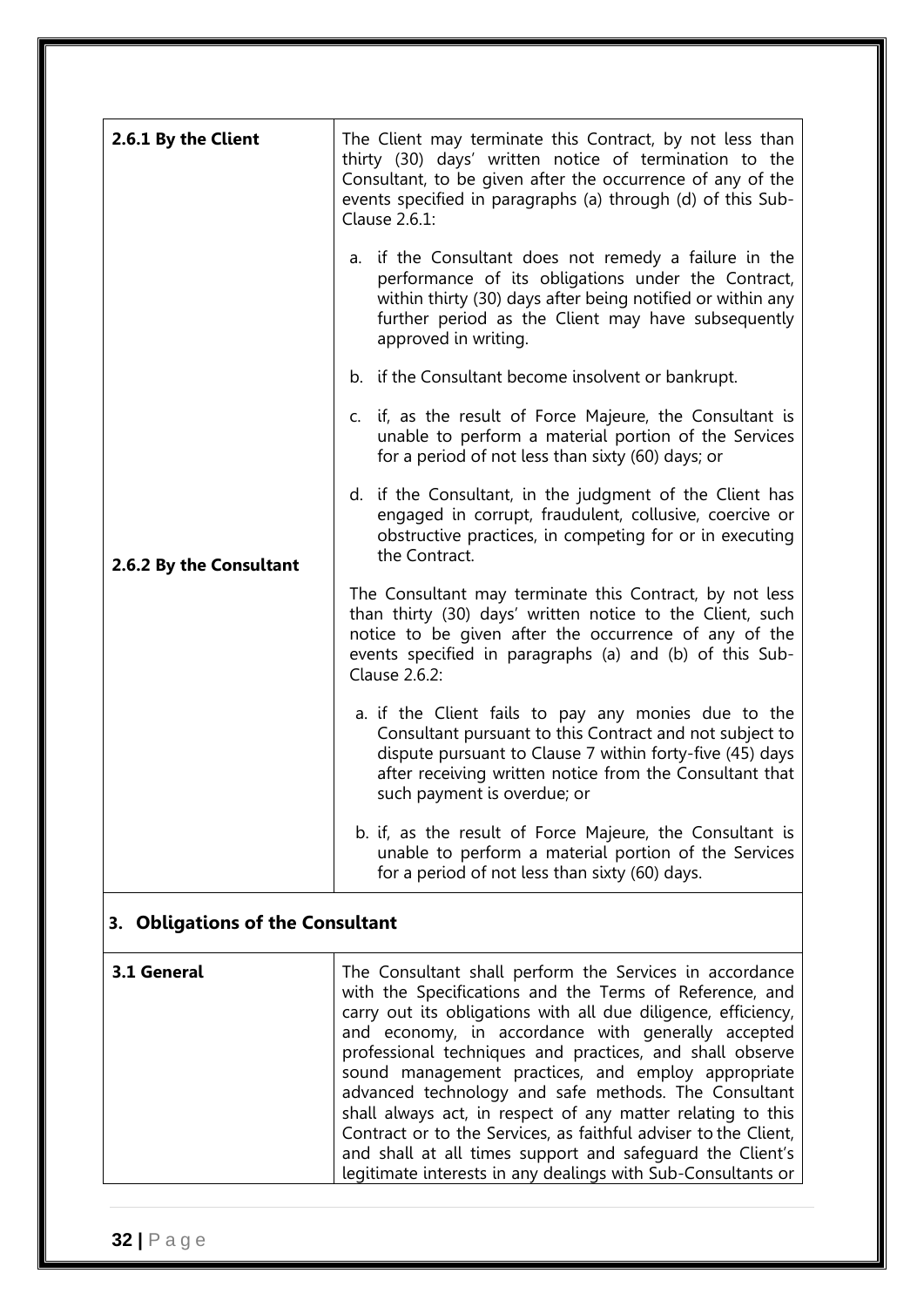| | |
|---|---|
| **2.6.1 By the Client** | The Client may terminate this Contract, by not less than thirty (30) days' written notice of termination to the Consultant, to be given after the occurrence of any of the events specified in paragraphs (a) through (d) of this Sub-Clause 2.6.1:<br><br>a. if the Consultant does not remedy a failure in the performance of its obligations under the Contract, within thirty (30) days after being notified or within any further period as the Client may have subsequently approved in writing.<br><br>b. if the Consultant become insolvent or bankrupt.<br><br>c. if, as the result of Force Majeure, the Consultant is unable to perform a material portion of the Services for a period of not less than sixty (60) days; or<br><br>d. if the Consultant, in the judgment of the Client has engaged in corrupt, fraudulent, collusive, coercive or obstructive practices, in competing for or in executing the Contract. |
| **2.6.2 By the Consultant** | The Consultant may terminate this Contract, by not less than thirty (30) days' written notice to the Client, such notice to be given after the occurrence of any of the events specified in paragraphs (a) and (b) of this Sub-Clause 2.6.2:<br><br>a. if the Client fails to pay any monies due to the Consultant pursuant to this Contract and not subject to dispute pursuant to Clause 7 within forty-five (45) days after receiving written notice from the Consultant that such payment is overdue; or<br><br>b. if, as the result of Force Majeure, the Consultant is unable to perform a material portion of the Services for a period of not less than sixty (60) days. |

## 3. Obligations of the Consultant

| | |
|---|---|
| **3.1 General** | The Consultant shall perform the Services in accordance with the Specifications and the Terms of Reference, and carry out its obligations with all due diligence, efficiency, and economy, in accordance with generally accepted professional techniques and practices, and shall observe sound management practices, and employ appropriate advanced technology and safe methods. The Consultant shall always act, in respect of any matter relating to this Contract or to the Services, as faithful adviser to the Client, and shall at all times support and safeguard the Client's legitimate interests in any dealings with Sub-Consultants or |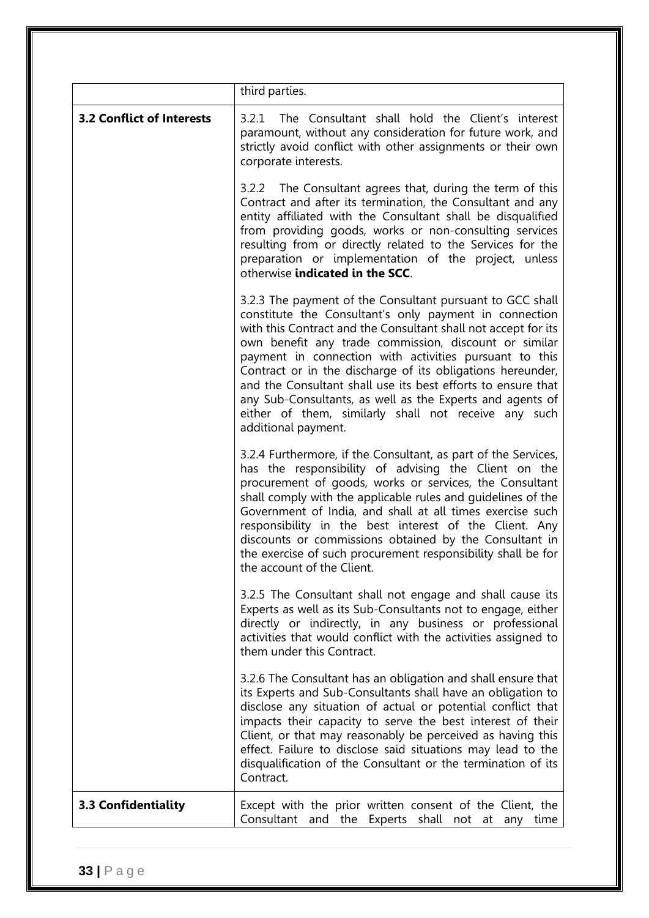| | |
|---|---|
| | third parties. |
| **3.2 Conflict of Interests** | 3.2.1 The Consultant shall hold the Client's interest paramount, without any consideration for future work, and strictly avoid conflict with other assignments or their own corporate interests.<br><br>3.2.2 The Consultant agrees that, during the term of this Contract and after its termination, the Consultant and any entity affiliated with the Consultant shall be disqualified from providing goods, works or non-consulting services resulting from or directly related to the Services for the preparation or implementation of the project, unless otherwise **indicated in the SCC**.<br><br>3.2.3 The payment of the Consultant pursuant to GCC shall constitute the Consultant's only payment in connection with this Contract and the Consultant shall not accept for its own benefit any trade commission, discount or similar payment in connection with activities pursuant to this Contract or in the discharge of its obligations hereunder, and the Consultant shall use its best efforts to ensure that any Sub-Consultants, as well as the Experts and agents of either of them, similarly shall not receive any such additional payment.<br><br>3.2.4 Furthermore, if the Consultant, as part of the Services, has the responsibility of advising the Client on the procurement of goods, works or services, the Consultant shall comply with the applicable rules and guidelines of the Government of India, and shall at all times exercise such responsibility in the best interest of the Client. Any discounts or commissions obtained by the Consultant in the exercise of such procurement responsibility shall be for the account of the Client.<br><br>3.2.5 The Consultant shall not engage and shall cause its Experts as well as its Sub-Consultants not to engage, either directly or indirectly, in any business or professional activities that would conflict with the activities assigned to them under this Contract.<br><br>3.2.6 The Consultant has an obligation and shall ensure that its Experts and Sub-Consultants shall have an obligation to disclose any situation of actual or potential conflict that impacts their capacity to serve the best interest of their Client, or that may reasonably be perceived as having this effect. Failure to disclose said situations may lead to the disqualification of the Consultant or the termination of its Contract. |
| **3.3 Confidentiality** | Except with the prior written consent of the Client, the Consultant and the Experts shall not at any time |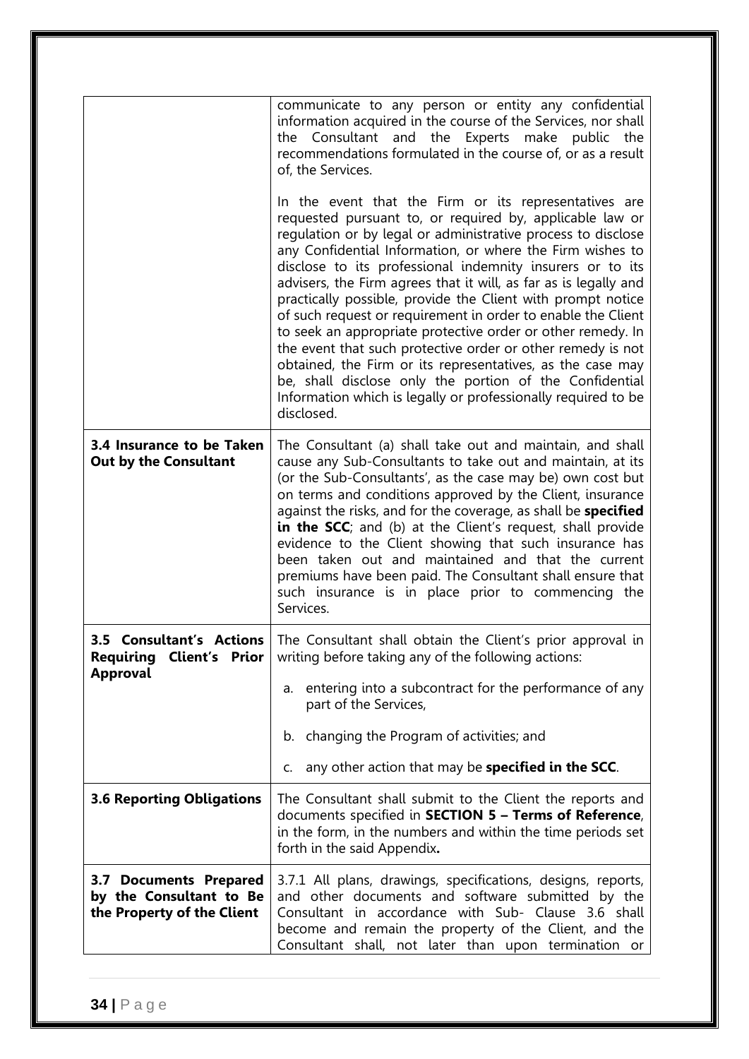| | |
|---|---|
| | communicate to any person or entity any confidential information acquired in the course of the Services, nor shall the Consultant and the Experts make public the recommendations formulated in the course of, or as a result of, the Services.<br><br>In the event that the Firm or its representatives are requested pursuant to, or required by, applicable law or regulation or by legal or administrative process to disclose any Confidential Information, or where the Firm wishes to disclose to its professional indemnity insurers or to its advisers, the Firm agrees that it will, as far as is legally and practically possible, provide the Client with prompt notice of such request or requirement in order to enable the Client to seek an appropriate protective order or other remedy. In the event that such protective order or other remedy is not obtained, the Firm or its representatives, as the case may be, shall disclose only the portion of the Confidential Information which is legally or professionally required to be disclosed. |
| **3.4 Insurance to be Taken Out by the Consultant** | The Consultant (a) shall take out and maintain, and shall cause any Sub-Consultants to take out and maintain, at its (or the Sub-Consultants', as the case may be) own cost but on terms and conditions approved by the Client, insurance against the risks, and for the coverage, as shall be **specified in the SCC**; and (b) at the Client's request, shall provide evidence to the Client showing that such insurance has been taken out and maintained and that the current premiums have been paid. The Consultant shall ensure that such insurance is in place prior to commencing the Services. |
| **3.5 Consultant's Actions Requiring Client's Prior Approval** | The Consultant shall obtain the Client's prior approval in writing before taking any of the following actions:<br><br>a. entering into a subcontract for the performance of any part of the Services,<br><br>b. changing the Program of activities; and<br><br>c. any other action that may be **specified in the SCC**. |
| **3.6 Reporting Obligations** | The Consultant shall submit to the Client the reports and documents specified in **SECTION 5 – Terms of Reference**, in the form, in the numbers and within the time periods set forth in the said Appendix**.** |
| **3.7 Documents Prepared by the Consultant to Be the Property of the Client** | 3.7.1 All plans, drawings, specifications, designs, reports, and other documents and software submitted by the Consultant in accordance with Sub- Clause 3.6 shall become and remain the property of the Client, and the Consultant shall, not later than upon termination or |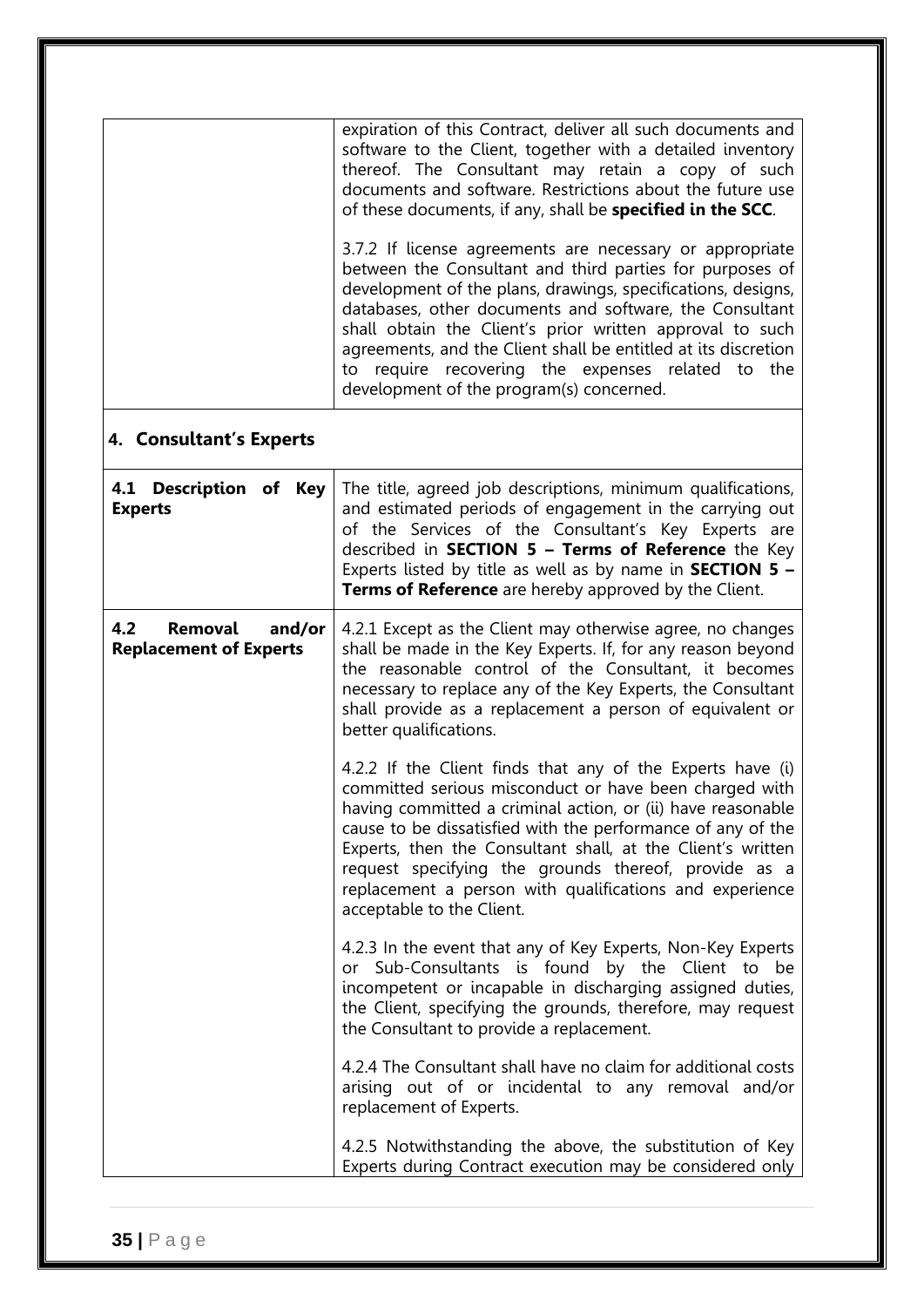| | |
|---|---|
| | expiration of this Contract, deliver all such documents and software to the Client, together with a detailed inventory thereof. The Consultant may retain a copy of such documents and software. Restrictions about the future use of these documents, if any, shall be **specified in the SCC**.<br><br>3.7.2 If license agreements are necessary or appropriate between the Consultant and third parties for purposes of development of the plans, drawings, specifications, designs, databases, other documents and software, the Consultant shall obtain the Client's prior written approval to such agreements, and the Client shall be entitled at its discretion to require recovering the expenses related to the development of the program(s) concerned. |

## 4. Consultant's Experts

| | |
|---|---|
| **4.1 Description of Key Experts** | The title, agreed job descriptions, minimum qualifications, and estimated periods of engagement in the carrying out of the Services of the Consultant's Key Experts are described in **SECTION 5 – Terms of Reference** the Key Experts listed by title as well as by name in **SECTION 5 – Terms of Reference** are hereby approved by the Client. |
| **4.2 Removal and/or Replacement of Experts** | 4.2.1 Except as the Client may otherwise agree, no changes shall be made in the Key Experts. If, for any reason beyond the reasonable control of the Consultant, it becomes necessary to replace any of the Key Experts, the Consultant shall provide as a replacement a person of equivalent or better qualifications.<br><br>4.2.2 If the Client finds that any of the Experts have (i) committed serious misconduct or have been charged with having committed a criminal action, or (ii) have reasonable cause to be dissatisfied with the performance of any of the Experts, then the Consultant shall, at the Client's written request specifying the grounds thereof, provide as a replacement a person with qualifications and experience acceptable to the Client.<br><br>4.2.3 In the event that any of Key Experts, Non-Key Experts or Sub-Consultants is found by the Client to be incompetent or incapable in discharging assigned duties, the Client, specifying the grounds, therefore, may request the Consultant to provide a replacement.<br><br>4.2.4 The Consultant shall have no claim for additional costs arising out of or incidental to any removal and/or replacement of Experts.<br><br>4.2.5 Notwithstanding the above, the substitution of Key Experts during Contract execution may be considered only |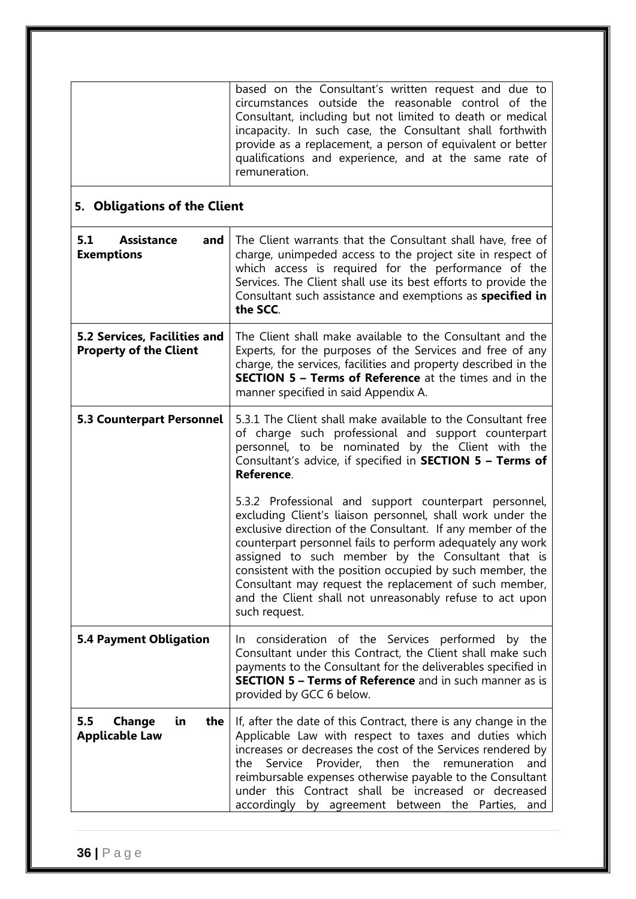| | |
|---|---|
| | based on the Consultant's written request and due to circumstances outside the reasonable control of the Consultant, including but not limited to death or medical incapacity. In such case, the Consultant shall forthwith provide as a replacement, a person of equivalent or better qualifications and experience, and at the same rate of remuneration. |

## 5. Obligations of the Client

| | |
|---|---|
| **5.1 Assistance and Exemptions** | The Client warrants that the Consultant shall have, free of charge, unimpeded access to the project site in respect of which access is required for the performance of the Services. The Client shall use its best efforts to provide the Consultant such assistance and exemptions as **specified in the SCC**. |
| **5.2 Services, Facilities and Property of the Client** | The Client shall make available to the Consultant and the Experts, for the purposes of the Services and free of any charge, the services, facilities and property described in the **SECTION 5 – Terms of Reference** at the times and in the manner specified in said Appendix A. |
| **5.3 Counterpart Personnel** | 5.3.1 The Client shall make available to the Consultant free of charge such professional and support counterpart personnel, to be nominated by the Client with the Consultant's advice, if specified in **SECTION 5 – Terms of Reference**.<br><br>5.3.2 Professional and support counterpart personnel, excluding Client's liaison personnel, shall work under the exclusive direction of the Consultant. If any member of the counterpart personnel fails to perform adequately any work assigned to such member by the Consultant that is consistent with the position occupied by such member, the Consultant may request the replacement of such member, and the Client shall not unreasonably refuse to act upon such request. |
| **5.4 Payment Obligation** | In consideration of the Services performed by the Consultant under this Contract, the Client shall make such payments to the Consultant for the deliverables specified in **SECTION 5 – Terms of Reference** and in such manner as is provided by GCC 6 below. |
| **5.5 Change in the Applicable Law** | If, after the date of this Contract, there is any change in the Applicable Law with respect to taxes and duties which increases or decreases the cost of the Services rendered by the Service Provider, then the remuneration and reimbursable expenses otherwise payable to the Consultant under this Contract shall be increased or decreased accordingly by agreement between the Parties, and |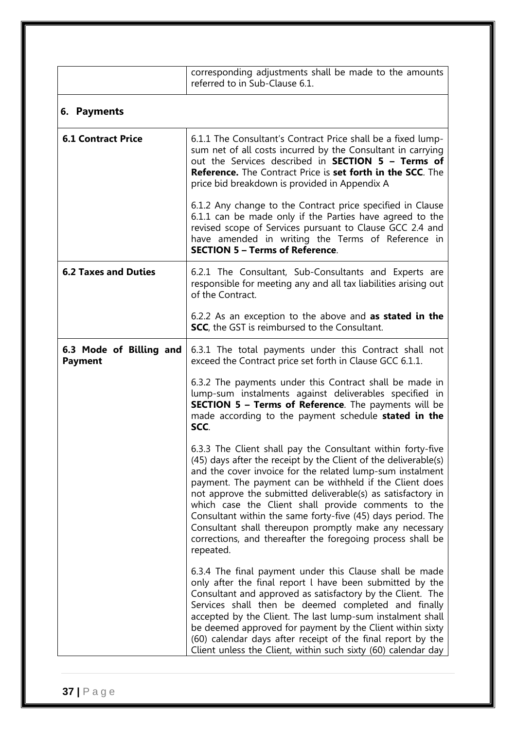| | corresponding adjustments shall be made to the amounts referred to in Sub-Clause 6.1. |
|---|---|

## 6. Payments

| | |
|---|---|
| **6.1 Contract Price** | 6.1.1 The Consultant's Contract Price shall be a fixed lump-sum net of all costs incurred by the Consultant in carrying out the Services described in **SECTION 5 – Terms of Reference.** The Contract Price is **set forth in the SCC**. The price bid breakdown is provided in Appendix A<br><br>6.1.2 Any change to the Contract price specified in Clause 6.1.1 can be made only if the Parties have agreed to the revised scope of Services pursuant to Clause GCC 2.4 and have amended in writing the Terms of Reference in **SECTION 5 – Terms of Reference**. |
| **6.2 Taxes and Duties** | 6.2.1 The Consultant, Sub-Consultants and Experts are responsible for meeting any and all tax liabilities arising out of the Contract.<br><br>6.2.2 As an exception to the above and **as stated in the SCC**, the GST is reimbursed to the Consultant. |
| **6.3 Mode of Billing and Payment** | 6.3.1 The total payments under this Contract shall not exceed the Contract price set forth in Clause GCC 6.1.1.<br><br>6.3.2 The payments under this Contract shall be made in lump-sum instalments against deliverables specified in **SECTION 5 – Terms of Reference**. The payments will be made according to the payment schedule **stated in the SCC**.<br><br>6.3.3 The Client shall pay the Consultant within forty-five (45) days after the receipt by the Client of the deliverable(s) and the cover invoice for the related lump-sum instalment payment. The payment can be withheld if the Client does not approve the submitted deliverable(s) as satisfactory in which case the Client shall provide comments to the Consultant within the same forty-five (45) days period. The Consultant shall thereupon promptly make any necessary corrections, and thereafter the foregoing process shall be repeated.<br><br>6.3.4 The final payment under this Clause shall be made only after the final report l have been submitted by the Consultant and approved as satisfactory by the Client. The Services shall then be deemed completed and finally accepted by the Client. The last lump-sum instalment shall be deemed approved for payment by the Client within sixty (60) calendar days after receipt of the final report by the Client unless the Client, within such sixty (60) calendar day |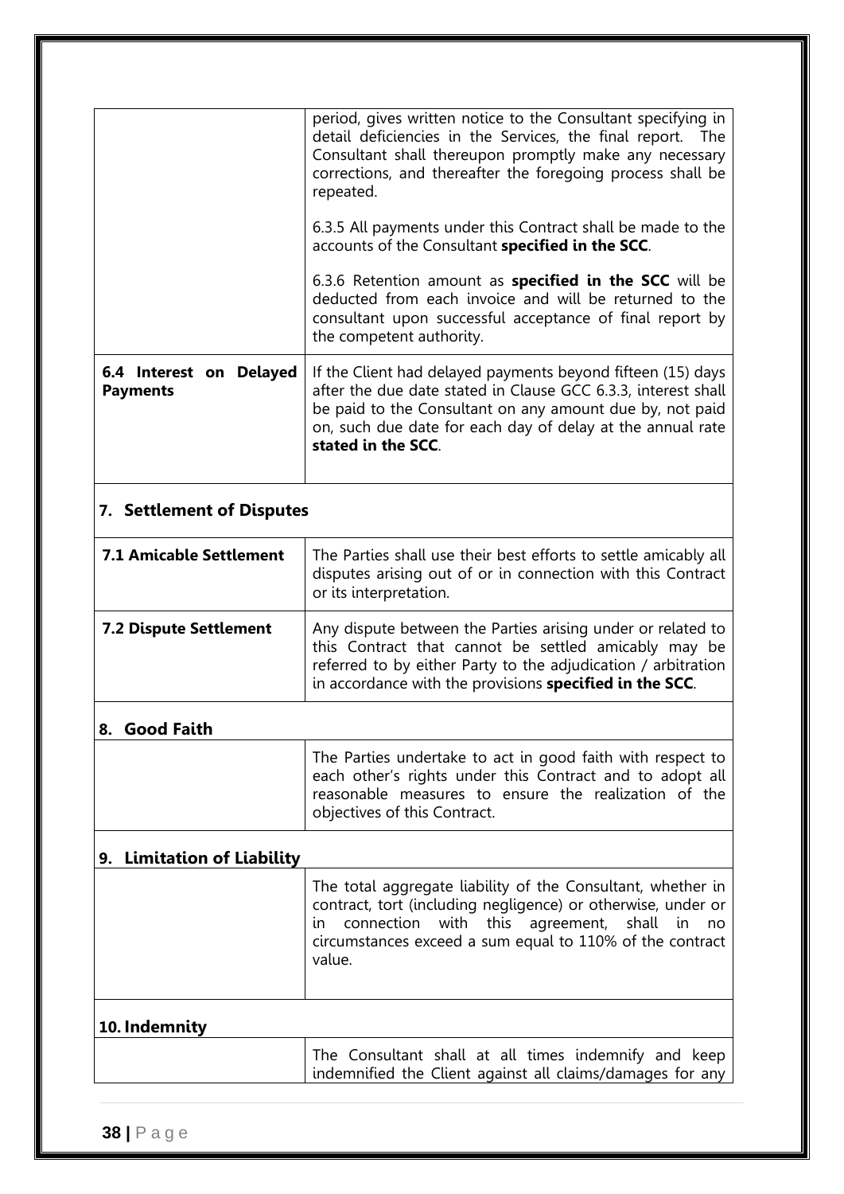| | |
|---|---|
| | period, gives written notice to the Consultant specifying in detail deficiencies in the Services, the final report. The Consultant shall thereupon promptly make any necessary corrections, and thereafter the foregoing process shall be repeated.<br><br>6.3.5 All payments under this Contract shall be made to the accounts of the Consultant **specified in the SCC**.<br><br>6.3.6 Retention amount as **specified in the SCC** will be deducted from each invoice and will be returned to the consultant upon successful acceptance of final report by the competent authority. |
| **6.4 Interest on Delayed Payments** | If the Client had delayed payments beyond fifteen (15) days after the due date stated in Clause GCC 6.3.3, interest shall be paid to the Consultant on any amount due by, not paid on, such due date for each day of delay at the annual rate **stated in the SCC**. |

## 7. Settlement of Disputes

| | |
|---|---|
| **7.1 Amicable Settlement** | The Parties shall use their best efforts to settle amicably all disputes arising out of or in connection with this Contract or its interpretation. |
| **7.2 Dispute Settlement** | Any dispute between the Parties arising under or related to this Contract that cannot be settled amicably may be referred to by either Party to the adjudication / arbitration in accordance with the provisions **specified in the SCC**. |

## 8. Good Faith

| | |
|---|---|
| | The Parties undertake to act in good faith with respect to each other's rights under this Contract and to adopt all reasonable measures to ensure the realization of the objectives of this Contract. |

## 9. Limitation of Liability

| | |
|---|---|
| | The total aggregate liability of the Consultant, whether in contract, tort (including negligence) or otherwise, under or in connection with this agreement, shall in no circumstances exceed a sum equal to 110% of the contract value. |

## 10. Indemnity

| | |
|---|---|
| | The Consultant shall at all times indemnify and keep indemnified the Client against all claims/damages for any |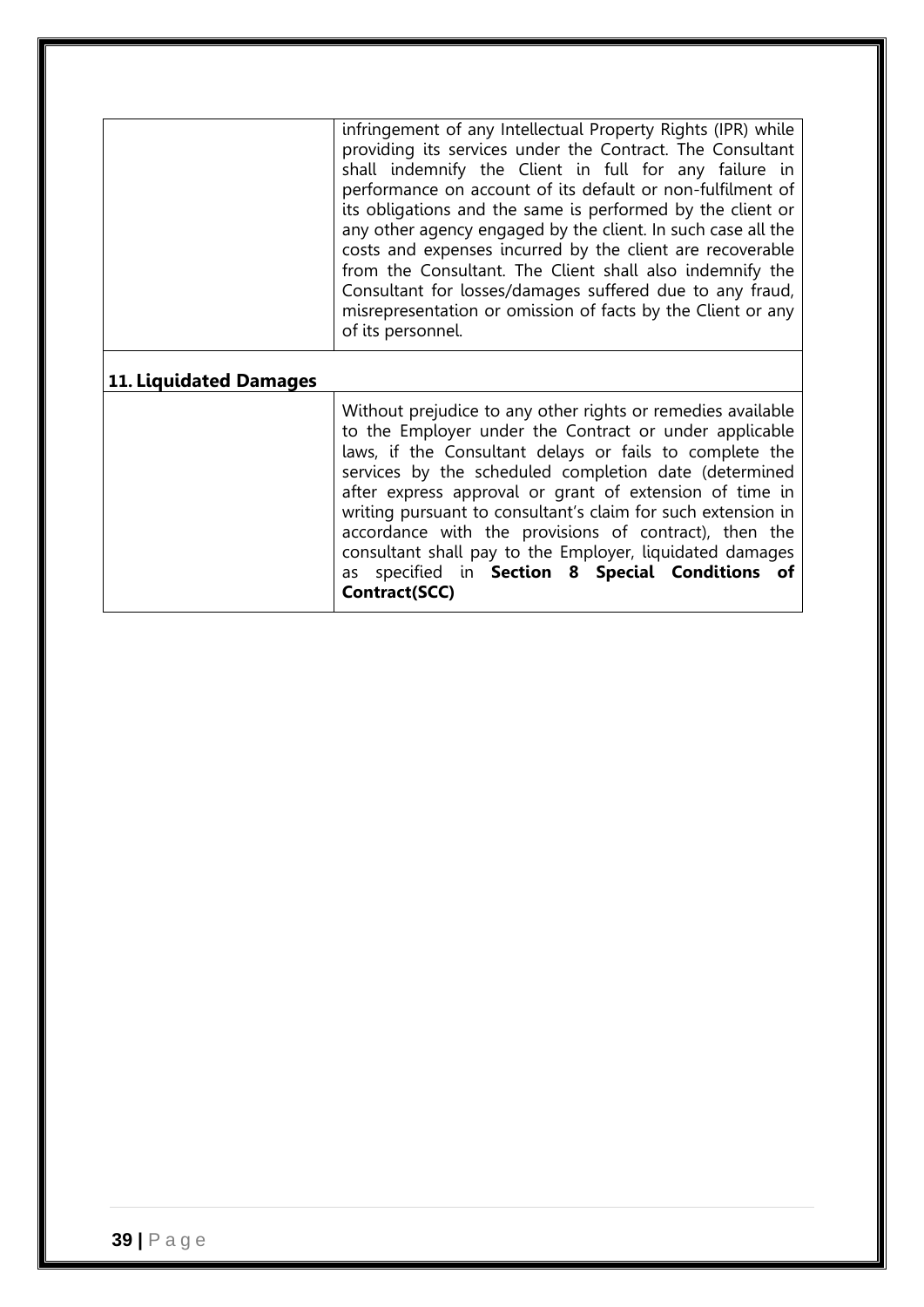| | |
|---|---|
| | infringement of any Intellectual Property Rights (IPR) while providing its services under the Contract. The Consultant shall indemnify the Client in full for any failure in performance on account of its default or non-fulfilment of its obligations and the same is performed by the client or any other agency engaged by the client. In such case all the costs and expenses incurred by the client are recoverable from the Consultant. The Client shall also indemnify the Consultant for losses/damages suffered due to any fraud, misrepresentation or omission of facts by the Client or any of its personnel. |

**11. Liquidated Damages**

| | |
|---|---|
| | Without prejudice to any other rights or remedies available to the Employer under the Contract or under applicable laws, if the Consultant delays or fails to complete the services by the scheduled completion date (determined after express approval or grant of extension of time in writing pursuant to consultant's claim for such extension in accordance with the provisions of contract), then the consultant shall pay to the Employer, liquidated damages as specified in **Section 8 Special Conditions of Contract(SCC)** |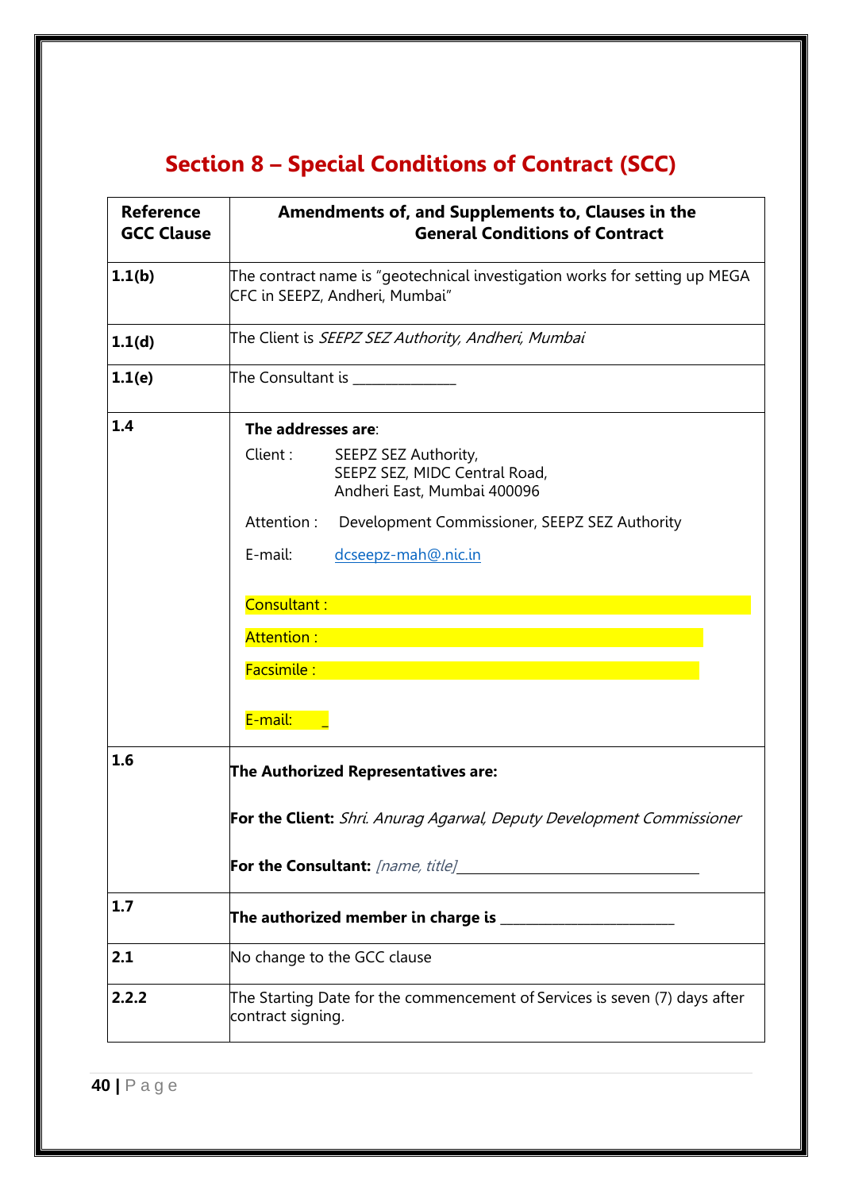# Section 8 – Special Conditions of Contract (SCC)

| Reference GCC Clause | Amendments of, and Supplements to, Clauses in the General Conditions of Contract |
|---|---|
| **1.1(b)** | The contract name is "geotechnical investigation works for setting up MEGA CFC in SEEPZ, Andheri, Mumbai" |
| **1.1(d)** | The Client is *SEEPZ SEZ Authority, Andheri, Mumbai* |
| **1.1(e)** | The Consultant is _______________ |
| **1.4** | **The addresses are**:<br>Client : SEEPZ SEZ Authority, SEEPZ SEZ, MIDC Central Road, Andheri East, Mumbai 400096<br>Attention : Development Commissioner, SEEPZ SEZ Authority<br>E-mail: dcseepz-mah@nic.in<br><br>Consultant :<br>Attention :<br>Facsimile :<br>E-mail: _ |
| **1.6** | **The Authorized Representatives are:**<br>**For the Client:** *Shri. Anurag Agarwal, Deputy Development Commissioner*<br>**For the Consultant:** *[name, title]*___________________________________ |
| **1.7** | **The authorized member in charge is** _________________________ |
| **2.1** | No change to the GCC clause |
| **2.2.2** | The Starting Date for the commencement of Services is seven (7) days after contract signing. |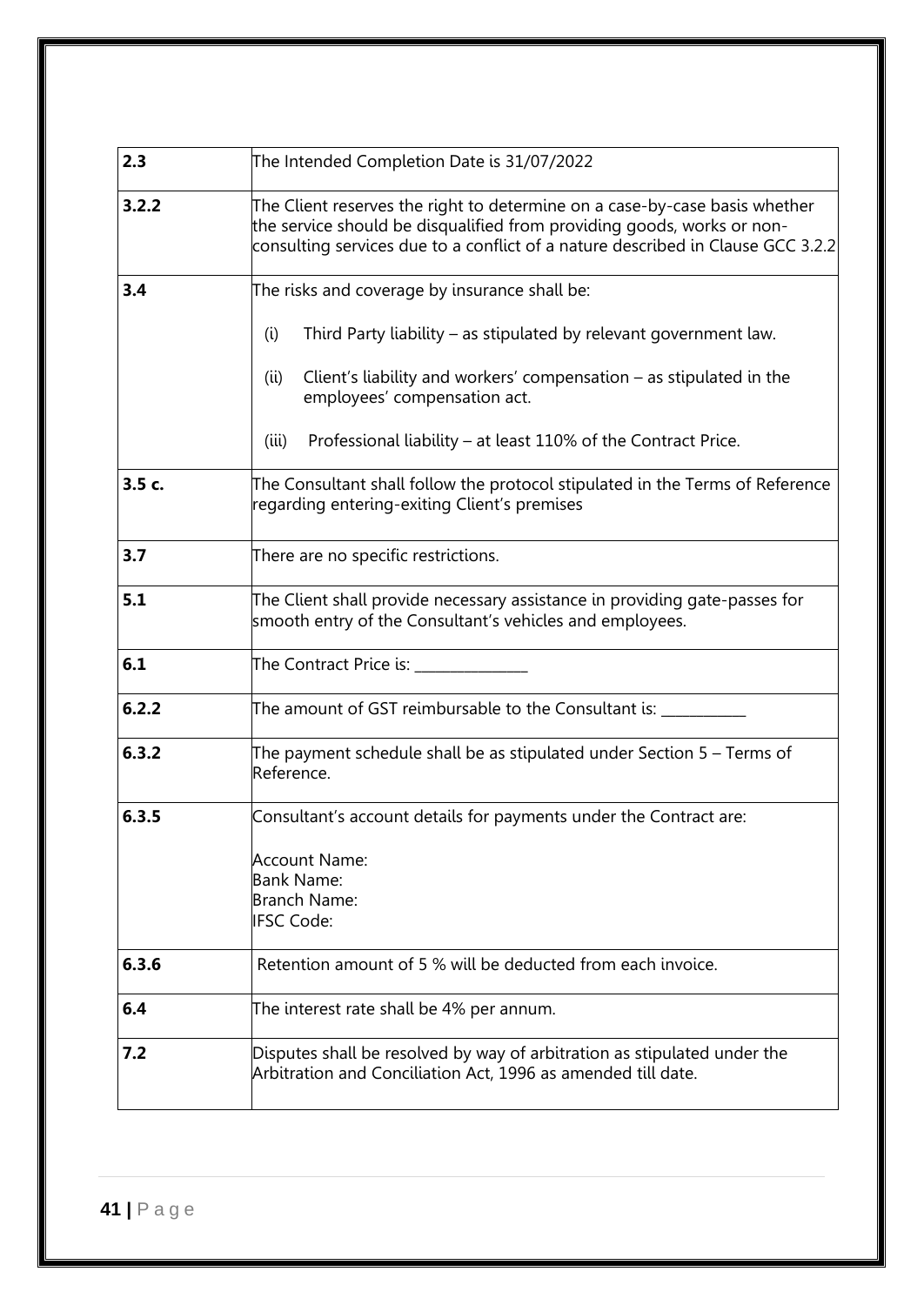| | |
|---|---|
| **2.3** | The Intended Completion Date is 31/07/2022 |
| **3.2.2** | The Client reserves the right to determine on a case-by-case basis whether the service should be disqualified from providing goods, works or non-consulting services due to a conflict of a nature described in Clause GCC 3.2.2 |
| **3.4** | The risks and coverage by insurance shall be:<br>(i) Third Party liability – as stipulated by relevant government law.<br>(ii) Client's liability and workers' compensation – as stipulated in the employees' compensation act.<br>(iii) Professional liability – at least 110% of the Contract Price. |
| **3.5 c.** | The Consultant shall follow the protocol stipulated in the Terms of Reference regarding entering-exiting Client's premises |
| **3.7** | There are no specific restrictions. |
| **5.1** | The Client shall provide necessary assistance in providing gate-passes for smooth entry of the Consultant's vehicles and employees. |
| **6.1** | The Contract Price is: _______________ |
| **6.2.2** | The amount of GST reimbursable to the Consultant is: ___________ |
| **6.3.2** | The payment schedule shall be as stipulated under Section 5 – Terms of Reference. |
| **6.3.5** | Consultant's account details for payments under the Contract are:<br><br>Account Name:<br>Bank Name:<br>Branch Name:<br>IFSC Code: |
| **6.3.6** | Retention amount of 5 % will be deducted from each invoice. |
| **6.4** | The interest rate shall be 4% per annum. |
| **7.2** | Disputes shall be resolved by way of arbitration as stipulated under the Arbitration and Conciliation Act, 1996 as amended till date. |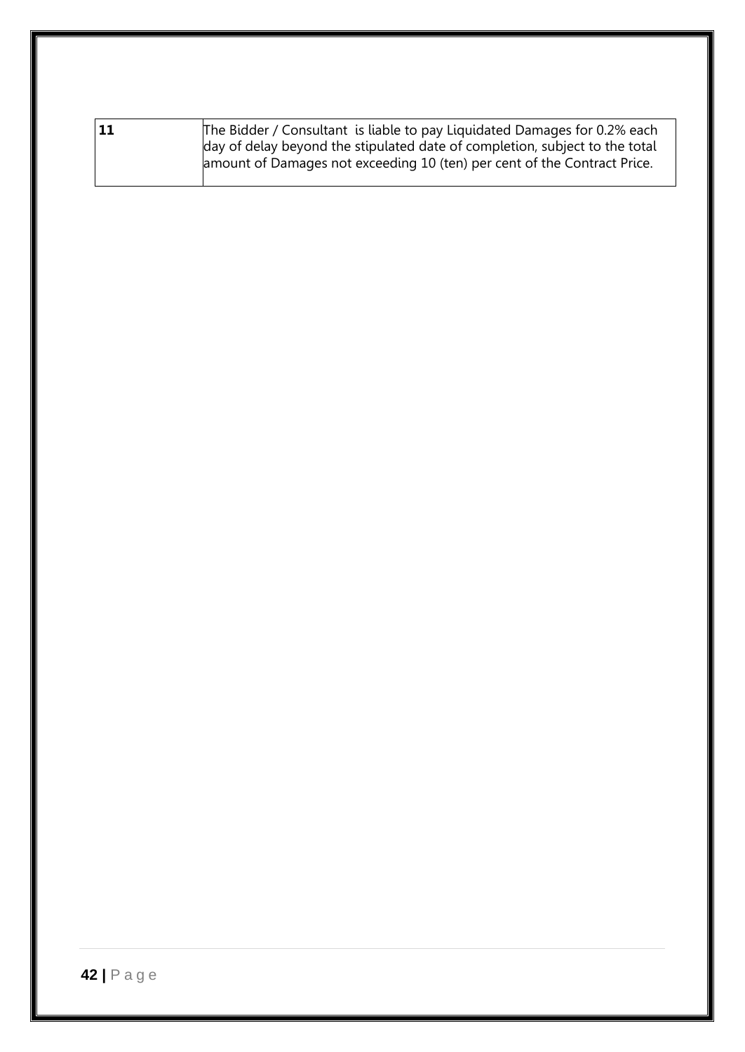| 11 | The Bidder / Consultant is liable to pay Liquidated Damages for 0.2% each day of delay beyond the stipulated date of completion, subject to the total amount of Damages not exceeding 10 (ten) per cent of the Contract Price. |
|---|---|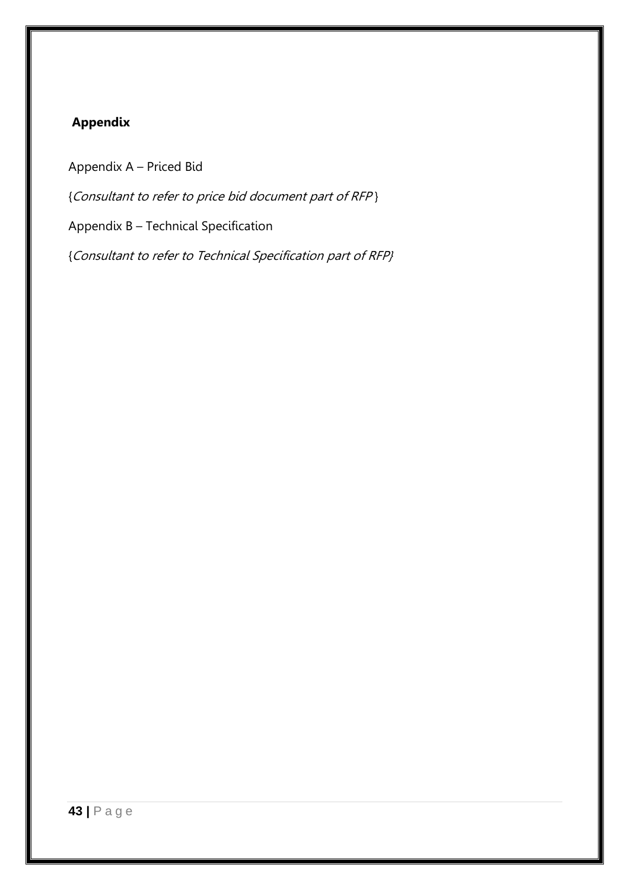## Appendix

Appendix A – Priced Bid

{*Consultant to refer to price bid document part of RFP* }

Appendix B – Technical Specification

{*Consultant to refer to Technical Specification part of RFP}*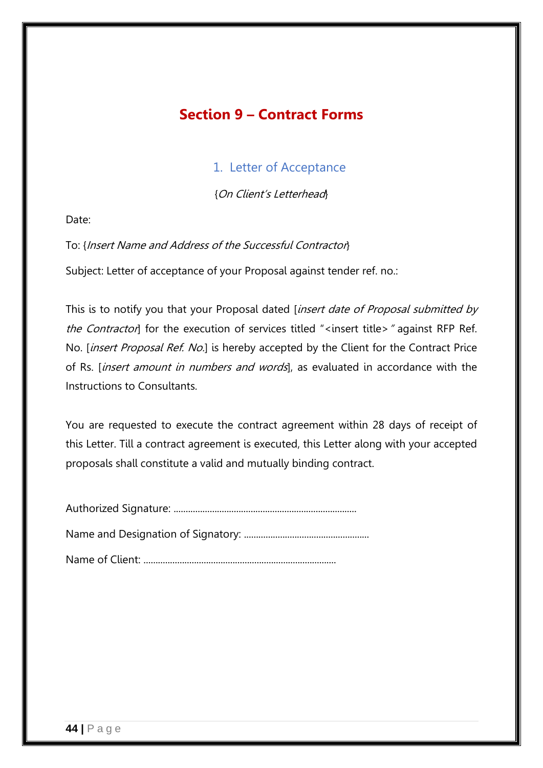# Section 9 – Contract Forms

## 1. Letter of Acceptance

{*On Client's Letterhead*}

Date:

To: {*Insert Name and Address of the Successful Contractor*}

Subject: Letter of acceptance of your Proposal against tender ref. no.:

This is to notify you that your Proposal dated [*insert date of Proposal submitted by the Contractor*] for the execution of services titled "<insert title>" against RFP Ref. No. [*insert Proposal Ref. No.*] is hereby accepted by the Client for the Contract Price of Rs. [*insert amount in numbers and words*], as evaluated in accordance with the Instructions to Consultants.

You are requested to execute the contract agreement within 28 days of receipt of this Letter. Till a contract agreement is executed, this Letter along with your accepted proposals shall constitute a valid and mutually binding contract.

Authorized Signature: ............................................................................

Name and Designation of Signatory: ....................................................

Name of Client: ...............................................................................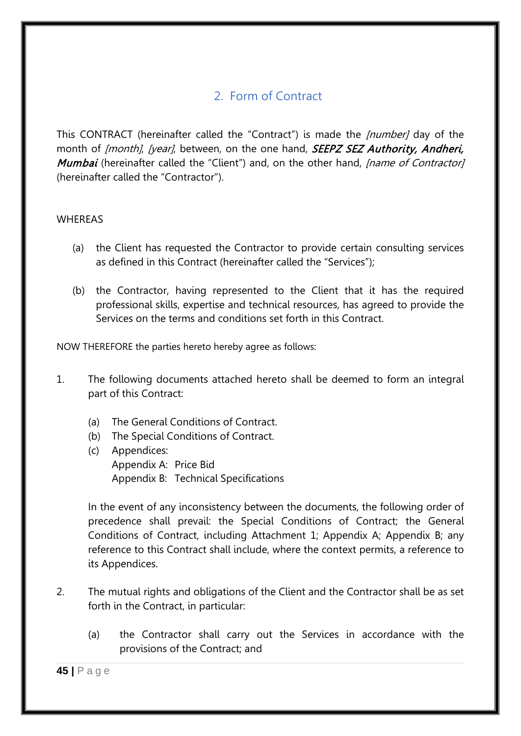## 2. Form of Contract

This CONTRACT (hereinafter called the "Contract") is made the *[number]* day of the month of *[month]*, *[year]*, between, on the one hand, ***SEEPZ SEZ Authority, Andheri, Mumbai*** (hereinafter called the "Client") and, on the other hand, *[name of Contractor]* (hereinafter called the "Contractor").

WHEREAS

(a) the Client has requested the Contractor to provide certain consulting services as defined in this Contract (hereinafter called the "Services");

(b) the Contractor, having represented to the Client that it has the required professional skills, expertise and technical resources, has agreed to provide the Services on the terms and conditions set forth in this Contract.

NOW THEREFORE the parties hereto hereby agree as follows:

1. The following documents attached hereto shall be deemed to form an integral part of this Contract:

   (a) The General Conditions of Contract.
   (b) The Special Conditions of Contract.
   (c) Appendices:
   Appendix A: Price Bid
   Appendix B: Technical Specifications

   In the event of any inconsistency between the documents, the following order of precedence shall prevail: the Special Conditions of Contract; the General Conditions of Contract, including Attachment 1; Appendix A; Appendix B; any reference to this Contract shall include, where the context permits, a reference to its Appendices.

2. The mutual rights and obligations of the Client and the Contractor shall be as set forth in the Contract, in particular:

   (a) the Contractor shall carry out the Services in accordance with the provisions of the Contract; and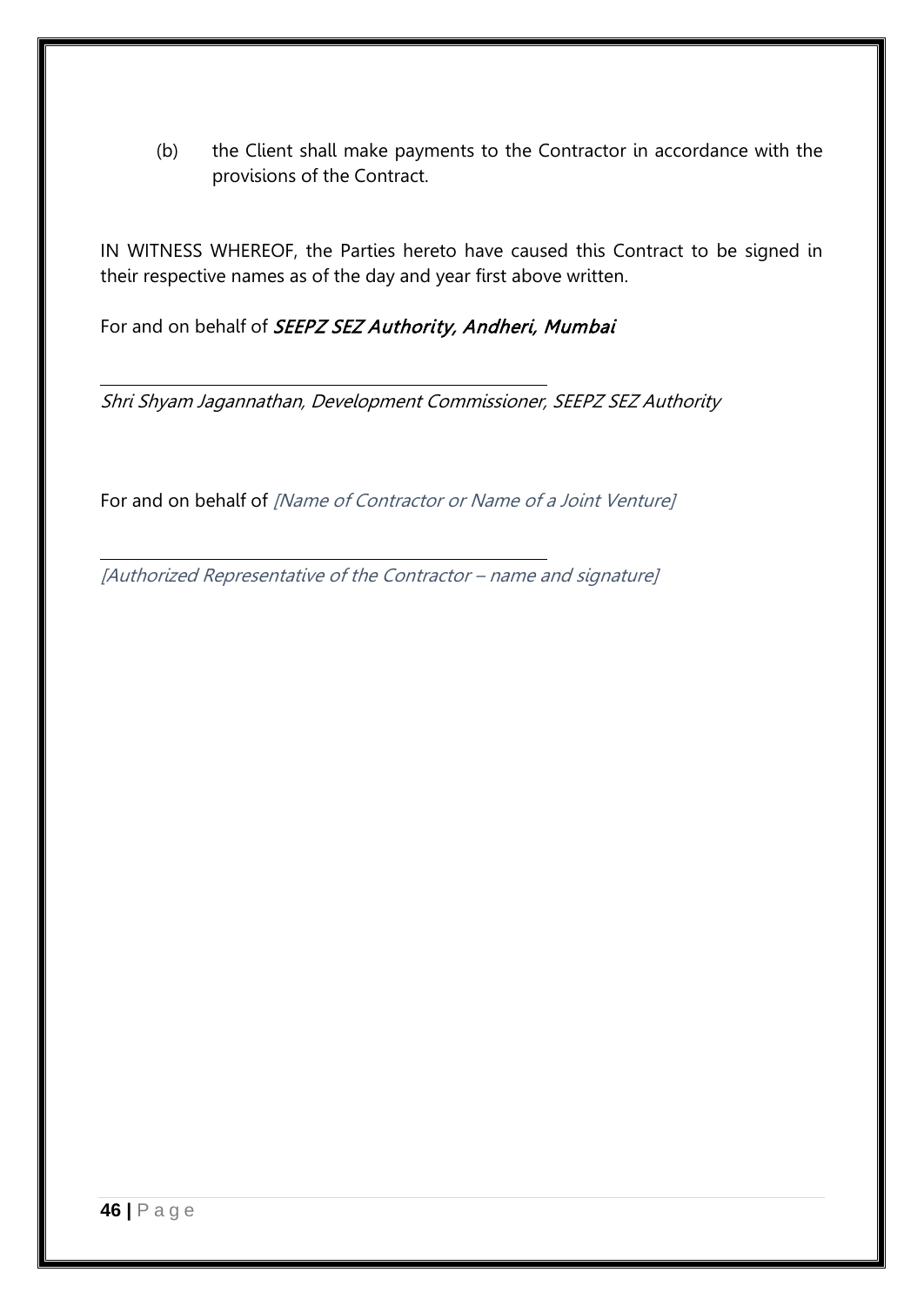(b) the Client shall make payments to the Contractor in accordance with the provisions of the Contract.

IN WITNESS WHEREOF, the Parties hereto have caused this Contract to be signed in their respective names as of the day and year first above written.

For and on behalf of ***SEEPZ SEZ Authority, Andheri, Mumbai***

_______________________________________

*Shri Shyam Jagannathan, Development Commissioner, SEEPZ SEZ Authority*

For and on behalf of *[Name of Contractor or Name of a Joint Venture]*

_______________________________________

*[Authorized Representative of the Contractor – name and signature]*